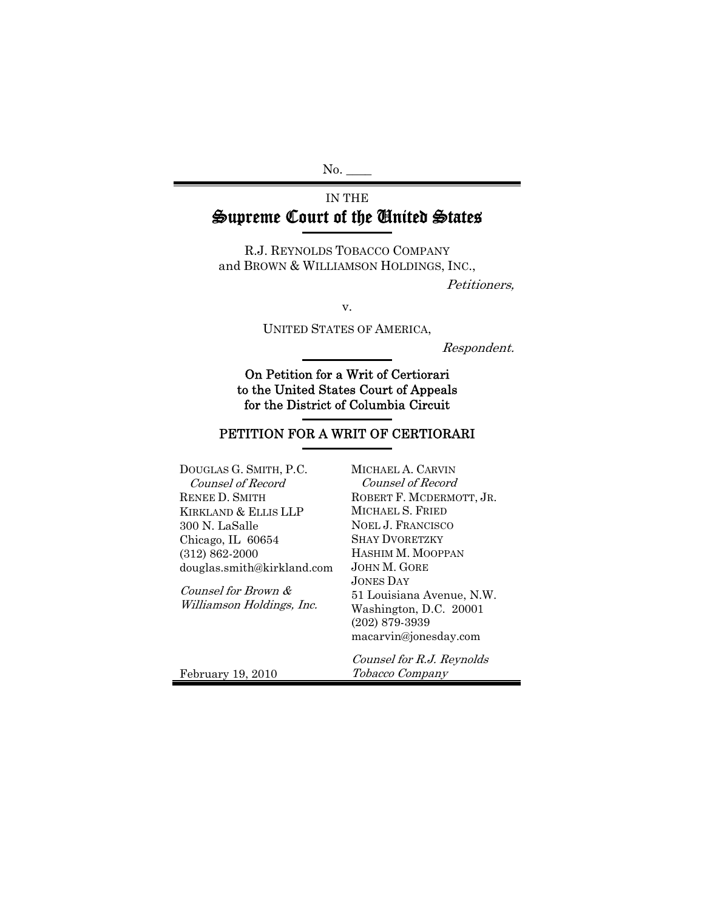No. ____

IN THE

# Supreme Court of the United States

R.J. REYNOLDS TOBACCO COMPANY
and BROWN & WILLIAMSON HOLDINGS, INC.,

*Petitioners,*

v.

UNITED STATES OF AMERICA,

*Respondent.*

**On Petition for a Writ of Certiorari to the United States Court of Appeals for the District of Columbia Circuit**

## PETITION FOR A WRIT OF CERTIORARI

DOUGLAS G. SMITH, P.C.
*Counsel of Record*
RENEE D. SMITH
KIRKLAND & ELLIS LLP
300 N. LaSalle
Chicago, IL 60654
(312) 862-2000
douglas.smith@kirkland.com

*Counsel for Brown & Williamson Holdings, Inc.*

MICHAEL A. CARVIN
*Counsel of Record*
ROBERT F. MCDERMOTT, JR.
MICHAEL S. FRIED
NOEL J. FRANCISCO
SHAY DVORETZKY
HASHIM M. MOOPPAN
JOHN M. GORE
JONES DAY
51 Louisiana Avenue, N.W.
Washington, D.C. 20001
(202) 879-3939
macarvin@jonesday.com

*Counsel for R.J. Reynolds Tobacco Company*

February 19, 2010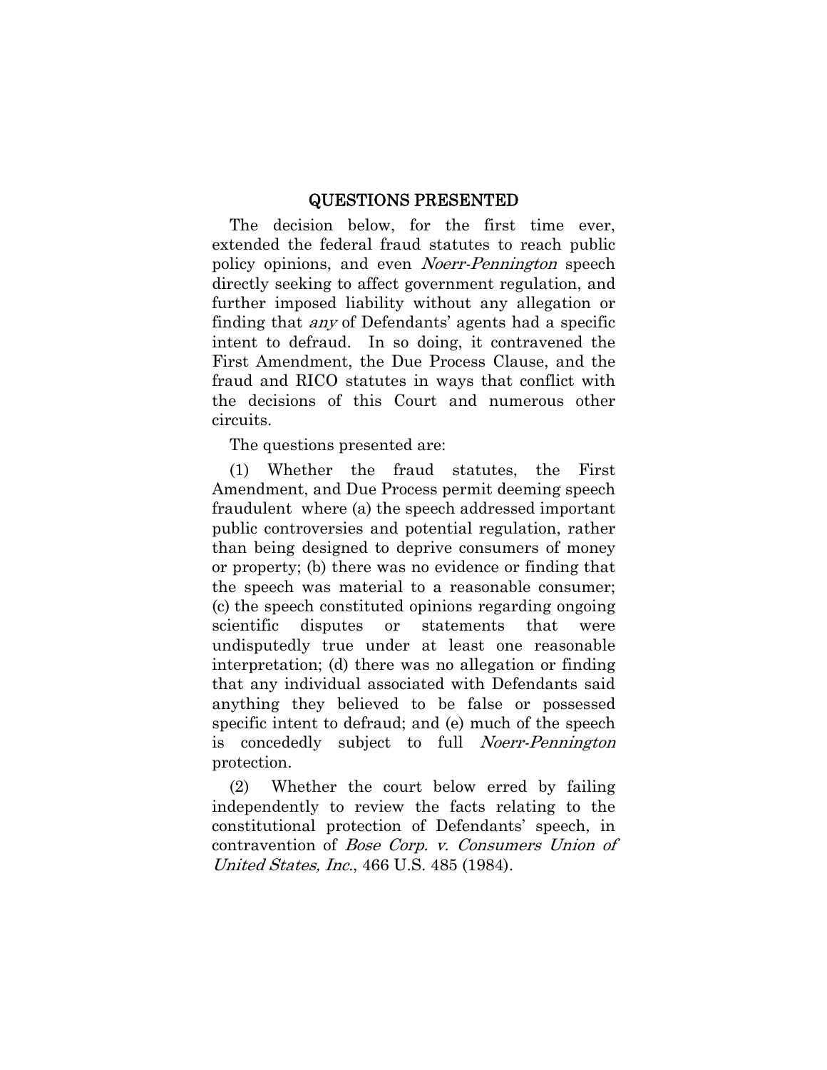# QUESTIONS PRESENTED

The decision below, for the first time ever, extended the federal fraud statutes to reach public policy opinions, and even *Noerr-Pennington* speech directly seeking to affect government regulation, and further imposed liability without any allegation or finding that *any* of Defendants' agents had a specific intent to defraud. In so doing, it contravened the First Amendment, the Due Process Clause, and the fraud and RICO statutes in ways that conflict with the decisions of this Court and numerous other circuits.

The questions presented are:

(1) Whether the fraud statutes, the First Amendment, and Due Process permit deeming speech fraudulent where (a) the speech addressed important public controversies and potential regulation, rather than being designed to deprive consumers of money or property; (b) there was no evidence or finding that the speech was material to a reasonable consumer; (c) the speech constituted opinions regarding ongoing scientific disputes or statements that were undisputedly true under at least one reasonable interpretation; (d) there was no allegation or finding that any individual associated with Defendants said anything they believed to be false or possessed specific intent to defraud; and (e) much of the speech is concededly subject to full *Noerr-Pennington* protection.

(2) Whether the court below erred by failing independently to review the facts relating to the constitutional protection of Defendants' speech, in contravention of *Bose Corp. v. Consumers Union of United States, Inc.*, 466 U.S. 485 (1984).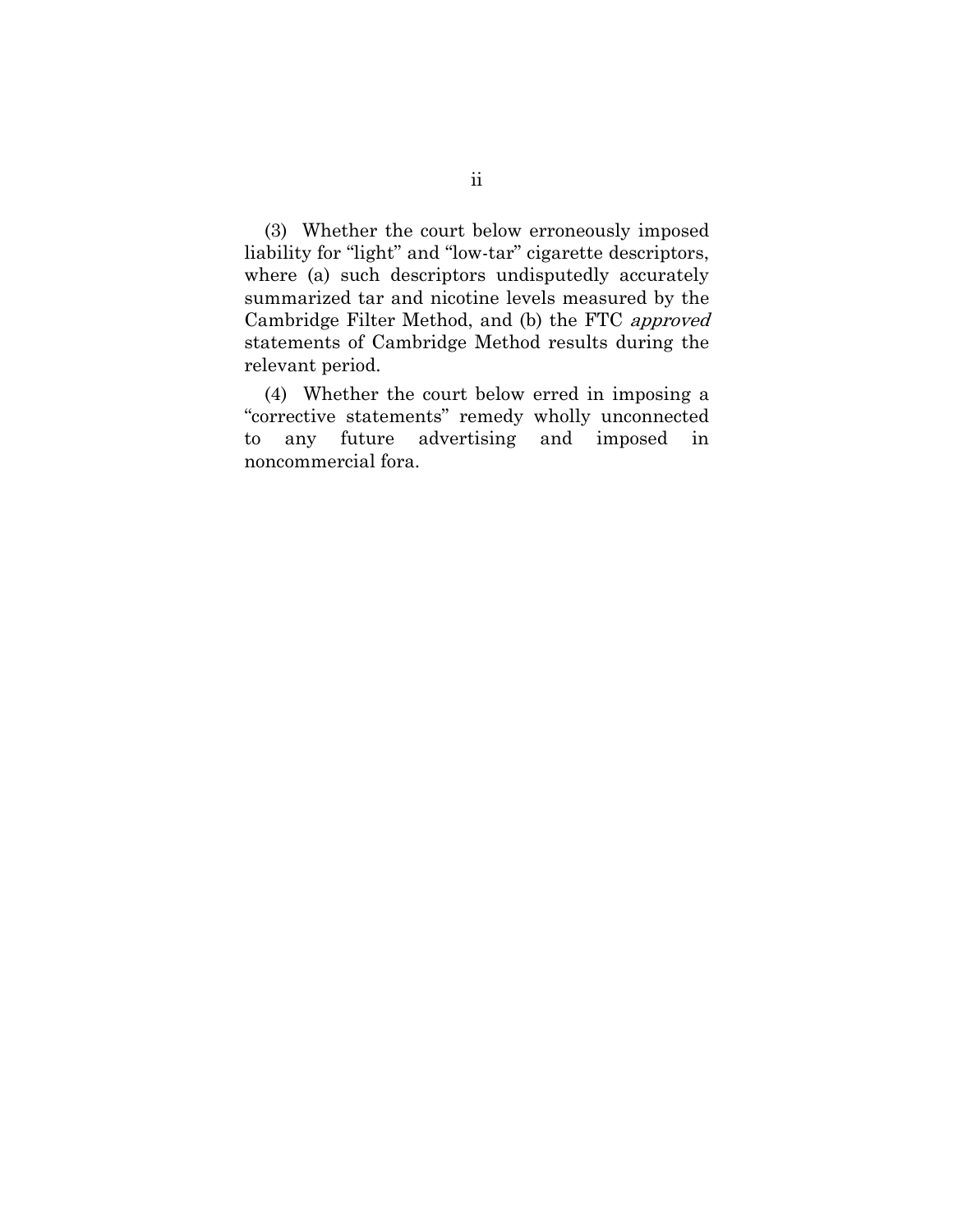(3) Whether the court below erroneously imposed liability for "light" and "low-tar" cigarette descriptors, where (a) such descriptors undisputedly accurately summarized tar and nicotine levels measured by the Cambridge Filter Method, and (b) the FTC *approved* statements of Cambridge Method results during the relevant period.

(4) Whether the court below erred in imposing a "corrective statements" remedy wholly unconnected to any future advertising and imposed in noncommercial fora.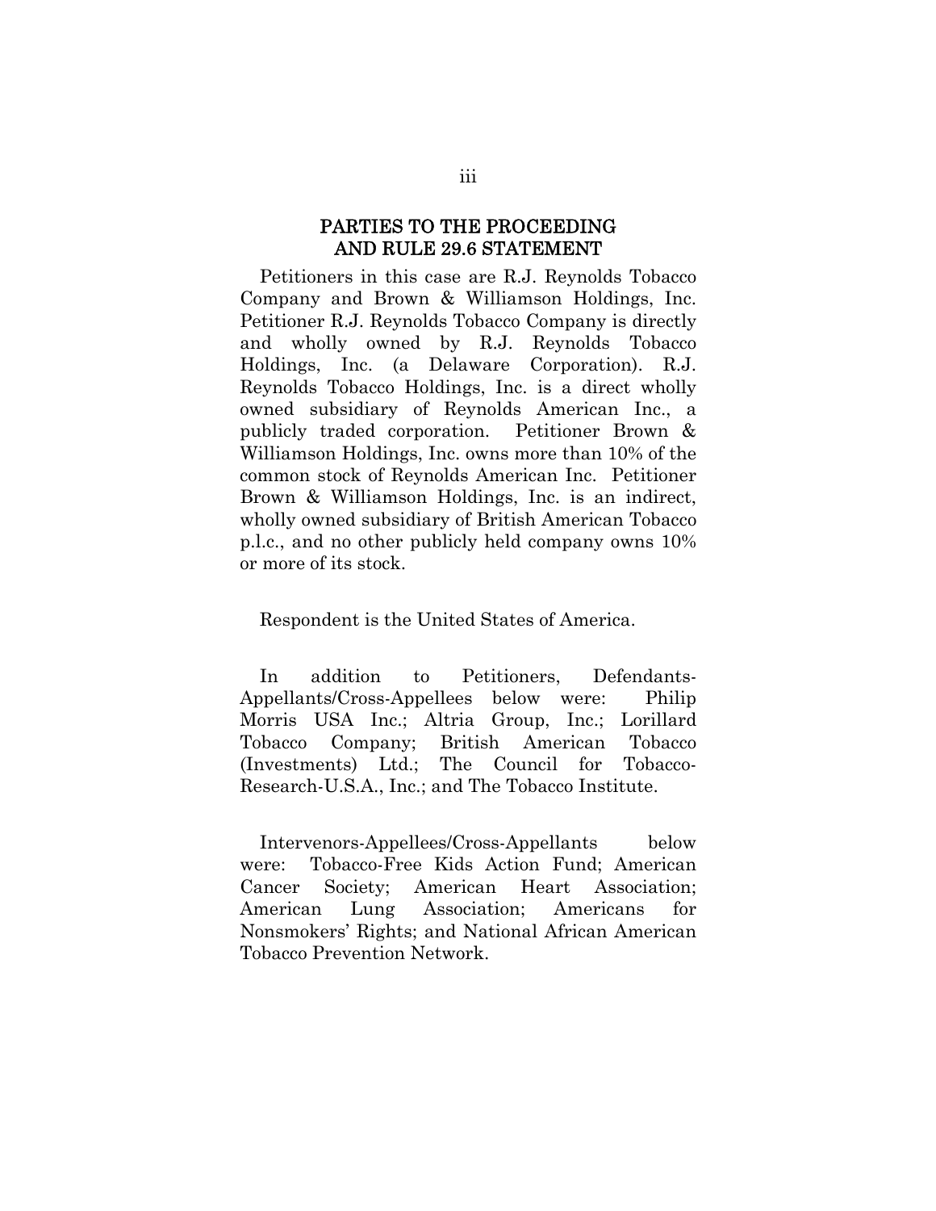## PARTIES TO THE PROCEEDING AND RULE 29.6 STATEMENT

Petitioners in this case are R.J. Reynolds Tobacco Company and Brown & Williamson Holdings, Inc. Petitioner R.J. Reynolds Tobacco Company is directly and wholly owned by R.J. Reynolds Tobacco Holdings, Inc. (a Delaware Corporation). R.J. Reynolds Tobacco Holdings, Inc. is a direct wholly owned subsidiary of Reynolds American Inc., a publicly traded corporation. Petitioner Brown & Williamson Holdings, Inc. owns more than 10% of the common stock of Reynolds American Inc. Petitioner Brown & Williamson Holdings, Inc. is an indirect, wholly owned subsidiary of British American Tobacco p.l.c., and no other publicly held company owns 10% or more of its stock.

Respondent is the United States of America.

In addition to Petitioners, Defendants-Appellants/Cross-Appellees below were: Philip Morris USA Inc.; Altria Group, Inc.; Lorillard Tobacco Company; British American Tobacco (Investments) Ltd.; The Council for Tobacco-Research-U.S.A., Inc.; and The Tobacco Institute.

Intervenors-Appellees/Cross-Appellants below were: Tobacco-Free Kids Action Fund; American Cancer Society; American Heart Association; American Lung Association; Americans for Nonsmokers' Rights; and National African American Tobacco Prevention Network.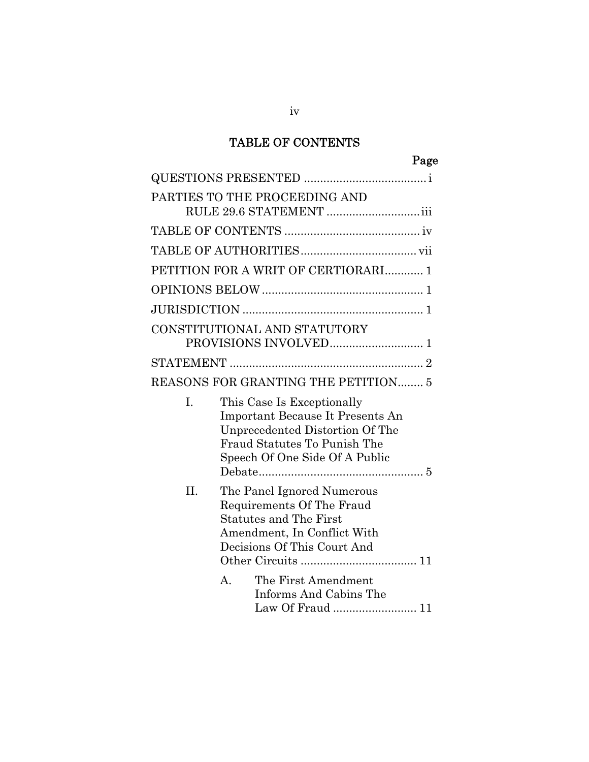## TABLE OF CONTENTS

| | Page |
|---|---|
| QUESTIONS PRESENTED | i |
| PARTIES TO THE PROCEEDING AND RULE 29.6 STATEMENT | iii |
| TABLE OF CONTENTS | iv |
| TABLE OF AUTHORITIES | vii |
| PETITION FOR A WRIT OF CERTIORARI | 1 |
| OPINIONS BELOW | 1 |
| JURISDICTION | 1 |
| CONSTITUTIONAL AND STATUTORY PROVISIONS INVOLVED | 1 |
| STATEMENT | 2 |
| REASONS FOR GRANTING THE PETITION | 5 |
| I. This Case Is Exceptionally Important Because It Presents An Unprecedented Distortion Of The Fraud Statutes To Punish The Speech Of One Side Of A Public Debate | 5 |
| II. The Panel Ignored Numerous Requirements Of The Fraud Statutes and The First Amendment, In Conflict With Decisions Of This Court And Other Circuits | 11 |
| A. The First Amendment Informs And Cabins The Law Of Fraud | 11 |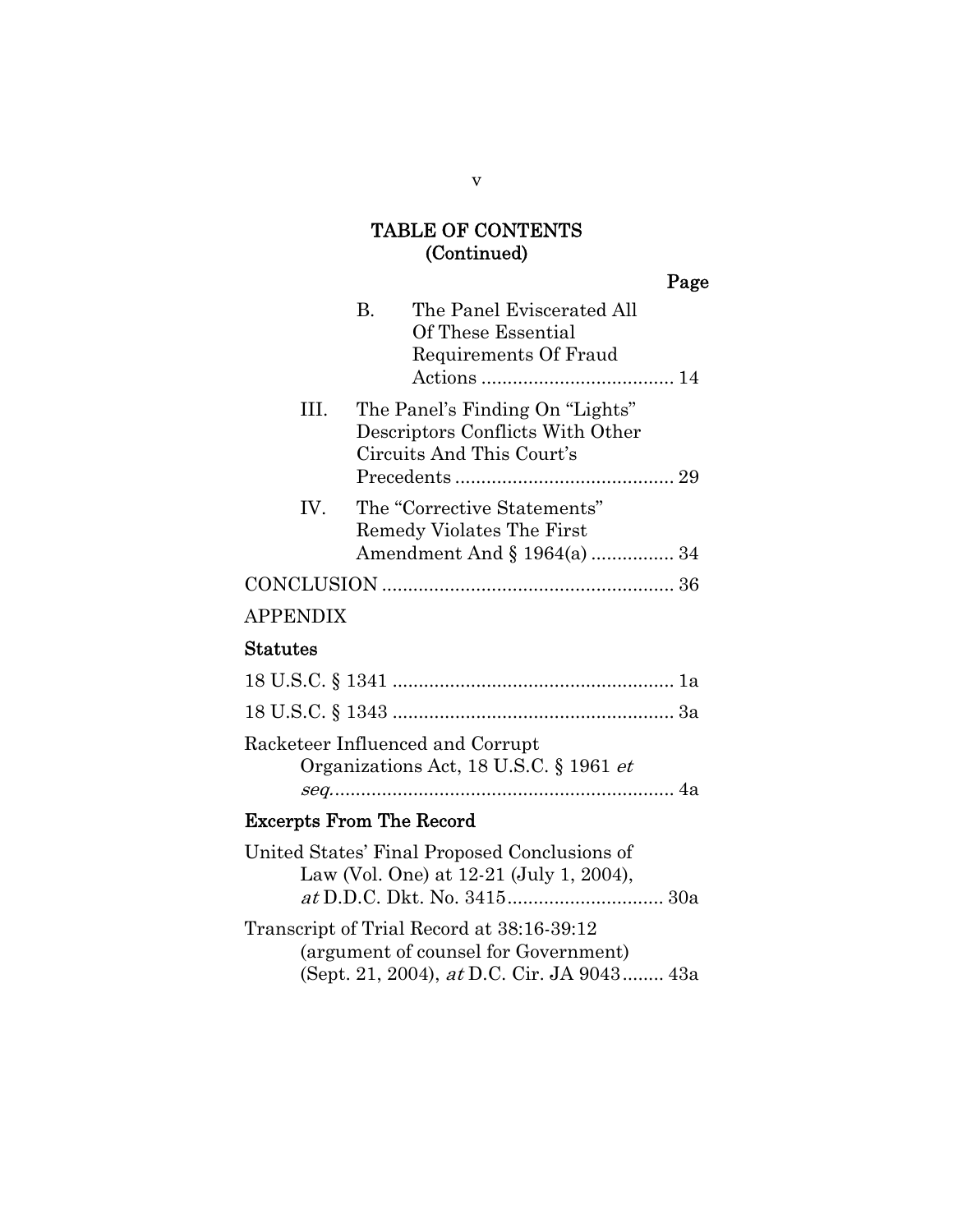# TABLE OF CONTENTS (Continued)

| | Page |
|---|---|
| B. The Panel Eviscerated All Of These Essential Requirements Of Fraud Actions | 14 |
| III. The Panel's Finding On "Lights" Descriptors Conflicts With Other Circuits And This Court's Precedents | 29 |
| IV. The "Corrective Statements" Remedy Violates The First Amendment And § 1964(a) | 34 |
| CONCLUSION | 36 |

APPENDIX

**Statutes**

| | |
|---|---|
| 18 U.S.C. § 1341 | 1a |
| 18 U.S.C. § 1343 | 3a |
| Racketeer Influenced and Corrupt Organizations Act, 18 U.S.C. § 1961 *et seq.* | 4a |

**Excerpts From The Record**

| | |
|---|---|
| United States' Final Proposed Conclusions of Law (Vol. One) at 12-21 (July 1, 2004), *at* D.D.C. Dkt. No. 3415 | 30a |
| Transcript of Trial Record at 38:16-39:12 (argument of counsel for Government) (Sept. 21, 2004), *at* D.C. Cir. JA 9043 | 43a |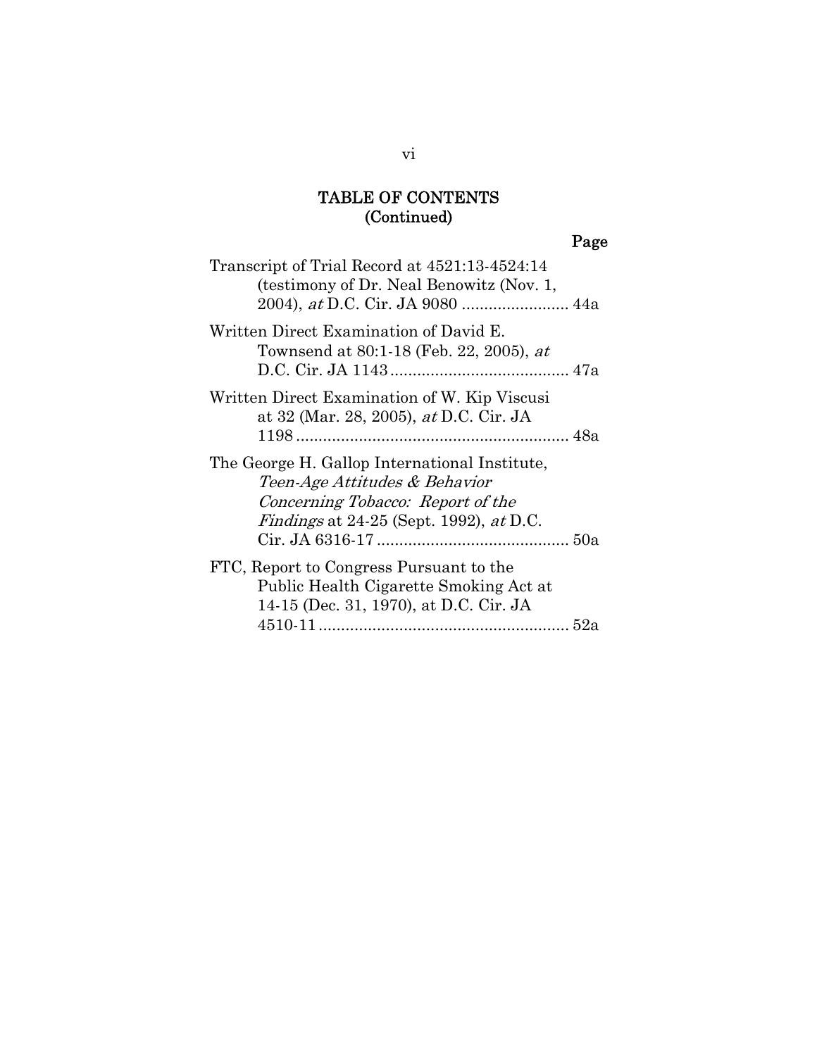## TABLE OF CONTENTS (Continued)

**Page**

Transcript of Trial Record at 4521:13-4524:14 (testimony of Dr. Neal Benowitz (Nov. 1, 2004), *at* D.C. Cir. JA 9080 ........................ 44a

Written Direct Examination of David E. Townsend at 80:1-18 (Feb. 22, 2005), *at* D.C. Cir. JA 1143 ........................................ 47a

Written Direct Examination of W. Kip Viscusi at 32 (Mar. 28, 2005), *at* D.C. Cir. JA 1198 ............................................................. 48a

The George H. Gallop International Institute, *Teen-Age Attitudes & Behavior Concerning Tobacco: Report of the Findings* at 24-25 (Sept. 1992), *at* D.C. Cir. JA 6316-17 ........................................... 50a

FTC, Report to Congress Pursuant to the Public Health Cigarette Smoking Act at 14-15 (Dec. 31, 1970), at D.C. Cir. JA 4510-11 ........................................................ 52a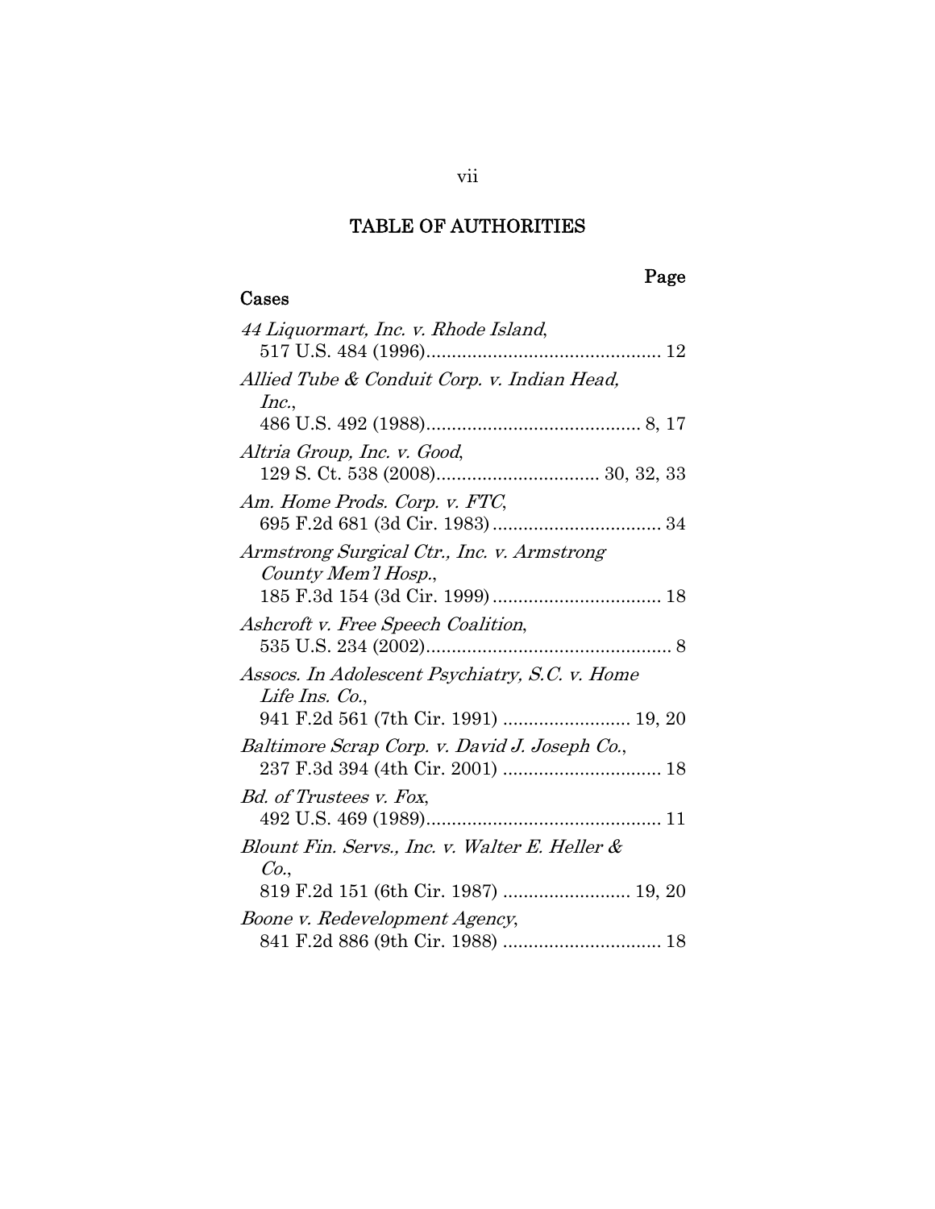# TABLE OF AUTHORITIES

**Page**

**Cases**

*44 Liquormart, Inc. v. Rhode Island*,
517 U.S. 484 (1996) .............................................. 12

*Allied Tube & Conduit Corp. v. Indian Head, Inc.*,
486 U.S. 492 (1988) .......................................... 8, 17

*Altria Group, Inc. v. Good*,
129 S. Ct. 538 (2008) ................................ 30, 32, 33

*Am. Home Prods. Corp. v. FTC*,
695 F.2d 681 (3d Cir. 1983) ................................. 34

*Armstrong Surgical Ctr., Inc. v. Armstrong County Mem'l Hosp.*,
185 F.3d 154 (3d Cir. 1999) ................................. 18

*Ashcroft v. Free Speech Coalition*,
535 U.S. 234 (2002) ................................................ 8

*Assocs. In Adolescent Psychiatry, S.C. v. Home Life Ins. Co.*,
941 F.2d 561 (7th Cir. 1991) ......................... 19, 20

*Baltimore Scrap Corp. v. David J. Joseph Co.*,
237 F.3d 394 (4th Cir. 2001) ............................... 18

*Bd. of Trustees v. Fox*,
492 U.S. 469 (1989) .............................................. 11

*Blount Fin. Servs., Inc. v. Walter E. Heller & Co.*,
819 F.2d 151 (6th Cir. 1987) ......................... 19, 20

*Boone v. Redevelopment Agency*,
841 F.2d 886 (9th Cir. 1988) ............................... 18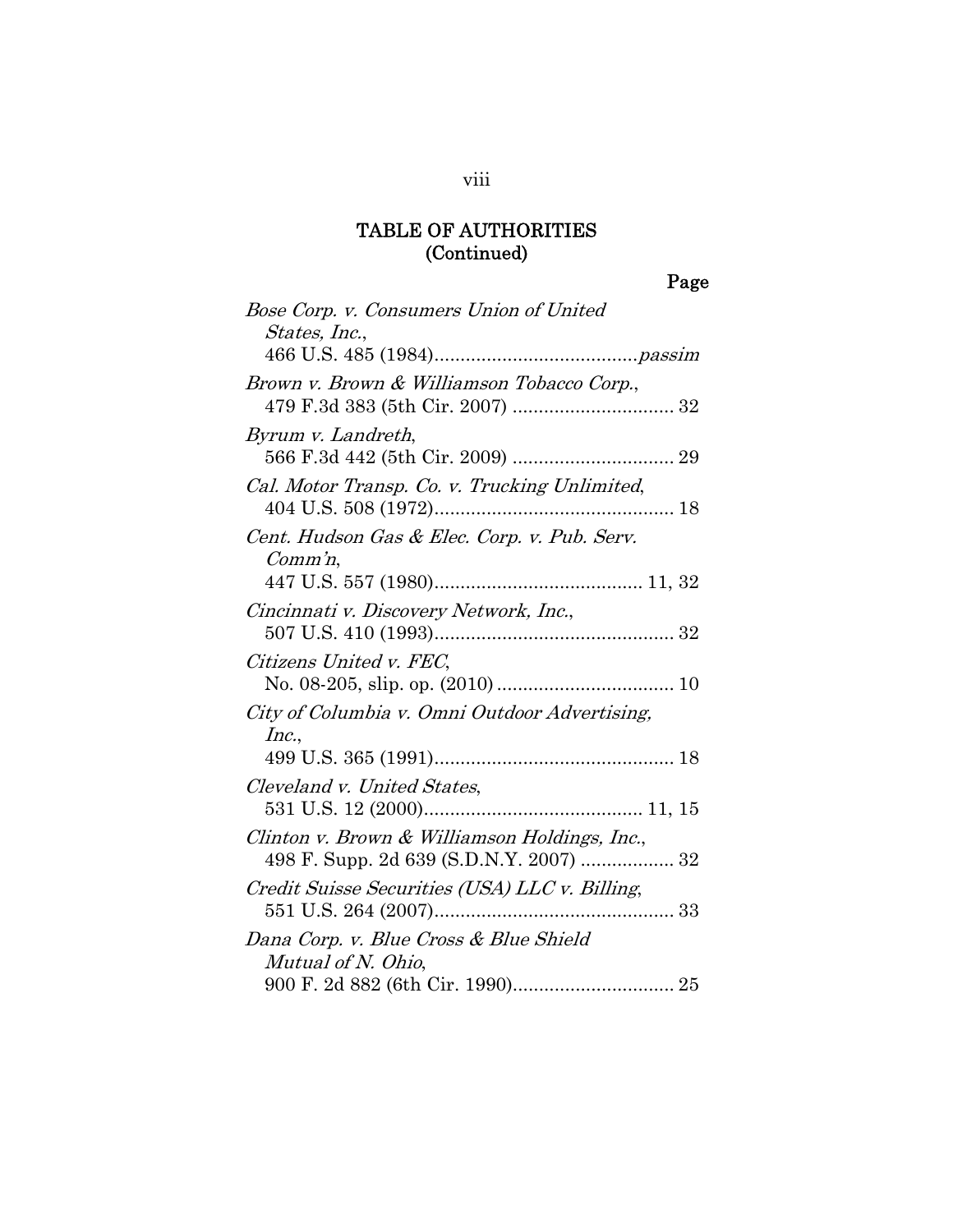## TABLE OF AUTHORITIES
## (Continued)

Page

*Bose Corp. v. Consumers Union of United States, Inc.*, 466 U.S. 485 (1984)....................................... *passim*

*Brown v. Brown & Williamson Tobacco Corp.*, 479 F.3d 383 (5th Cir. 2007) ............................... 32

*Byrum v. Landreth*, 566 F.3d 442 (5th Cir. 2009) ............................... 29

*Cal. Motor Transp. Co. v. Trucking Unlimited*, 404 U.S. 508 (1972).............................................. 18

*Cent. Hudson Gas & Elec. Corp. v. Pub. Serv. Comm'n*, 447 U.S. 557 (1980)........................................ 11, 32

*Cincinnati v. Discovery Network, Inc.*, 507 U.S. 410 (1993).............................................. 32

*Citizens United v. FEC*, No. 08-205, slip. op. (2010) .................................. 10

*City of Columbia v. Omni Outdoor Advertising, Inc.*, 499 U.S. 365 (1991).............................................. 18

*Cleveland v. United States*, 531 U.S. 12 (2000).......................................... 11, 15

*Clinton v. Brown & Williamson Holdings, Inc.*, 498 F. Supp. 2d 639 (S.D.N.Y. 2007) .................. 32

*Credit Suisse Securities (USA) LLC v. Billing*, 551 U.S. 264 (2007).............................................. 33

*Dana Corp. v. Blue Cross & Blue Shield Mutual of N. Ohio*, 900 F. 2d 882 (6th Cir. 1990)............................... 25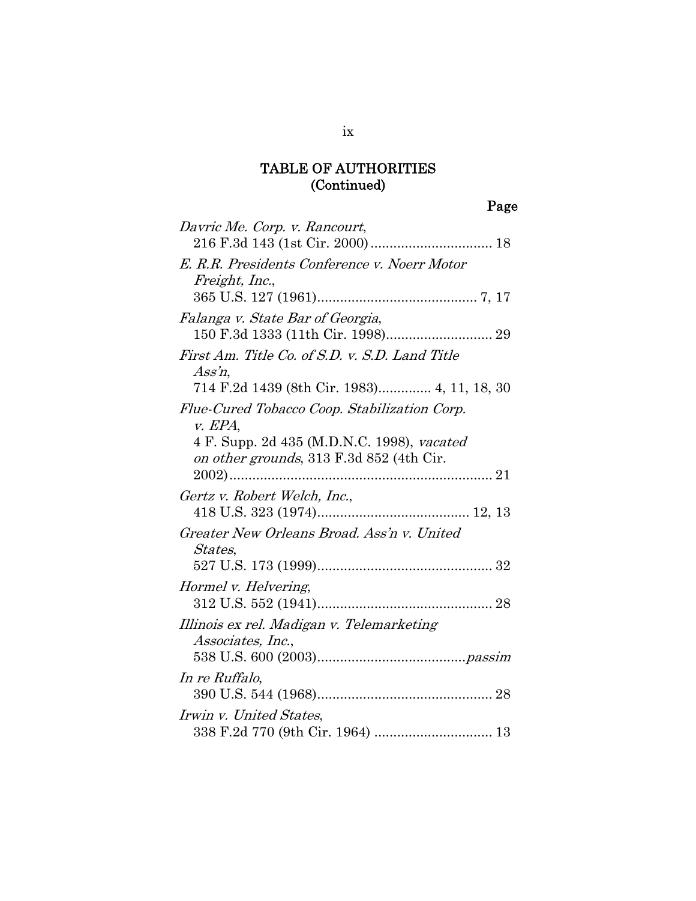## TABLE OF AUTHORITIES
## (Continued)

**Page**

*Davric Me. Corp. v. Rancourt*,
216 F.3d 143 (1st Cir. 2000) ................................ 18

*E. R.R. Presidents Conference v. Noerr Motor Freight, Inc.*,
365 U.S. 127 (1961).......................................... 7, 17

*Falanga v. State Bar of Georgia*,
150 F.3d 1333 (11th Cir. 1998)............................ 29

*First Am. Title Co. of S.D. v. S.D. Land Title Ass'n*,
714 F.2d 1439 (8th Cir. 1983)............. 4, 11, 18, 30

*Flue-Cured Tobacco Coop. Stabilization Corp. v. EPA*,
4 F. Supp. 2d 435 (M.D.N.C. 1998), *vacated on other grounds*, 313 F.3d 852 (4th Cir. 2002)...................................................................... 21

*Gertz v. Robert Welch, Inc.*,
418 U.S. 323 (1974)........................................ 12, 13

*Greater New Orleans Broad. Ass'n v. United States*,
527 U.S. 173 (1999).............................................. 32

*Hormel v. Helvering*,
312 U.S. 552 (1941).............................................. 28

*Illinois ex rel. Madigan v. Telemarketing Associates, Inc.*,
538 U.S. 600 (2003).......................................*passim*

*In re Ruffalo*,
390 U.S. 544 (1968).............................................. 28

*Irwin v. United States*,
338 F.2d 770 (9th Cir. 1964) ............................... 13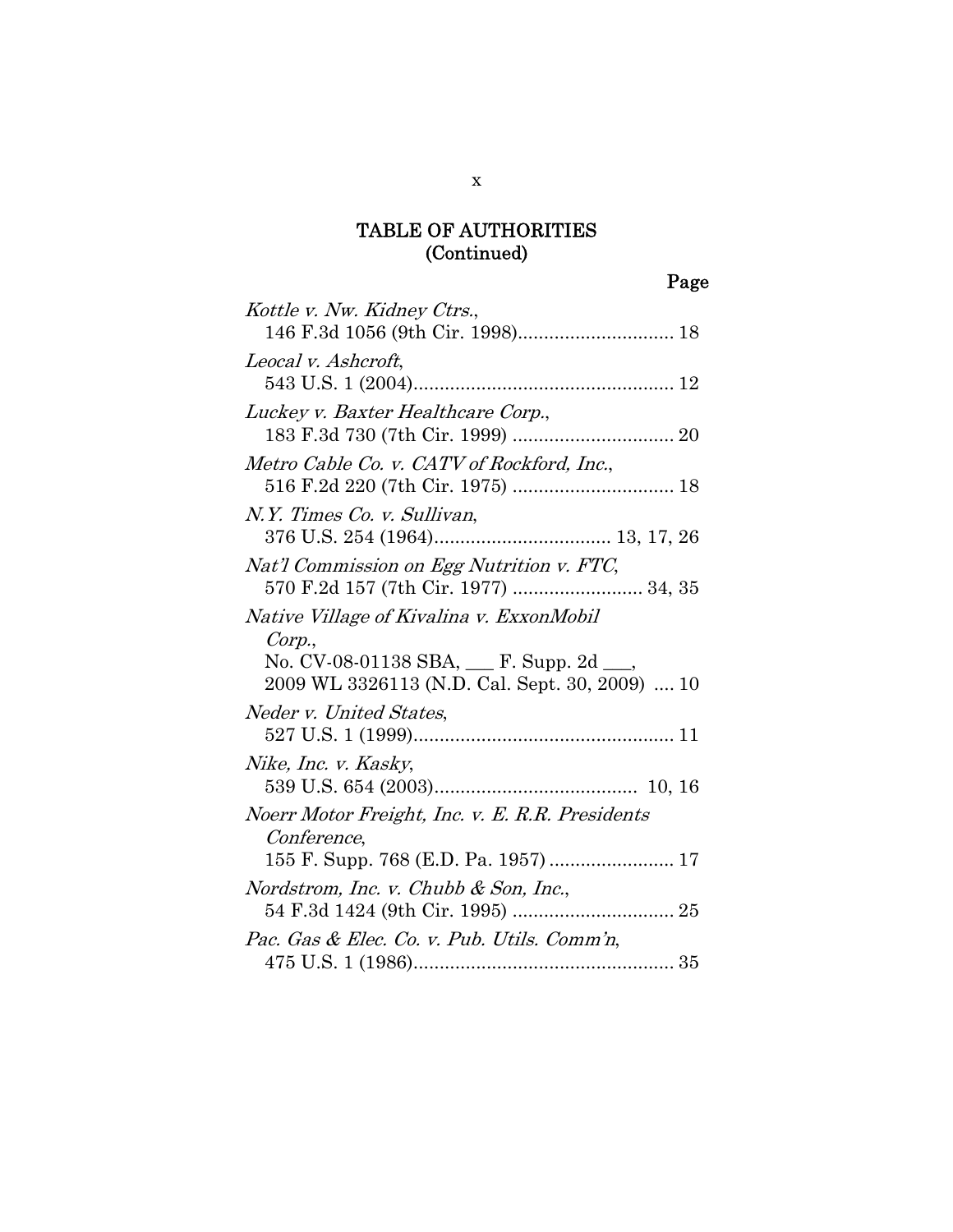## TABLE OF AUTHORITIES (Continued)

Page

*Kottle v. Nw. Kidney Ctrs.*,
146 F.3d 1056 (9th Cir. 1998).............................. 18

*Leocal v. Ashcroft*,
543 U.S. 1 (2004).................................................. 12

*Luckey v. Baxter Healthcare Corp.*,
183 F.3d 730 (7th Cir. 1999) ............................... 20

*Metro Cable Co. v. CATV of Rockford, Inc.*,
516 F.2d 220 (7th Cir. 1975) ............................... 18

*N.Y. Times Co. v. Sullivan*,
376 U.S. 254 (1964).................................. 13, 17, 26

*Nat'l Commission on Egg Nutrition v. FTC*,
570 F.2d 157 (7th Cir. 1977) ......................... 34, 35

*Native Village of Kivalina v. ExxonMobil Corp.*,
No. CV-08-01138 SBA, ___ F. Supp. 2d ___,
2009 WL 3326113 (N.D. Cal. Sept. 30, 2009) .... 10

*Neder v. United States*,
527 U.S. 1 (1999).................................................. 11

*Nike, Inc. v. Kasky*,
539 U.S. 654 (2003)....................................... 10, 16

*Noerr Motor Freight, Inc. v. E. R.R. Presidents Conference*,
155 F. Supp. 768 (E.D. Pa. 1957) ........................ 17

*Nordstrom, Inc. v. Chubb & Son, Inc.*,
54 F.3d 1424 (9th Cir. 1995) ............................... 25

*Pac. Gas & Elec. Co. v. Pub. Utils. Comm'n*,
475 U.S. 1 (1986).................................................. 35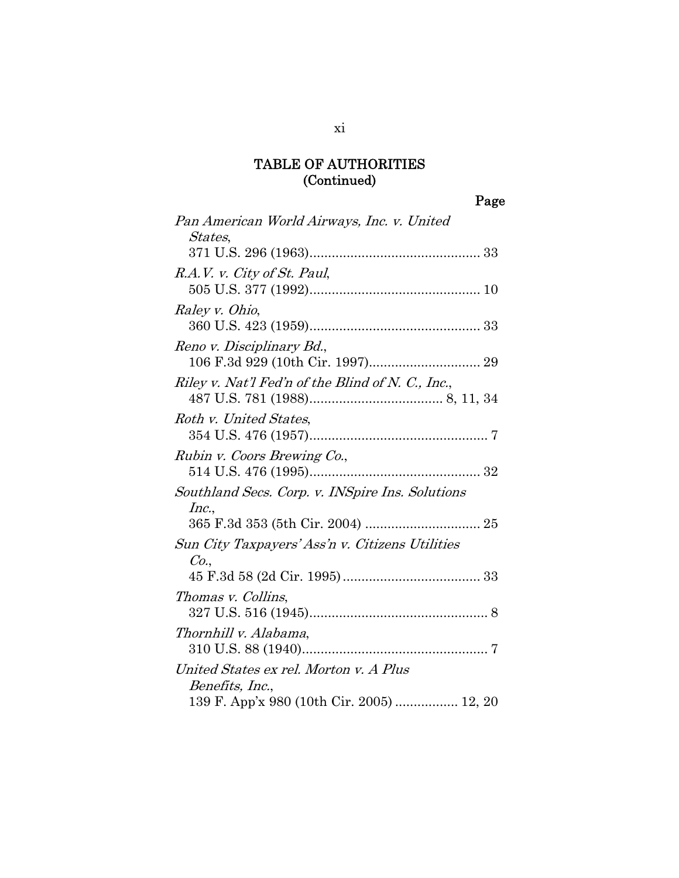## TABLE OF AUTHORITIES
## (Continued)

Page

*Pan American World Airways, Inc. v. United States*,
371 U.S. 296 (1963).............................................. 33

*R.A.V. v. City of St. Paul*,
505 U.S. 377 (1992).............................................. 10

*Raley v. Ohio*,
360 U.S. 423 (1959).............................................. 33

*Reno v. Disciplinary Bd.*,
106 F.3d 929 (10th Cir. 1997).............................. 29

*Riley v. Nat'l Fed'n of the Blind of N. C., Inc.*,
487 U.S. 781 (1988).................................... 8, 11, 34

*Roth v. United States*,
354 U.S. 476 (1957)................................................ 7

*Rubin v. Coors Brewing Co.*,
514 U.S. 476 (1995).............................................. 32

*Southland Secs. Corp. v. INSpire Ins. Solutions Inc.*,
365 F.3d 353 (5th Cir. 2004) ............................... 25

*Sun City Taxpayers' Ass'n v. Citizens Utilities Co.*,
45 F.3d 58 (2d Cir. 1995) ..................................... 33

*Thomas v. Collins*,
327 U.S. 516 (1945)................................................ 8

*Thornhill v. Alabama*,
310 U.S. 88 (1940).................................................. 7

*United States ex rel. Morton v. A Plus Benefits, Inc.*,
139 F. App'x 980 (10th Cir. 2005) ................. 12, 20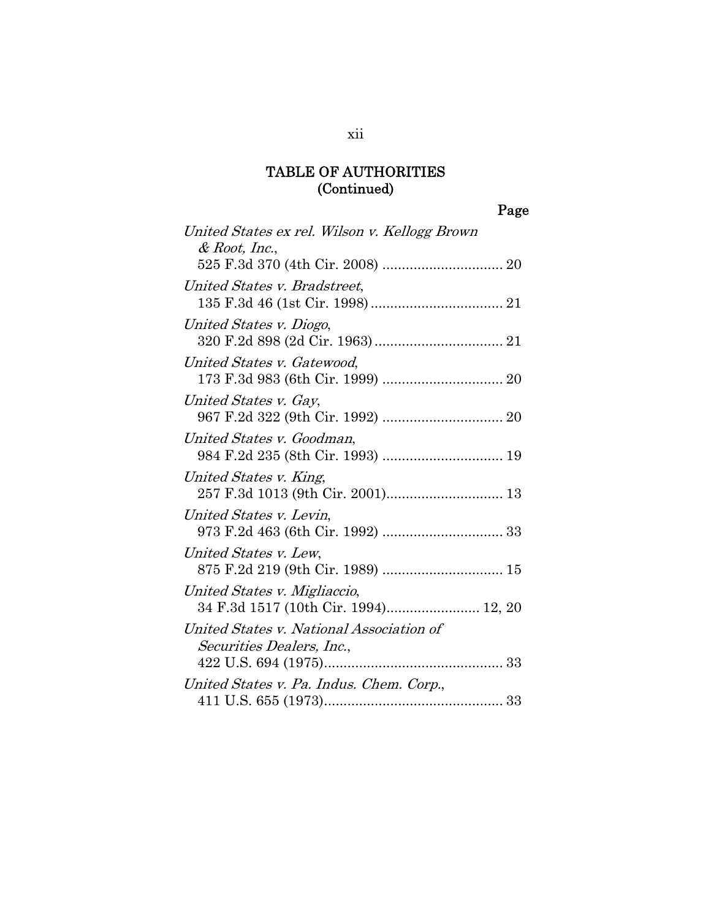## TABLE OF AUTHORITIES (Continued)

Page

*United States ex rel. Wilson v. Kellogg Brown & Root, Inc.*, 525 F.3d 370 (4th Cir. 2008) ............................... 20

*United States v. Bradstreet*, 135 F.3d 46 (1st Cir. 1998) .................................. 21

*United States v. Diogo*, 320 F.2d 898 (2d Cir. 1963) ................................. 21

*United States v. Gatewood*, 173 F.3d 983 (6th Cir. 1999) ............................... 20

*United States v. Gay*, 967 F.2d 322 (9th Cir. 1992) ............................... 20

*United States v. Goodman*, 984 F.2d 235 (8th Cir. 1993) ............................... 19

*United States v. King*, 257 F.3d 1013 (9th Cir. 2001).............................. 13

*United States v. Levin*, 973 F.2d 463 (6th Cir. 1992) ............................... 33

*United States v. Lew*, 875 F.2d 219 (9th Cir. 1989) ............................... 15

*United States v. Migliaccio*, 34 F.3d 1517 (10th Cir. 1994)........................ 12, 20

*United States v. National Association of Securities Dealers, Inc.*, 422 U.S. 694 (1975).............................................. 33

*United States v. Pa. Indus. Chem. Corp.*, 411 U.S. 655 (1973).............................................. 33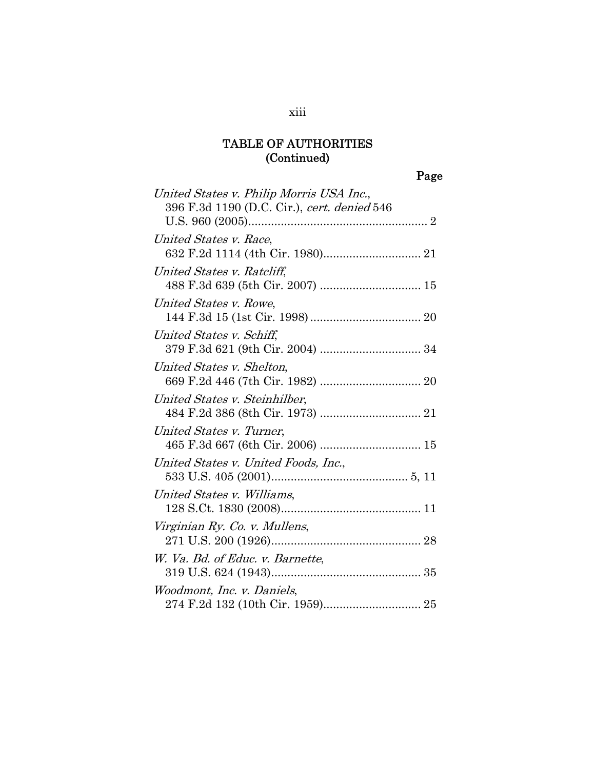## TABLE OF AUTHORITIES (Continued)

Page

*United States v. Philip Morris USA Inc.*, 396 F.3d 1190 (D.C. Cir.), *cert. denied* 546 U.S. 960 (2005) ........ 2

*United States v. Race*, 632 F.2d 1114 (4th Cir. 1980) ........ 21

*United States v. Ratcliff*, 488 F.3d 639 (5th Cir. 2007) ........ 15

*United States v. Rowe*, 144 F.3d 15 (1st Cir. 1998) ........ 20

*United States v. Schiff*, 379 F.3d 621 (9th Cir. 2004) ........ 34

*United States v. Shelton*, 669 F.2d 446 (7th Cir. 1982) ........ 20

*United States v. Steinhilber*, 484 F.2d 386 (8th Cir. 1973) ........ 21

*United States v. Turner*, 465 F.3d 667 (6th Cir. 2006) ........ 15

*United States v. United Foods, Inc.*, 533 U.S. 405 (2001) ........ 5, 11

*United States v. Williams*, 128 S.Ct. 1830 (2008) ........ 11

*Virginian Ry. Co. v. Mullens*, 271 U.S. 200 (1926) ........ 28

*W. Va. Bd. of Educ. v. Barnette*, 319 U.S. 624 (1943) ........ 35

*Woodmont, Inc. v. Daniels*, 274 F.2d 132 (10th Cir. 1959) ........ 25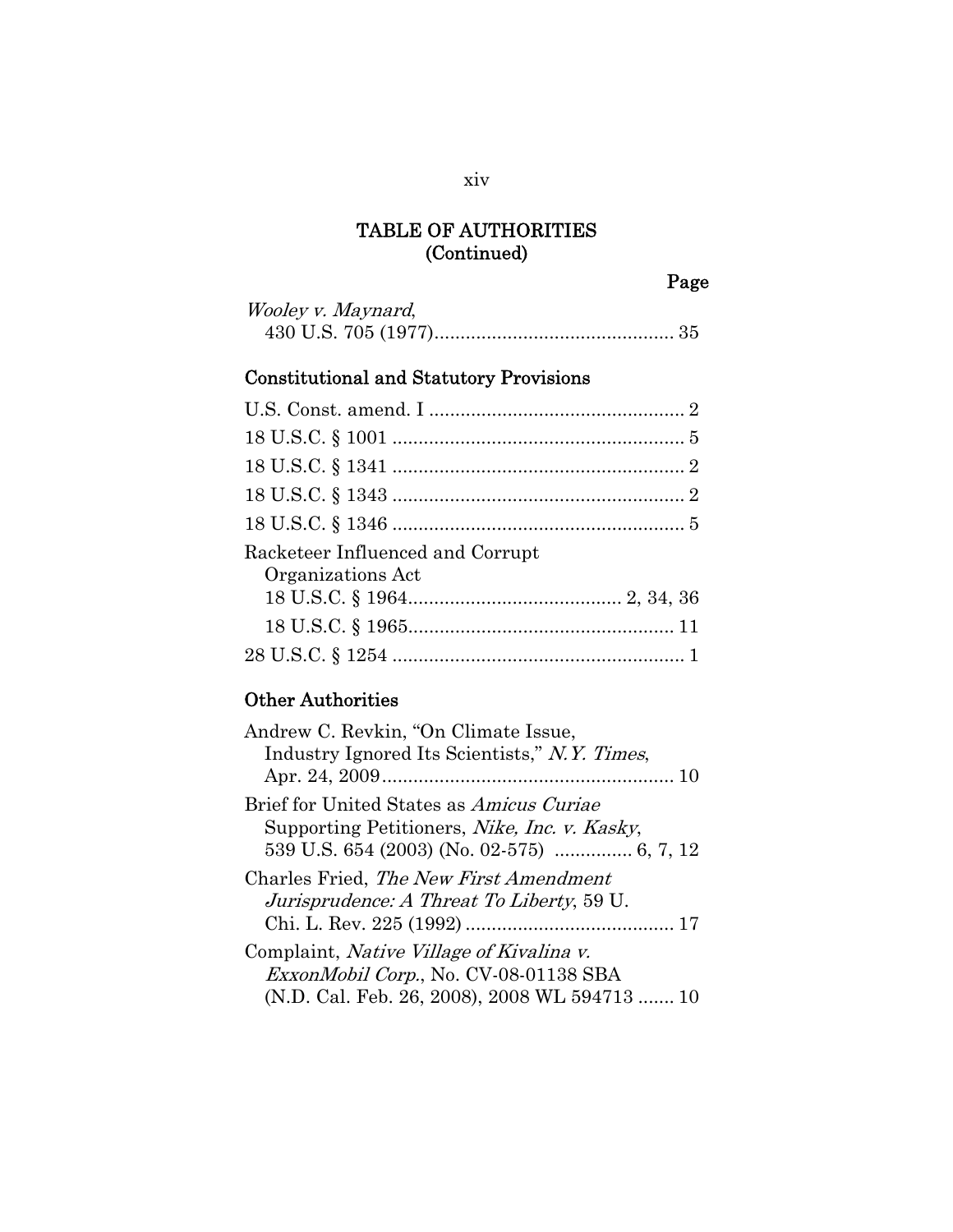# TABLE OF AUTHORITIES
# (Continued)

Page

*Wooley v. Maynard*,
430 U.S. 705 (1977).............................................. 35

### Constitutional and Statutory Provisions

U.S. Const. amend. I ................................................. 2

18 U.S.C. § 1001 ........................................................ 5

18 U.S.C. § 1341 ........................................................ 2

18 U.S.C. § 1343 ........................................................ 2

18 U.S.C. § 1346 ........................................................ 5

Racketeer Influenced and Corrupt
Organizations Act
18 U.S.C. § 1964......................................... 2, 34, 36
18 U.S.C. § 1965................................................... 11

28 U.S.C. § 1254 ........................................................ 1

### Other Authorities

Andrew C. Revkin, "On Climate Issue, Industry Ignored Its Scientists," *N.Y. Times*, Apr. 24, 2009......................................................... 10

Brief for United States as *Amicus Curiae* Supporting Petitioners, *Nike, Inc. v. Kasky*, 539 U.S. 654 (2003) (No. 02-575) .............. 6, 7, 12

Charles Fried, *The New First Amendment Jurisprudence: A Threat To Liberty*, 59 U. Chi. L. Rev. 225 (1992) ........................................ 17

Complaint, *Native Village of Kivalina v. ExxonMobil Corp.*, No. CV-08-01138 SBA (N.D. Cal. Feb. 26, 2008), 2008 WL 594713 ....... 10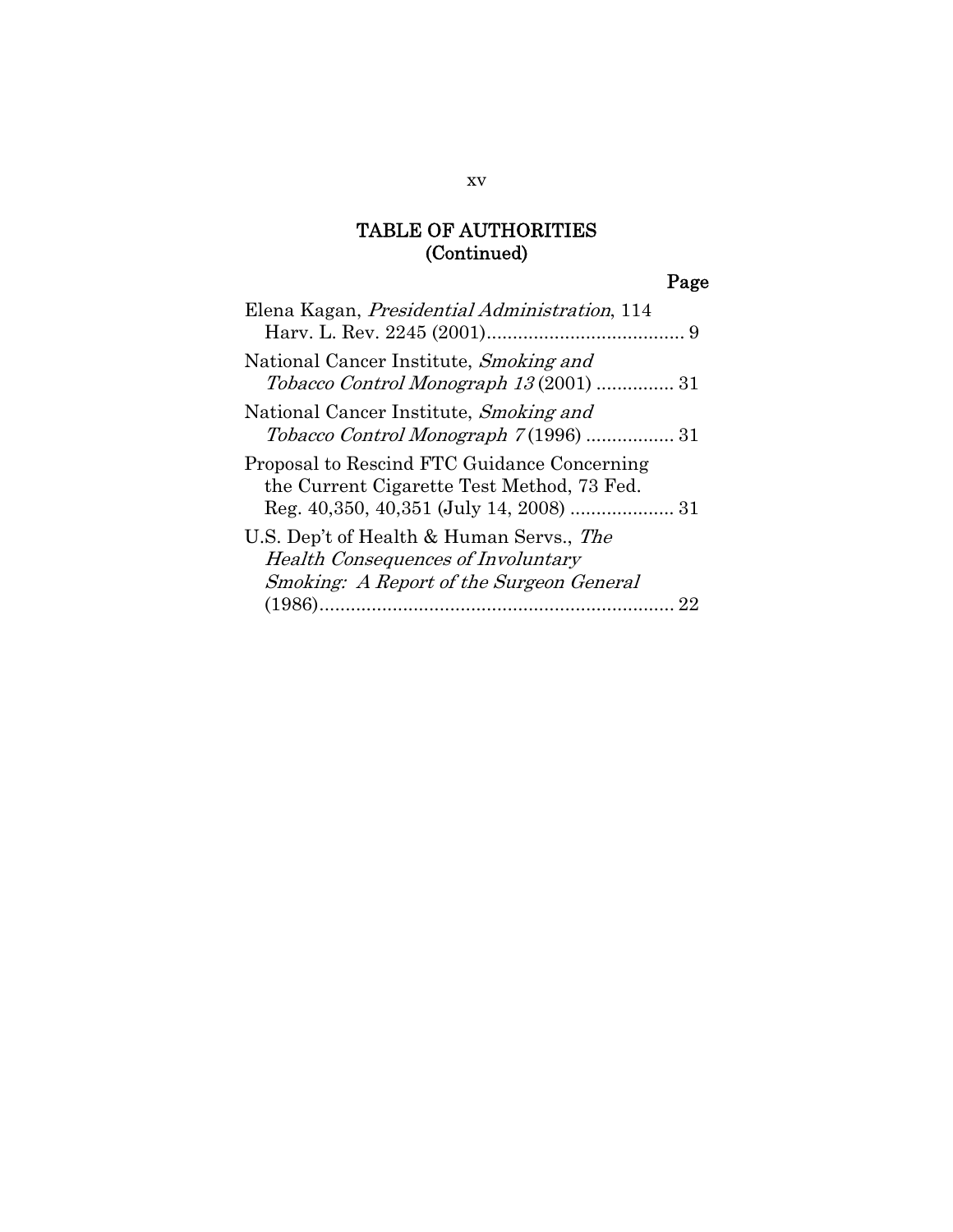# TABLE OF AUTHORITIES
# (Continued)

**Page**

Elena Kagan, *Presidential Administration*, 114 Harv. L. Rev. 2245 (2001)....................................... 9

National Cancer Institute, *Smoking and Tobacco Control Monograph 13* (2001) ............... 31

National Cancer Institute, *Smoking and Tobacco Control Monograph 7* (1996) ................. 31

Proposal to Rescind FTC Guidance Concerning the Current Cigarette Test Method, 73 Fed. Reg. 40,350, 40,351 (July 14, 2008) .................... 31

U.S. Dep't of Health & Human Servs., *The Health Consequences of Involuntary Smoking: A Report of the Surgeon General* (1986)..................................................................... 22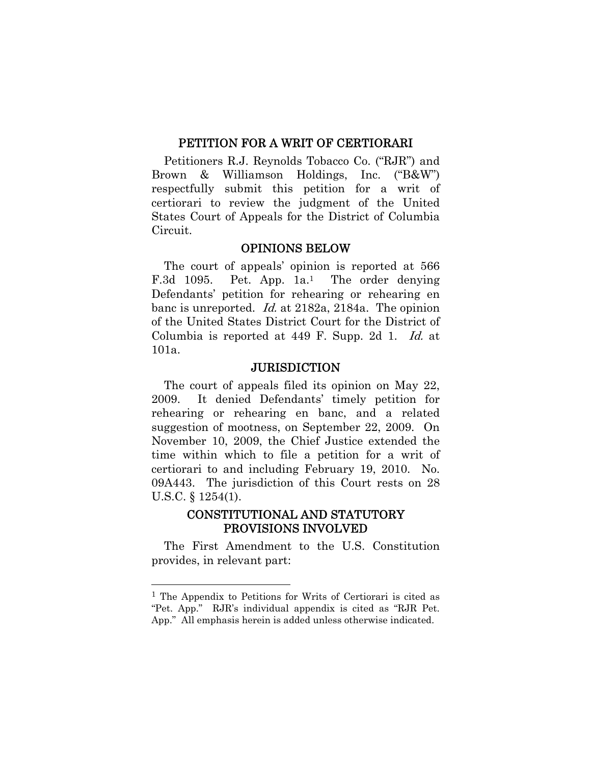## PETITION FOR A WRIT OF CERTIORARI

Petitioners R.J. Reynolds Tobacco Co. ("RJR") and Brown & Williamson Holdings, Inc. ("B&W") respectfully submit this petition for a writ of certiorari to review the judgment of the United States Court of Appeals for the District of Columbia Circuit.

## OPINIONS BELOW

The court of appeals' opinion is reported at 566 F.3d 1095. Pet. App. 1a.[1] The order denying Defendants' petition for rehearing or rehearing en banc is unreported. *Id.* at 2182a, 2184a. The opinion of the United States District Court for the District of Columbia is reported at 449 F. Supp. 2d 1. *Id.* at 101a.

## JURISDICTION

The court of appeals filed its opinion on May 22, 2009. It denied Defendants' timely petition for rehearing or rehearing en banc, and a related suggestion of mootness, on September 22, 2009. On November 10, 2009, the Chief Justice extended the time within which to file a petition for a writ of certiorari to and including February 19, 2010. No. 09A443. The jurisdiction of this Court rests on 28 U.S.C. § 1254(1).

## CONSTITUTIONAL AND STATUTORY PROVISIONS INVOLVED

The First Amendment to the U.S. Constitution provides, in relevant part:

---

[1] The Appendix to Petitions for Writs of Certiorari is cited as "Pet. App." RJR's individual appendix is cited as "RJR Pet. App." All emphasis herein is added unless otherwise indicated.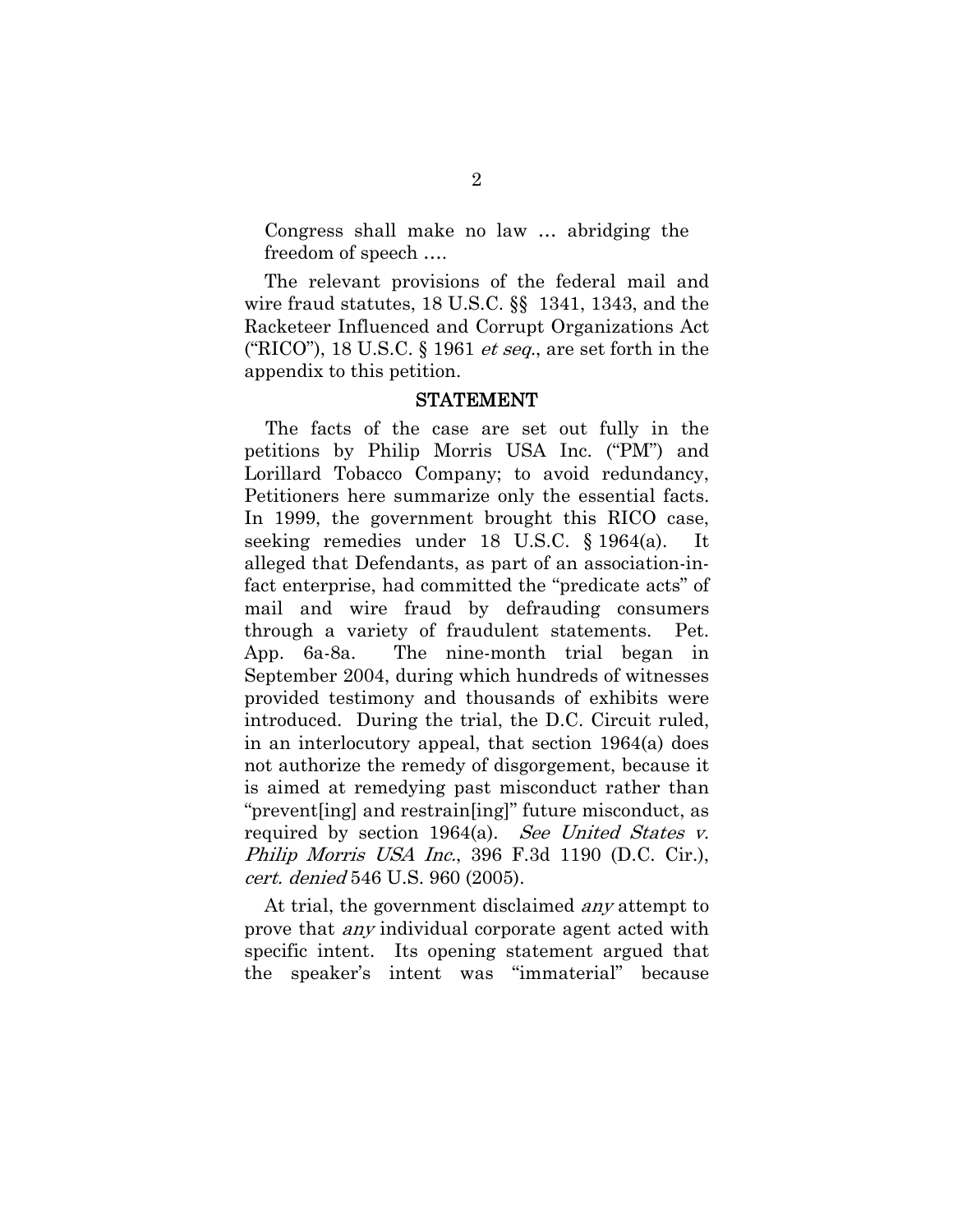> Congress shall make no law … abridging the freedom of speech ….

The relevant provisions of the federal mail and wire fraud statutes, 18 U.S.C. §§ 1341, 1343, and the Racketeer Influenced and Corrupt Organizations Act ("RICO"), 18 U.S.C. § 1961 *et seq.*, are set forth in the appendix to this petition.

## STATEMENT

The facts of the case are set out fully in the petitions by Philip Morris USA Inc. ("PM") and Lorillard Tobacco Company; to avoid redundancy, Petitioners here summarize only the essential facts. In 1999, the government brought this RICO case, seeking remedies under 18 U.S.C. § 1964(a). It alleged that Defendants, as part of an association-in-fact enterprise, had committed the "predicate acts" of mail and wire fraud by defrauding consumers through a variety of fraudulent statements. Pet. App. 6a-8a. The nine-month trial began in September 2004, during which hundreds of witnesses provided testimony and thousands of exhibits were introduced. During the trial, the D.C. Circuit ruled, in an interlocutory appeal, that section 1964(a) does not authorize the remedy of disgorgement, because it is aimed at remedying past misconduct rather than "prevent[ing] and restrain[ing]" future misconduct, as required by section 1964(a). *See United States v. Philip Morris USA Inc.*, 396 F.3d 1190 (D.C. Cir.), *cert. denied* 546 U.S. 960 (2005).

At trial, the government disclaimed *any* attempt to prove that *any* individual corporate agent acted with specific intent. Its opening statement argued that the speaker's intent was "immaterial" because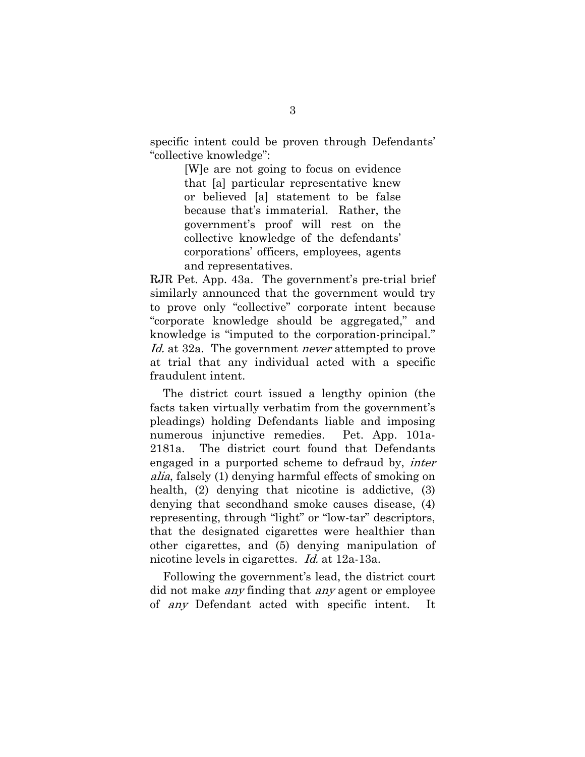specific intent could be proven through Defendants' "collective knowledge":

> [W]e are not going to focus on evidence that [a] particular representative knew or believed [a] statement to be false because that's immaterial. Rather, the government's proof will rest on the collective knowledge of the defendants' corporations' officers, employees, agents and representatives.

RJR Pet. App. 43a. The government's pre-trial brief similarly announced that the government would try to prove only "collective" corporate intent because "corporate knowledge should be aggregated," and knowledge is "imputed to the corporation-principal." *Id.* at 32a. The government *never* attempted to prove at trial that any individual acted with a specific fraudulent intent.

The district court issued a lengthy opinion (the facts taken virtually verbatim from the government's pleadings) holding Defendants liable and imposing numerous injunctive remedies. Pet. App. 101a-2181a. The district court found that Defendants engaged in a purported scheme to defraud by, *inter alia*, falsely (1) denying harmful effects of smoking on health, (2) denying that nicotine is addictive, (3) denying that secondhand smoke causes disease, (4) representing, through "light" or "low-tar" descriptors, that the designated cigarettes were healthier than other cigarettes, and (5) denying manipulation of nicotine levels in cigarettes. *Id.* at 12a-13a.

Following the government's lead, the district court did not make *any* finding that *any* agent or employee of *any* Defendant acted with specific intent. It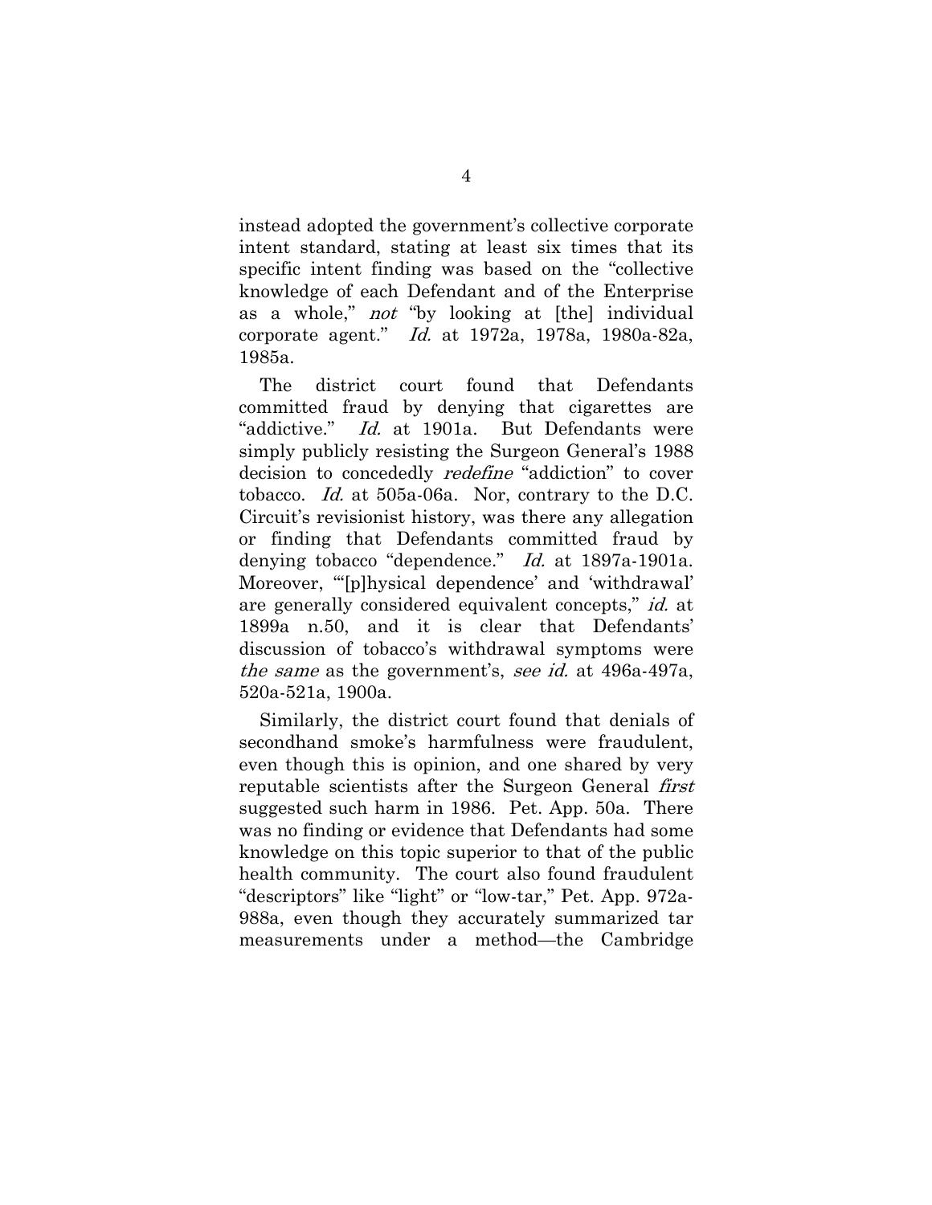instead adopted the government's collective corporate intent standard, stating at least six times that its specific intent finding was based on the "collective knowledge of each Defendant and of the Enterprise as a whole," *not* "by looking at [the] individual corporate agent." *Id.* at 1972a, 1978a, 1980a-82a, 1985a.

The district court found that Defendants committed fraud by denying that cigarettes are "addictive." *Id.* at 1901a. But Defendants were simply publicly resisting the Surgeon General's 1988 decision to concededly *redefine* "addiction" to cover tobacco. *Id.* at 505a-06a. Nor, contrary to the D.C. Circuit's revisionist history, was there any allegation or finding that Defendants committed fraud by denying tobacco "dependence." *Id.* at 1897a-1901a. Moreover, "'[p]hysical dependence' and 'withdrawal' are generally considered equivalent concepts," *id.* at 1899a n.50, and it is clear that Defendants' discussion of tobacco's withdrawal symptoms were *the same* as the government's, *see id.* at 496a-497a, 520a-521a, 1900a.

Similarly, the district court found that denials of secondhand smoke's harmfulness were fraudulent, even though this is opinion, and one shared by very reputable scientists after the Surgeon General *first* suggested such harm in 1986. Pet. App. 50a. There was no finding or evidence that Defendants had some knowledge on this topic superior to that of the public health community. The court also found fraudulent "descriptors" like "light" or "low-tar," Pet. App. 972a-988a, even though they accurately summarized tar measurements under a method—the Cambridge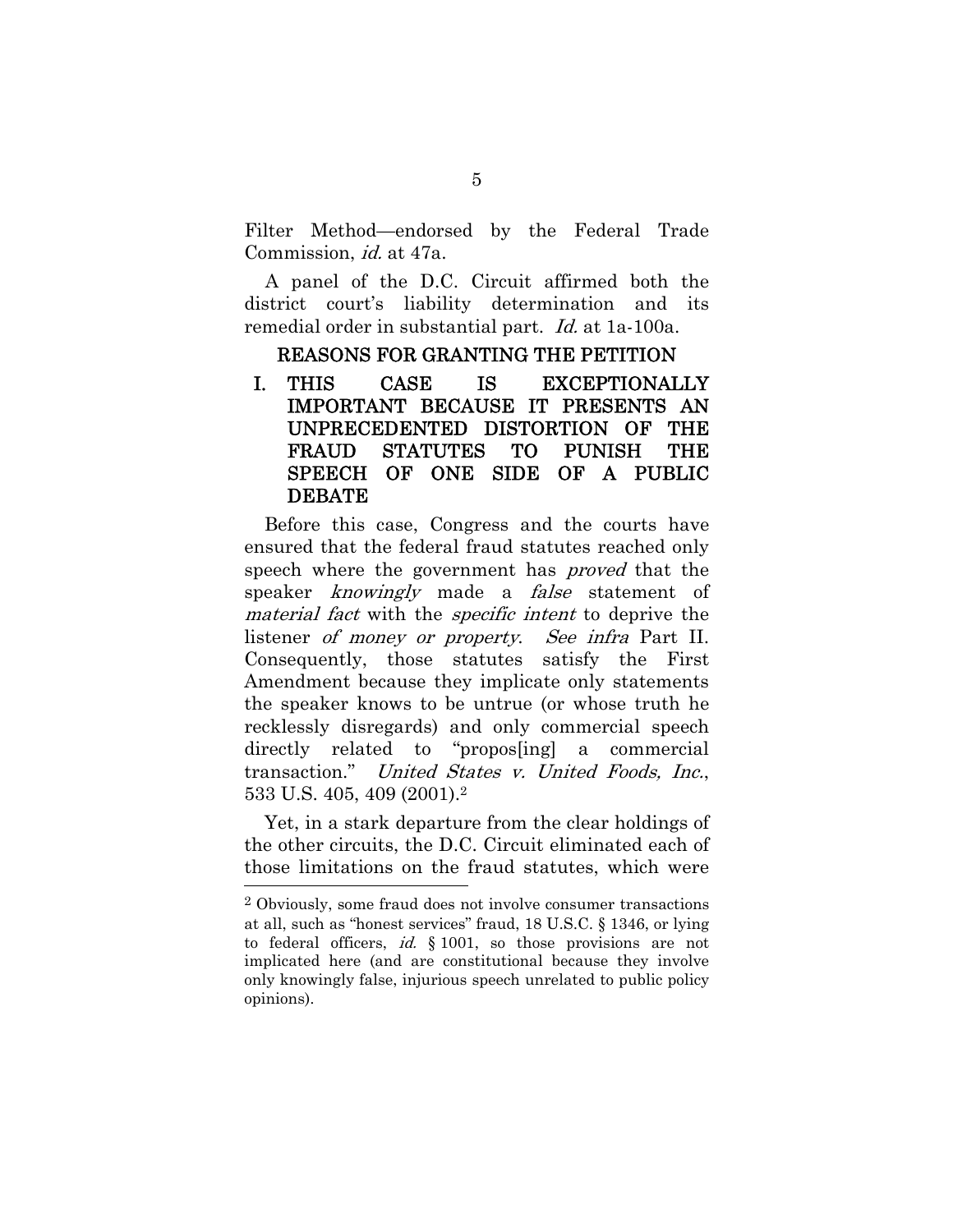Filter Method—endorsed by the Federal Trade Commission, *id.* at 47a.

A panel of the D.C. Circuit affirmed both the district court's liability determination and its remedial order in substantial part. *Id.* at 1a-100a.

## REASONS FOR GRANTING THE PETITION

### I. THIS CASE IS EXCEPTIONALLY IMPORTANT BECAUSE IT PRESENTS AN UNPRECEDENTED DISTORTION OF THE FRAUD STATUTES TO PUNISH THE SPEECH OF ONE SIDE OF A PUBLIC DEBATE

Before this case, Congress and the courts have ensured that the federal fraud statutes reached only speech where the government has *proved* that the speaker *knowingly* made a *false* statement of *material fact* with the *specific intent* to deprive the listener *of money or property*. *See infra* Part II. Consequently, those statutes satisfy the First Amendment because they implicate only statements the speaker knows to be untrue (or whose truth he recklessly disregards) and only commercial speech directly related to "propos[ing] a commercial transaction." *United States v. United Foods, Inc.*, 533 U.S. 405, 409 (2001).[2]

Yet, in a stark departure from the clear holdings of the other circuits, the D.C. Circuit eliminated each of those limitations on the fraud statutes, which were

---

[2] Obviously, some fraud does not involve consumer transactions at all, such as "honest services" fraud, 18 U.S.C. § 1346, or lying to federal officers, *id.* § 1001, so those provisions are not implicated here (and are constitutional because they involve only knowingly false, injurious speech unrelated to public policy opinions).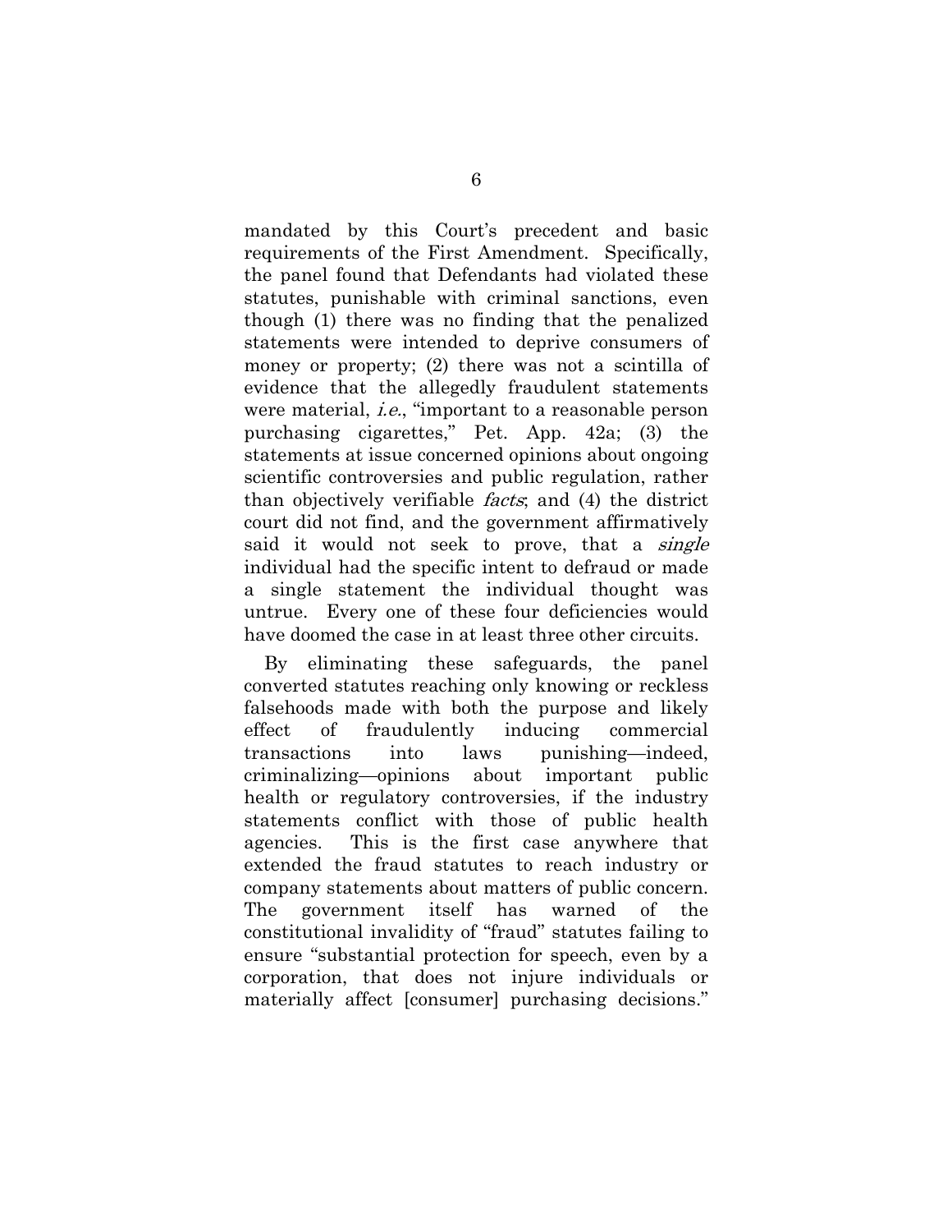mandated by this Court's precedent and basic requirements of the First Amendment. Specifically, the panel found that Defendants had violated these statutes, punishable with criminal sanctions, even though (1) there was no finding that the penalized statements were intended to deprive consumers of money or property; (2) there was not a scintilla of evidence that the allegedly fraudulent statements were material, *i.e.*, "important to a reasonable person purchasing cigarettes," Pet. App. 42a; (3) the statements at issue concerned opinions about ongoing scientific controversies and public regulation, rather than objectively verifiable *facts*; and (4) the district court did not find, and the government affirmatively said it would not seek to prove, that a *single* individual had the specific intent to defraud or made a single statement the individual thought was untrue. Every one of these four deficiencies would have doomed the case in at least three other circuits.

By eliminating these safeguards, the panel converted statutes reaching only knowing or reckless falsehoods made with both the purpose and likely effect of fraudulently inducing commercial transactions into laws punishing—indeed, criminalizing—opinions about important public health or regulatory controversies, if the industry statements conflict with those of public health agencies. This is the first case anywhere that extended the fraud statutes to reach industry or company statements about matters of public concern. The government itself has warned of the constitutional invalidity of "fraud" statutes failing to ensure "substantial protection for speech, even by a corporation, that does not injure individuals or materially affect [consumer] purchasing decisions."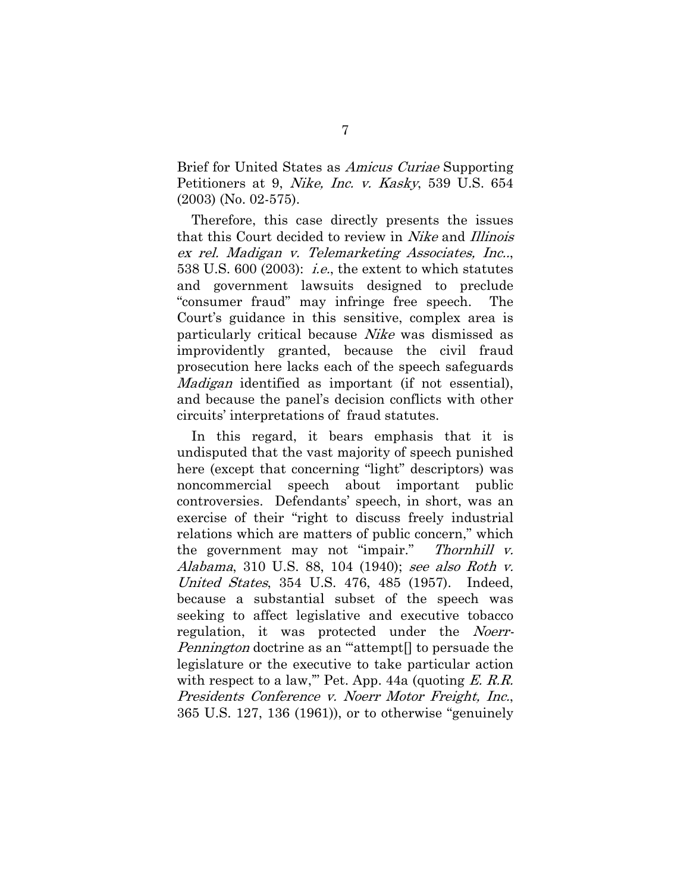Brief for United States as *Amicus Curiae* Supporting Petitioners at 9, *Nike, Inc. v. Kasky*, 539 U.S. 654 (2003) (No. 02-575).

Therefore, this case directly presents the issues that this Court decided to review in *Nike* and *Illinois ex rel. Madigan v. Telemarketing Associates, Inc.*., 538 U.S. 600 (2003): *i.e.*, the extent to which statutes and government lawsuits designed to preclude "consumer fraud" may infringe free speech. The Court's guidance in this sensitive, complex area is particularly critical because *Nike* was dismissed as improvidently granted, because the civil fraud prosecution here lacks each of the speech safeguards *Madigan* identified as important (if not essential), and because the panel's decision conflicts with other circuits' interpretations of fraud statutes.

In this regard, it bears emphasis that it is undisputed that the vast majority of speech punished here (except that concerning "light" descriptors) was noncommercial speech about important public controversies. Defendants' speech, in short, was an exercise of their "right to discuss freely industrial relations which are matters of public concern," which the government may not "impair." *Thornhill v. Alabama*, 310 U.S. 88, 104 (1940); *see also Roth v. United States*, 354 U.S. 476, 485 (1957). Indeed, because a substantial subset of the speech was seeking to affect legislative and executive tobacco regulation, it was protected under the *Noerr-Pennington* doctrine as an "'attempt[] to persuade the legislature or the executive to take particular action with respect to a law,'" Pet. App. 44a (quoting *E. R.R. Presidents Conference v. Noerr Motor Freight, Inc.*, 365 U.S. 127, 136 (1961)), or to otherwise "genuinely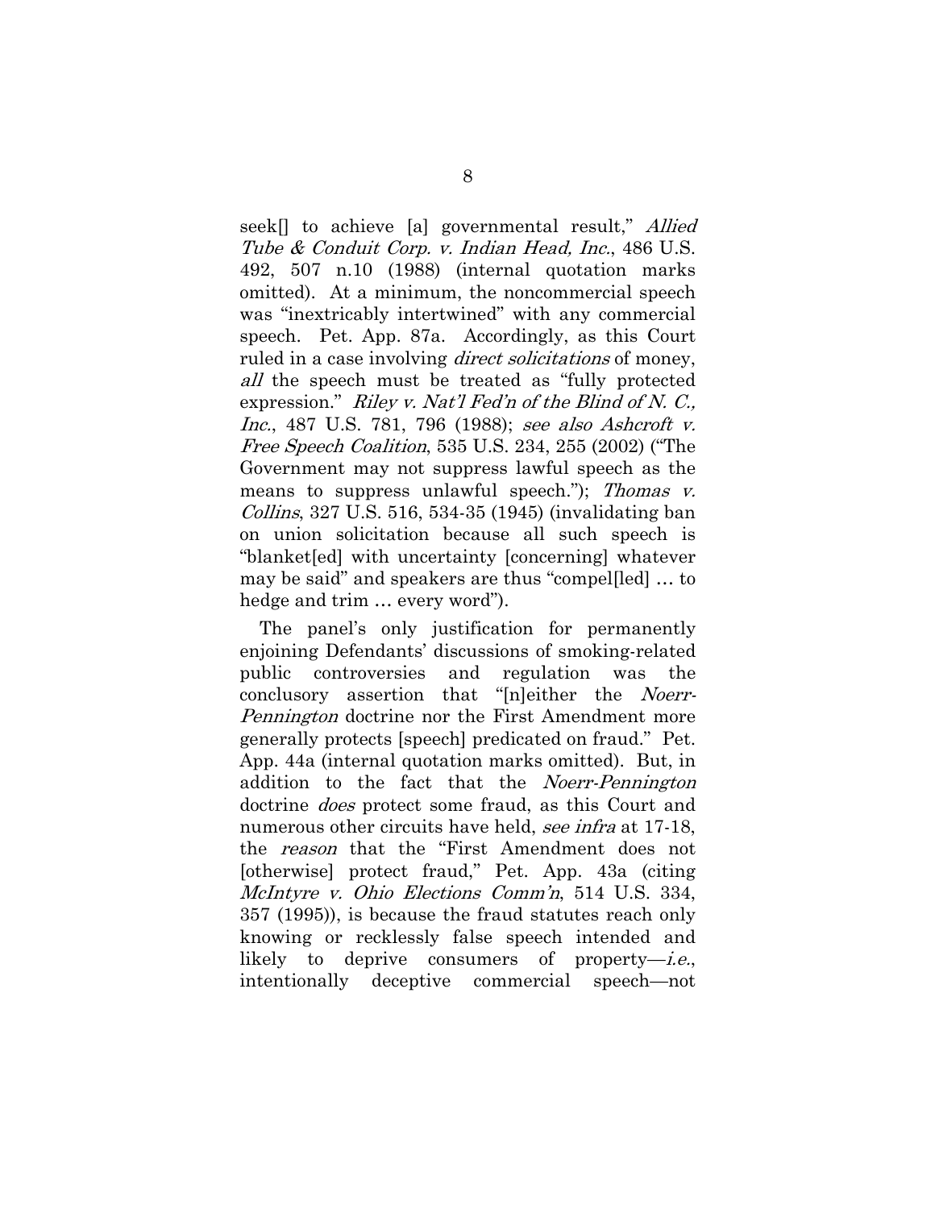seek[] to achieve [a] governmental result," *Allied Tube & Conduit Corp. v. Indian Head, Inc.*, 486 U.S. 492, 507 n.10 (1988) (internal quotation marks omitted). At a minimum, the noncommercial speech was "inextricably intertwined" with any commercial speech. Pet. App. 87a. Accordingly, as this Court ruled in a case involving *direct solicitations* of money, *all* the speech must be treated as "fully protected expression." *Riley v. Nat'l Fed'n of the Blind of N. C., Inc.*, 487 U.S. 781, 796 (1988); *see also Ashcroft v. Free Speech Coalition*, 535 U.S. 234, 255 (2002) ("The Government may not suppress lawful speech as the means to suppress unlawful speech."); *Thomas v. Collins*, 327 U.S. 516, 534-35 (1945) (invalidating ban on union solicitation because all such speech is "blanket[ed] with uncertainty [concerning] whatever may be said" and speakers are thus "compel[led] … to hedge and trim … every word").

The panel's only justification for permanently enjoining Defendants' discussions of smoking-related public controversies and regulation was the conclusory assertion that "[n]either the *Noerr-Pennington* doctrine nor the First Amendment more generally protects [speech] predicated on fraud." Pet. App. 44a (internal quotation marks omitted). But, in addition to the fact that the *Noerr-Pennington* doctrine *does* protect some fraud, as this Court and numerous other circuits have held, *see infra* at 17-18, the *reason* that the "First Amendment does not [otherwise] protect fraud," Pet. App. 43a (citing *McIntyre v. Ohio Elections Comm'n*, 514 U.S. 334, 357 (1995)), is because the fraud statutes reach only knowing or recklessly false speech intended and likely to deprive consumers of property—*i.e.*, intentionally deceptive commercial speech—not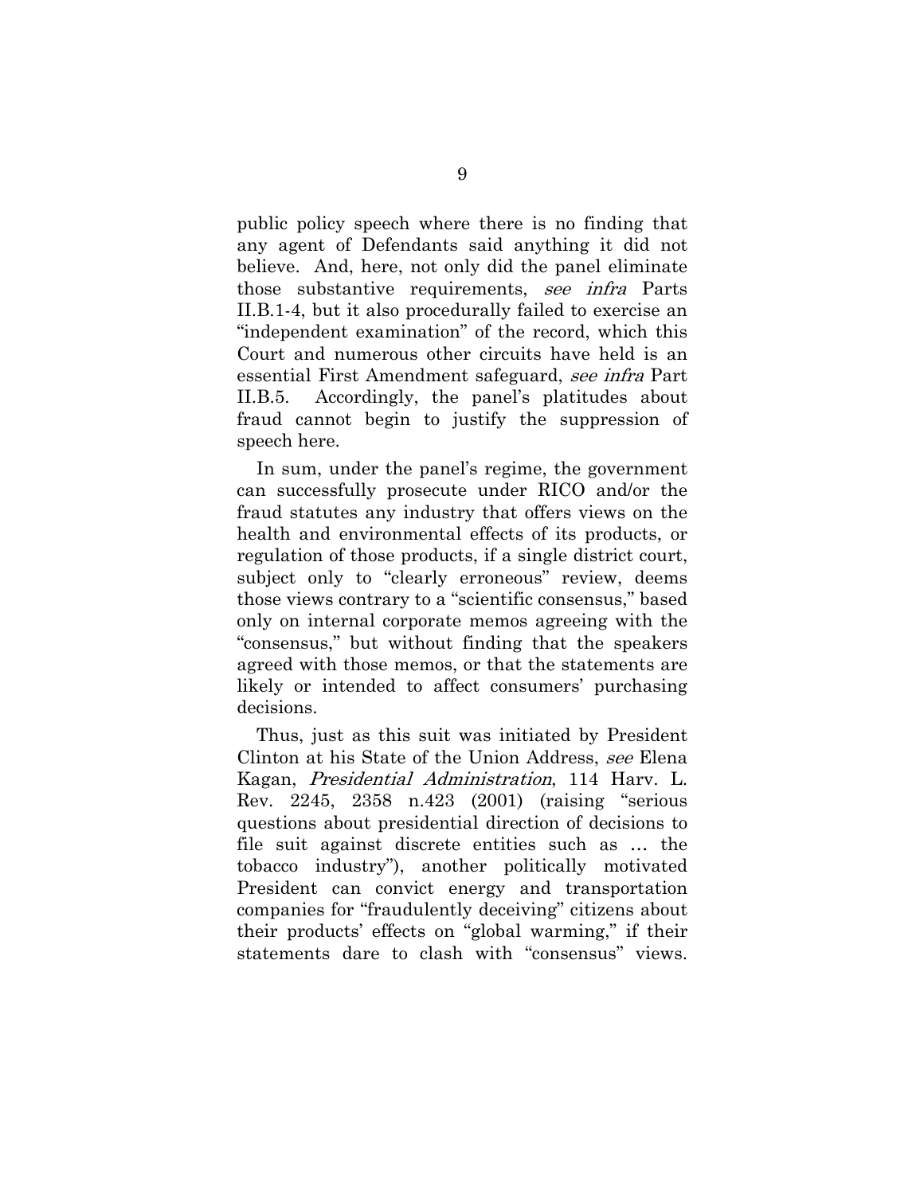public policy speech where there is no finding that any agent of Defendants said anything it did not believe. And, here, not only did the panel eliminate those substantive requirements, *see infra* Parts II.B.1-4, but it also procedurally failed to exercise an "independent examination" of the record, which this Court and numerous other circuits have held is an essential First Amendment safeguard, *see infra* Part II.B.5. Accordingly, the panel's platitudes about fraud cannot begin to justify the suppression of speech here.

In sum, under the panel's regime, the government can successfully prosecute under RICO and/or the fraud statutes any industry that offers views on the health and environmental effects of its products, or regulation of those products, if a single district court, subject only to "clearly erroneous" review, deems those views contrary to a "scientific consensus," based only on internal corporate memos agreeing with the "consensus," but without finding that the speakers agreed with those memos, or that the statements are likely or intended to affect consumers' purchasing decisions.

Thus, just as this suit was initiated by President Clinton at his State of the Union Address, *see* Elena Kagan, *Presidential Administration*, 114 Harv. L. Rev. 2245, 2358 n.423 (2001) (raising "serious questions about presidential direction of decisions to file suit against discrete entities such as … the tobacco industry"), another politically motivated President can convict energy and transportation companies for "fraudulently deceiving" citizens about their products' effects on "global warming," if their statements dare to clash with "consensus" views.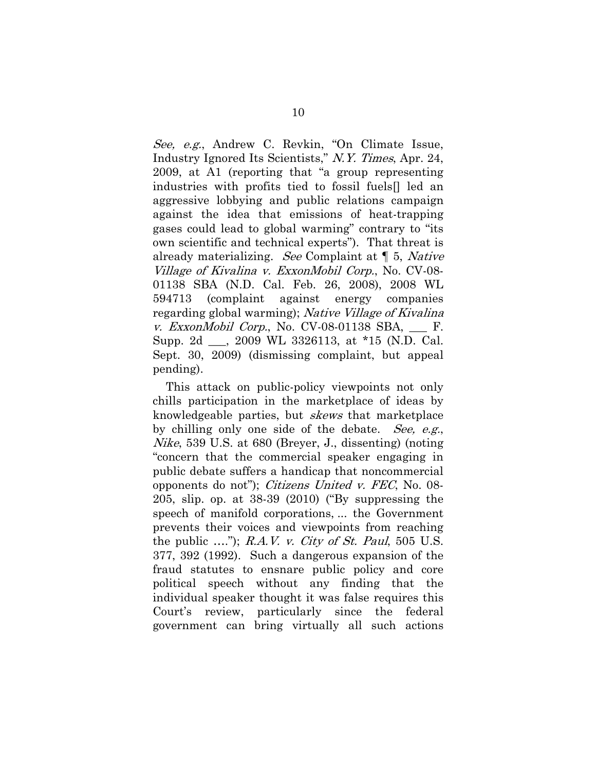*See, e.g.*, Andrew C. Revkin, "On Climate Issue, Industry Ignored Its Scientists," *N.Y. Times*, Apr. 24, 2009, at A1 (reporting that "a group representing industries with profits tied to fossil fuels[] led an aggressive lobbying and public relations campaign against the idea that emissions of heat-trapping gases could lead to global warming" contrary to "its own scientific and technical experts"). That threat is already materializing. *See* Complaint at ¶ 5, *Native Village of Kivalina v. ExxonMobil Corp.*, No. CV-08-01138 SBA (N.D. Cal. Feb. 26, 2008), 2008 WL 594713 (complaint against energy companies regarding global warming); *Native Village of Kivalina v. ExxonMobil Corp.*, No. CV-08-01138 SBA, ___ F. Supp. 2d ___, 2009 WL 3326113, at *15 (N.D. Cal. Sept. 30, 2009) (dismissing complaint, but appeal pending).

This attack on public-policy viewpoints not only chills participation in the marketplace of ideas by knowledgeable parties, but *skews* that marketplace by chilling only one side of the debate. *See, e.g.*, *Nike*, 539 U.S. at 680 (Breyer, J., dissenting) (noting "concern that the commercial speaker engaging in public debate suffers a handicap that noncommercial opponents do not"); *Citizens United v. FEC*, No. 08-205, slip. op. at 38-39 (2010) ("By suppressing the speech of manifold corporations, ... the Government prevents their voices and viewpoints from reaching the public ...."); *R.A.V. v. City of St. Paul*, 505 U.S. 377, 392 (1992). Such a dangerous expansion of the fraud statutes to ensnare public policy and core political speech without any finding that the individual speaker thought it was false requires this Court's review, particularly since the federal government can bring virtually all such actions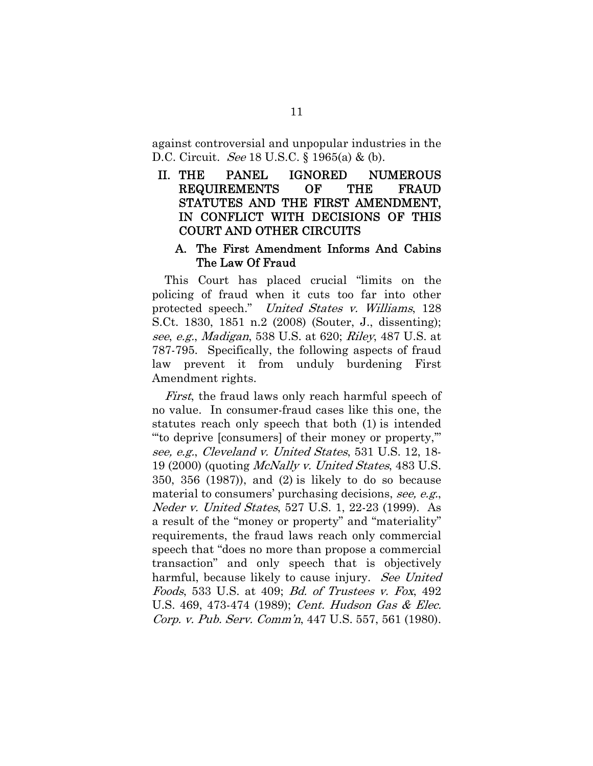against controversial and unpopular industries in the D.C. Circuit. *See* 18 U.S.C. § 1965(a) & (b).

## II. THE PANEL IGNORED NUMEROUS REQUIREMENTS OF THE FRAUD STATUTES AND THE FIRST AMENDMENT, IN CONFLICT WITH DECISIONS OF THIS COURT AND OTHER CIRCUITS

### A. The First Amendment Informs And Cabins The Law Of Fraud

This Court has placed crucial "limits on the policing of fraud when it cuts too far into other protected speech." *United States v. Williams*, 128 S.Ct. 1830, 1851 n.2 (2008) (Souter, J., dissenting); *see*, *e.g.*, *Madigan*, 538 U.S. at 620; *Riley*, 487 U.S. at 787-795. Specifically, the following aspects of fraud law prevent it from unduly burdening First Amendment rights.

*First*, the fraud laws only reach harmful speech of no value. In consumer-fraud cases like this one, the statutes reach only speech that both (1) is intended "'to deprive [consumers] of their money or property,'" *see, e.g.*, *Cleveland v. United States*, 531 U.S. 12, 18-19 (2000) (quoting *McNally v. United States*, 483 U.S. 350, 356 (1987)), and (2) is likely to do so because material to consumers' purchasing decisions, *see, e.g.*, *Neder v. United States*, 527 U.S. 1, 22-23 (1999). As a result of the "money or property" and "materiality" requirements, the fraud laws reach only commercial speech that "does no more than propose a commercial transaction" and only speech that is objectively harmful, because likely to cause injury. *See United Foods*, 533 U.S. at 409; *Bd. of Trustees v. Fox*, 492 U.S. 469, 473-474 (1989); *Cent. Hudson Gas & Elec. Corp. v. Pub. Serv. Comm'n*, 447 U.S. 557, 561 (1980).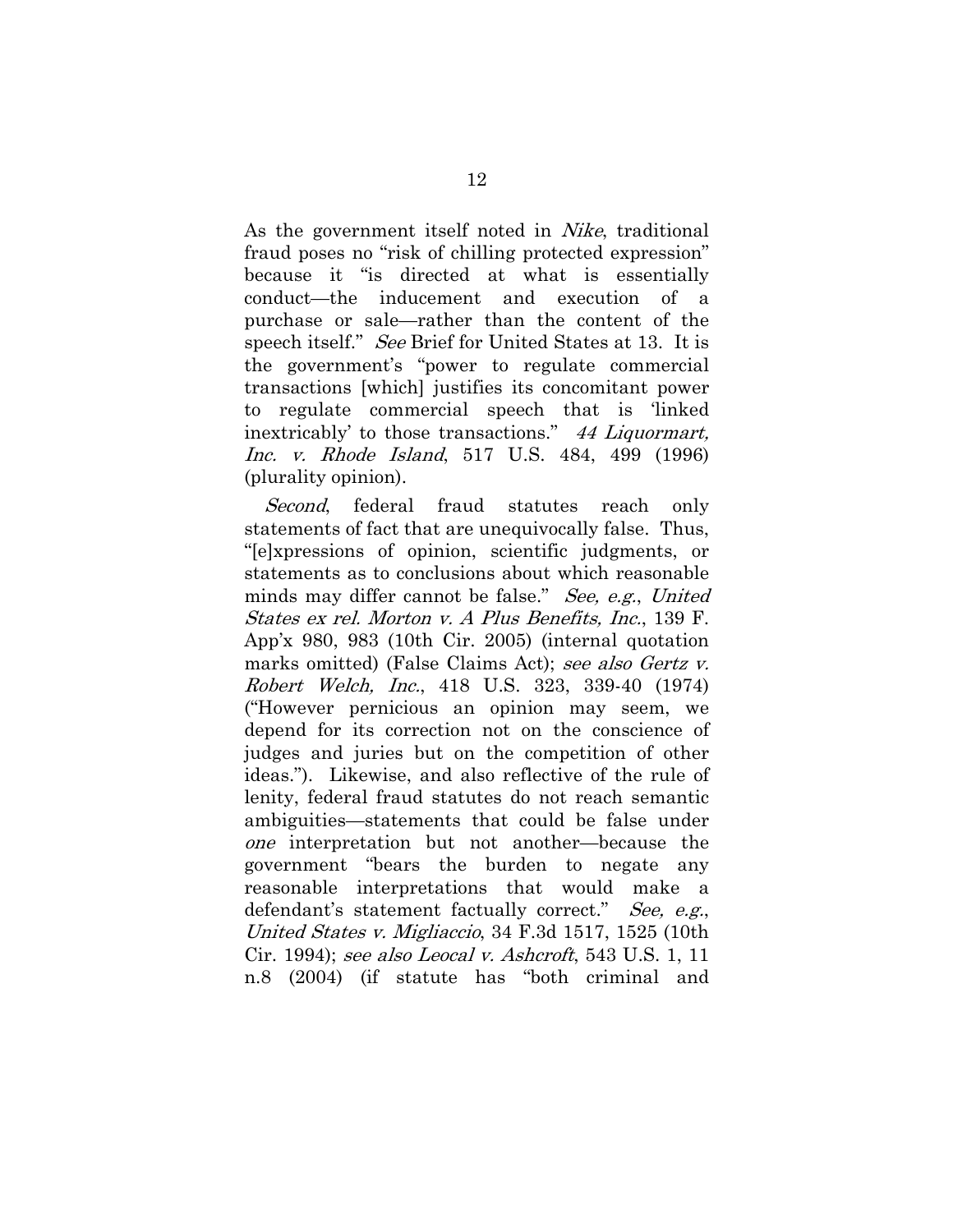As the government itself noted in *Nike*, traditional fraud poses no "risk of chilling protected expression" because it "is directed at what is essentially conduct—the inducement and execution of a purchase or sale—rather than the content of the speech itself." *See* Brief for United States at 13. It is the government's "power to regulate commercial transactions [which] justifies its concomitant power to regulate commercial speech that is 'linked inextricably' to those transactions." *44 Liquormart, Inc. v. Rhode Island*, 517 U.S. 484, 499 (1996) (plurality opinion).

*Second*, federal fraud statutes reach only statements of fact that are unequivocally false. Thus, "[e]xpressions of opinion, scientific judgments, or statements as to conclusions about which reasonable minds may differ cannot be false." *See, e.g.*, *United States ex rel. Morton v. A Plus Benefits, Inc.*, 139 F. App'x 980, 983 (10th Cir. 2005) (internal quotation marks omitted) (False Claims Act); *see also Gertz v. Robert Welch, Inc.*, 418 U.S. 323, 339-40 (1974) ("However pernicious an opinion may seem, we depend for its correction not on the conscience of judges and juries but on the competition of other ideas."). Likewise, and also reflective of the rule of lenity, federal fraud statutes do not reach semantic ambiguities—statements that could be false under *one* interpretation but not another—because the government "bears the burden to negate any reasonable interpretations that would make a defendant's statement factually correct." *See, e.g.*, *United States v. Migliaccio*, 34 F.3d 1517, 1525 (10th Cir. 1994); *see also Leocal v. Ashcroft*, 543 U.S. 1, 11 n.8 (2004) (if statute has "both criminal and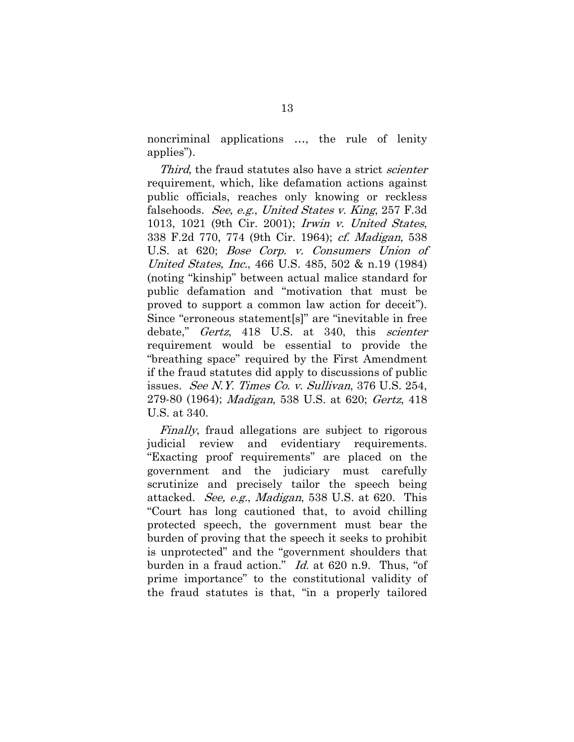noncriminal applications …, the rule of lenity applies").

*Third*, the fraud statutes also have a strict *scienter* requirement, which, like defamation actions against public officials, reaches only knowing or reckless falsehoods. *See, e.g.*, *United States v. King*, 257 F.3d 1013, 1021 (9th Cir. 2001); *Irwin v. United States*, 338 F.2d 770, 774 (9th Cir. 1964); *cf. Madigan*, 538 U.S. at 620; *Bose Corp. v. Consumers Union of United States, Inc.*, 466 U.S. 485, 502 & n.19 (1984) (noting "kinship" between actual malice standard for public defamation and "motivation that must be proved to support a common law action for deceit"). Since "erroneous statement[s]" are "inevitable in free debate," *Gertz*, 418 U.S. at 340, this *scienter* requirement would be essential to provide the "breathing space" required by the First Amendment if the fraud statutes did apply to discussions of public issues. *See N.Y. Times Co. v. Sullivan*, 376 U.S. 254, 279-80 (1964); *Madigan*, 538 U.S. at 620; *Gertz*, 418 U.S. at 340.

*Finally*, fraud allegations are subject to rigorous judicial review and evidentiary requirements. "Exacting proof requirements" are placed on the government and the judiciary must carefully scrutinize and precisely tailor the speech being attacked. *See, e.g.*, *Madigan*, 538 U.S. at 620. This "Court has long cautioned that, to avoid chilling protected speech, the government must bear the burden of proving that the speech it seeks to prohibit is unprotected" and the "government shoulders that burden in a fraud action." *Id.* at 620 n.9. Thus, "of prime importance" to the constitutional validity of the fraud statutes is that, "in a properly tailored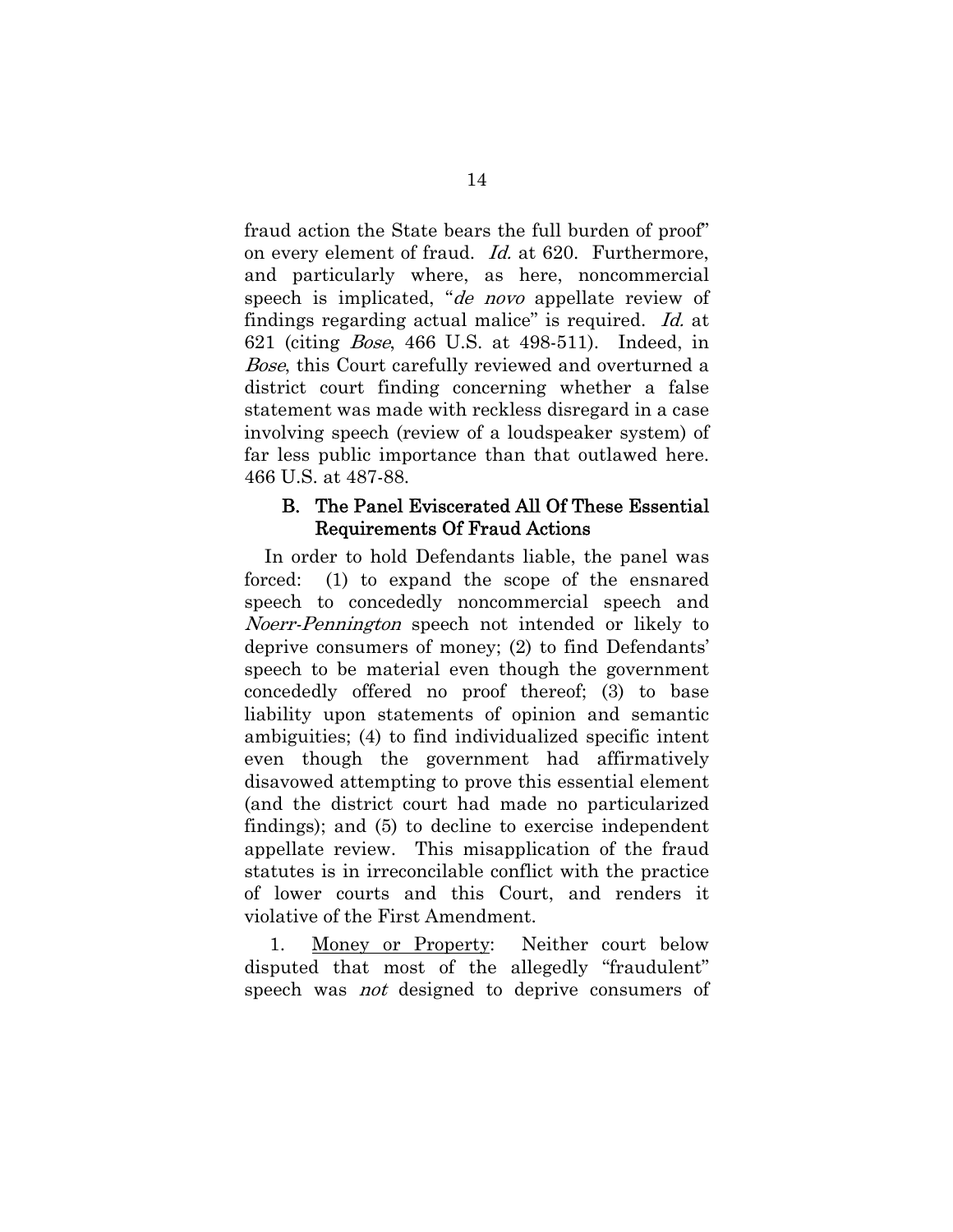fraud action the State bears the full burden of proof" on every element of fraud. *Id.* at 620. Furthermore, and particularly where, as here, noncommercial speech is implicated, "*de novo* appellate review of findings regarding actual malice" is required. *Id.* at 621 (citing *Bose*, 466 U.S. at 498-511). Indeed, in *Bose*, this Court carefully reviewed and overturned a district court finding concerning whether a false statement was made with reckless disregard in a case involving speech (review of a loudspeaker system) of far less public importance than that outlawed here. 466 U.S. at 487-88.

### B. The Panel Eviscerated All Of These Essential Requirements Of Fraud Actions

In order to hold Defendants liable, the panel was forced: (1) to expand the scope of the ensnared speech to concededly noncommercial speech and *Noerr-Pennington* speech not intended or likely to deprive consumers of money; (2) to find Defendants' speech to be material even though the government concededly offered no proof thereof; (3) to base liability upon statements of opinion and semantic ambiguities; (4) to find individualized specific intent even though the government had affirmatively disavowed attempting to prove this essential element (and the district court had made no particularized findings); and (5) to decline to exercise independent appellate review. This misapplication of the fraud statutes is in irreconcilable conflict with the practice of lower courts and this Court, and renders it violative of the First Amendment.

1. <u>Money or Property</u>: Neither court below disputed that most of the allegedly "fraudulent" speech was *not* designed to deprive consumers of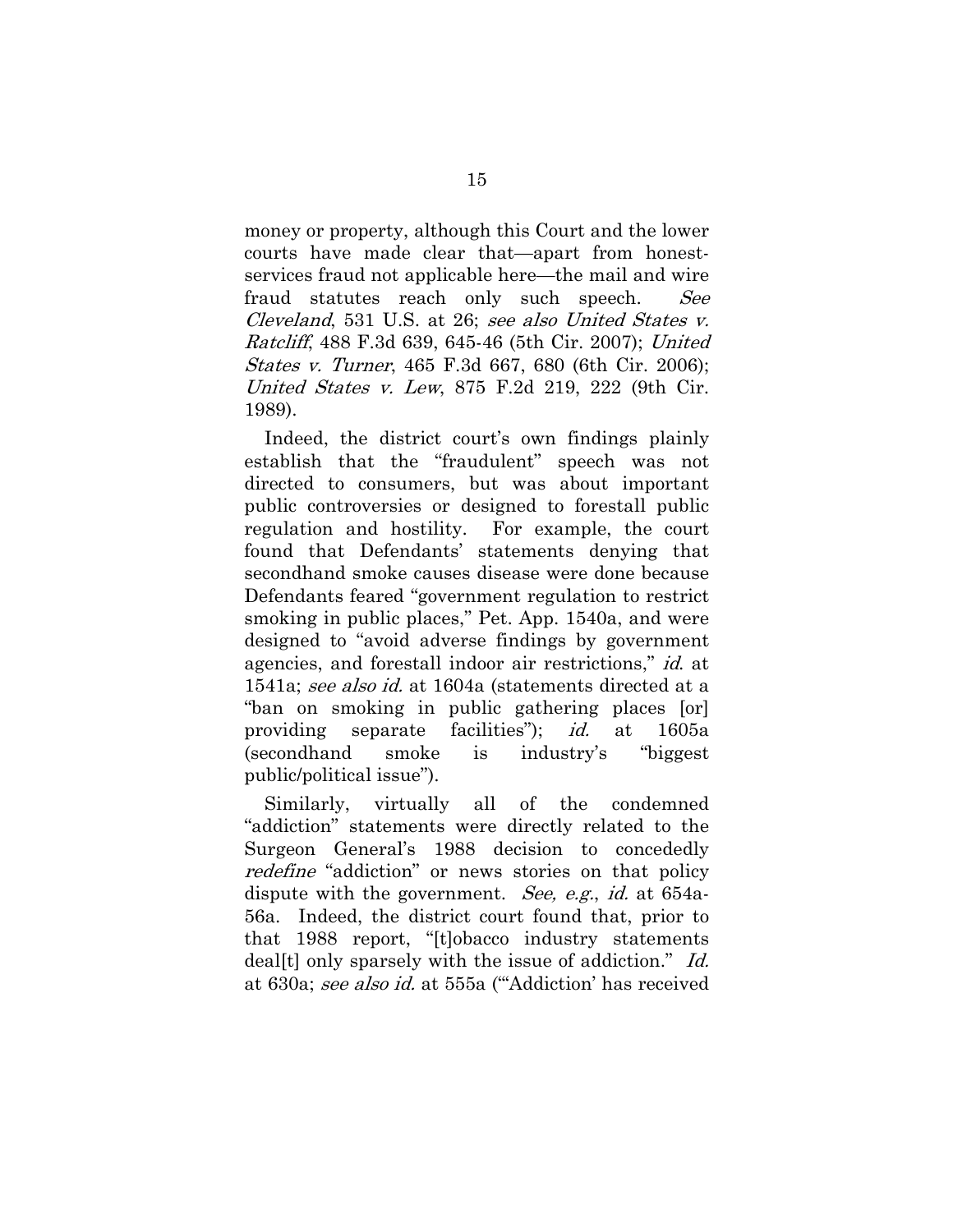money or property, although this Court and the lower courts have made clear that—apart from honest-services fraud not applicable here—the mail and wire fraud statutes reach only such speech. *See Cleveland*, 531 U.S. at 26; *see also United States v. Ratcliff*, 488 F.3d 639, 645-46 (5th Cir. 2007); *United States v. Turner*, 465 F.3d 667, 680 (6th Cir. 2006); *United States v. Lew*, 875 F.2d 219, 222 (9th Cir. 1989).

Indeed, the district court's own findings plainly establish that the "fraudulent" speech was not directed to consumers, but was about important public controversies or designed to forestall public regulation and hostility. For example, the court found that Defendants' statements denying that secondhand smoke causes disease were done because Defendants feared "government regulation to restrict smoking in public places," Pet. App. 1540a, and were designed to "avoid adverse findings by government agencies, and forestall indoor air restrictions," *id.* at 1541a; *see also id.* at 1604a (statements directed at a "ban on smoking in public gathering places [or] providing separate facilities"); *id.* at 1605a (secondhand smoke is industry's "biggest public/political issue").

Similarly, virtually all of the condemned "addiction" statements were directly related to the Surgeon General's 1988 decision to concededly *redefine* "addiction" or news stories on that policy dispute with the government. *See, e.g.*, *id.* at 654a-56a. Indeed, the district court found that, prior to that 1988 report, "[t]obacco industry statements deal[t] only sparsely with the issue of addiction." *Id.* at 630a; *see also id.* at 555a ("'Addiction' has received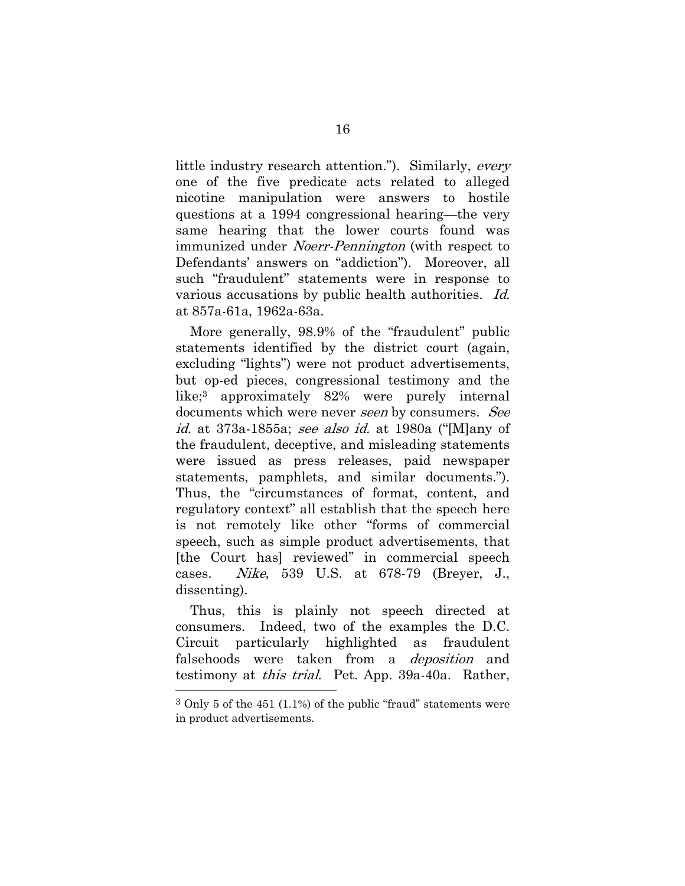little industry research attention."). Similarly, *every* one of the five predicate acts related to alleged nicotine manipulation were answers to hostile questions at a 1994 congressional hearing—the very same hearing that the lower courts found was immunized under *Noerr-Pennington* (with respect to Defendants' answers on "addiction"). Moreover, all such "fraudulent" statements were in response to various accusations by public health authorities. *Id.* at 857a-61a, 1962a-63a.

More generally, 98.9% of the "fraudulent" public statements identified by the district court (again, excluding "lights") were not product advertisements, but op-ed pieces, congressional testimony and the like;[3] approximately 82% were purely internal documents which were never *seen* by consumers. *See id.* at 373a-1855a; *see also id.* at 1980a ("[M]any of the fraudulent, deceptive, and misleading statements were issued as press releases, paid newspaper statements, pamphlets, and similar documents."). Thus, the "circumstances of format, content, and regulatory context" all establish that the speech here is not remotely like other "forms of commercial speech, such as simple product advertisements, that [the Court has] reviewed" in commercial speech cases. *Nike*, 539 U.S. at 678-79 (Breyer, J., dissenting).

Thus, this is plainly not speech directed at consumers. Indeed, two of the examples the D.C. Circuit particularly highlighted as fraudulent falsehoods were taken from a *deposition* and testimony at *this trial*. Pet. App. 39a-40a. Rather,

[3] Only 5 of the 451 (1.1%) of the public "fraud" statements were in product advertisements.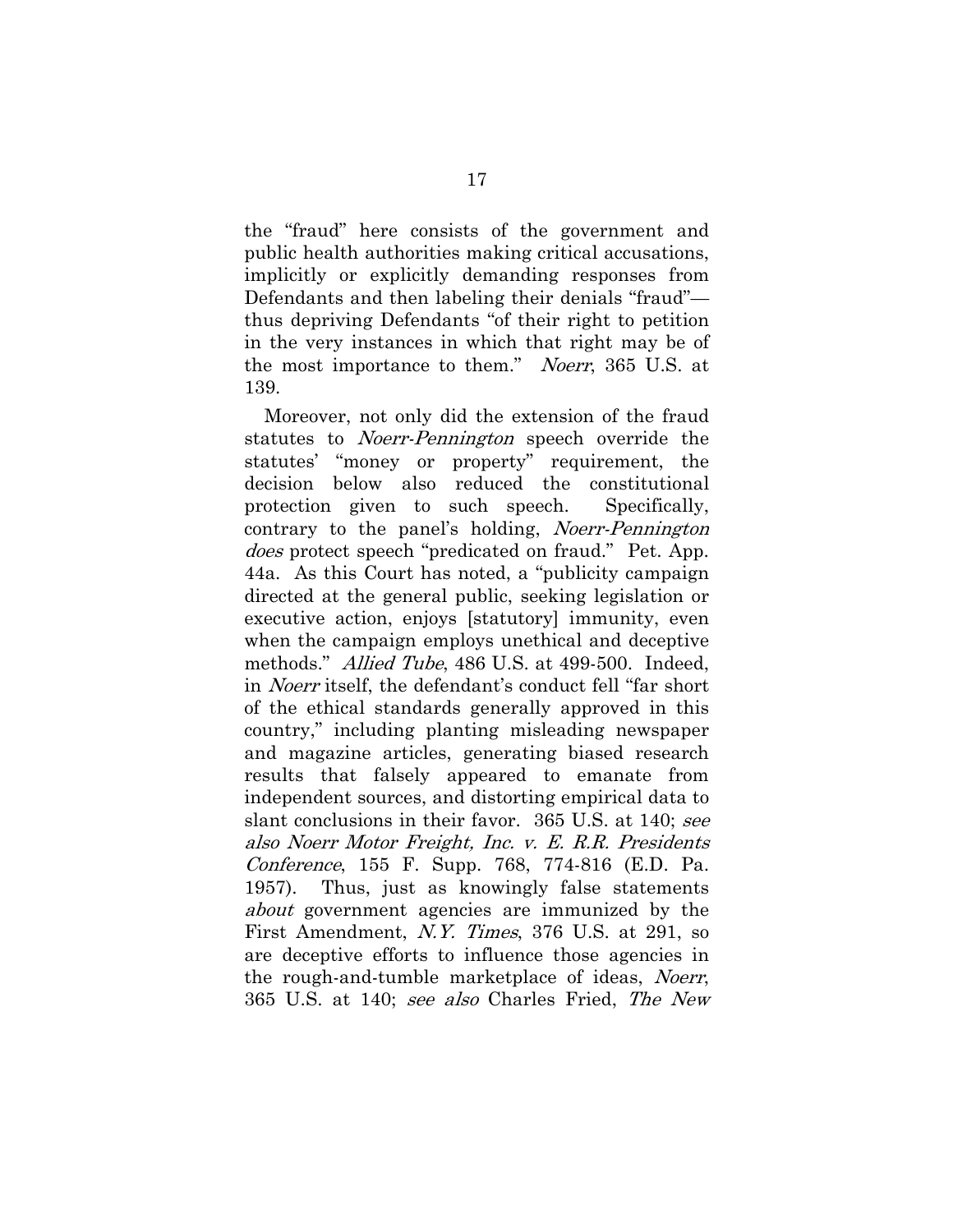the "fraud" here consists of the government and public health authorities making critical accusations, implicitly or explicitly demanding responses from Defendants and then labeling their denials "fraud"—thus depriving Defendants "of their right to petition in the very instances in which that right may be of the most importance to them." *Noerr*, 365 U.S. at 139.

Moreover, not only did the extension of the fraud statutes to *Noerr-Pennington* speech override the statutes' "money or property" requirement, the decision below also reduced the constitutional protection given to such speech. Specifically, contrary to the panel's holding, *Noerr-Pennington does* protect speech "predicated on fraud." Pet. App. 44a. As this Court has noted, a "publicity campaign directed at the general public, seeking legislation or executive action, enjoys [statutory] immunity, even when the campaign employs unethical and deceptive methods." *Allied Tube*, 486 U.S. at 499-500. Indeed, in *Noerr* itself, the defendant's conduct fell "far short of the ethical standards generally approved in this country," including planting misleading newspaper and magazine articles, generating biased research results that falsely appeared to emanate from independent sources, and distorting empirical data to slant conclusions in their favor. 365 U.S. at 140; *see also Noerr Motor Freight, Inc. v. E. R.R. Presidents Conference*, 155 F. Supp. 768, 774-816 (E.D. Pa. 1957). Thus, just as knowingly false statements *about* government agencies are immunized by the First Amendment, *N.Y. Times*, 376 U.S. at 291, so are deceptive efforts to influence those agencies in the rough-and-tumble marketplace of ideas, *Noerr*, 365 U.S. at 140; *see also* Charles Fried, *The New*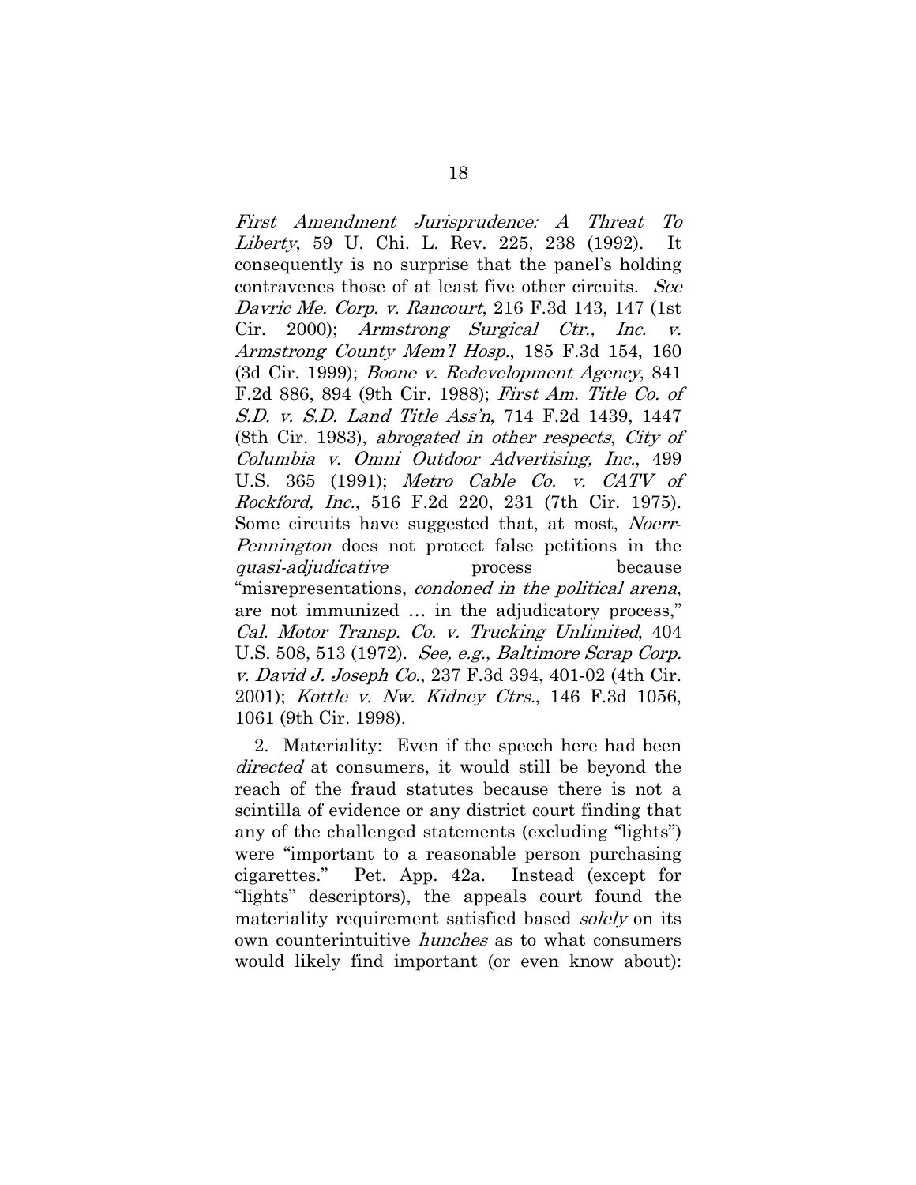*First Amendment Jurisprudence: A Threat To Liberty*, 59 U. Chi. L. Rev. 225, 238 (1992). It consequently is no surprise that the panel's holding contravenes those of at least five other circuits. *See Davric Me. Corp. v. Rancourt*, 216 F.3d 143, 147 (1st Cir. 2000); *Armstrong Surgical Ctr., Inc. v. Armstrong County Mem'l Hosp.*, 185 F.3d 154, 160 (3d Cir. 1999); *Boone v. Redevelopment Agency*, 841 F.2d 886, 894 (9th Cir. 1988); *First Am. Title Co. of S.D. v. S.D. Land Title Ass'n*, 714 F.2d 1439, 1447 (8th Cir. 1983), *abrogated in other respects*, *City of Columbia v. Omni Outdoor Advertising, Inc.*, 499 U.S. 365 (1991); *Metro Cable Co. v. CATV of Rockford, Inc.*, 516 F.2d 220, 231 (7th Cir. 1975). Some circuits have suggested that, at most, *Noerr-Pennington* does not protect false petitions in the *quasi-adjudicative* process because "misrepresentations, *condoned in the political arena*, are not immunized … in the adjudicatory process," *Cal. Motor Transp. Co. v. Trucking Unlimited*, 404 U.S. 508, 513 (1972). *See, e.g.*, *Baltimore Scrap Corp. v. David J. Joseph Co.*, 237 F.3d 394, 401-02 (4th Cir. 2001); *Kottle v. Nw. Kidney Ctrs.*, 146 F.3d 1056, 1061 (9th Cir. 1998).

2. Materiality: Even if the speech here had been *directed* at consumers, it would still be beyond the reach of the fraud statutes because there is not a scintilla of evidence or any district court finding that any of the challenged statements (excluding "lights") were "important to a reasonable person purchasing cigarettes." Pet. App. 42a. Instead (except for "lights" descriptors), the appeals court found the materiality requirement satisfied based *solely* on its own counterintuitive *hunches* as to what consumers would likely find important (or even know about):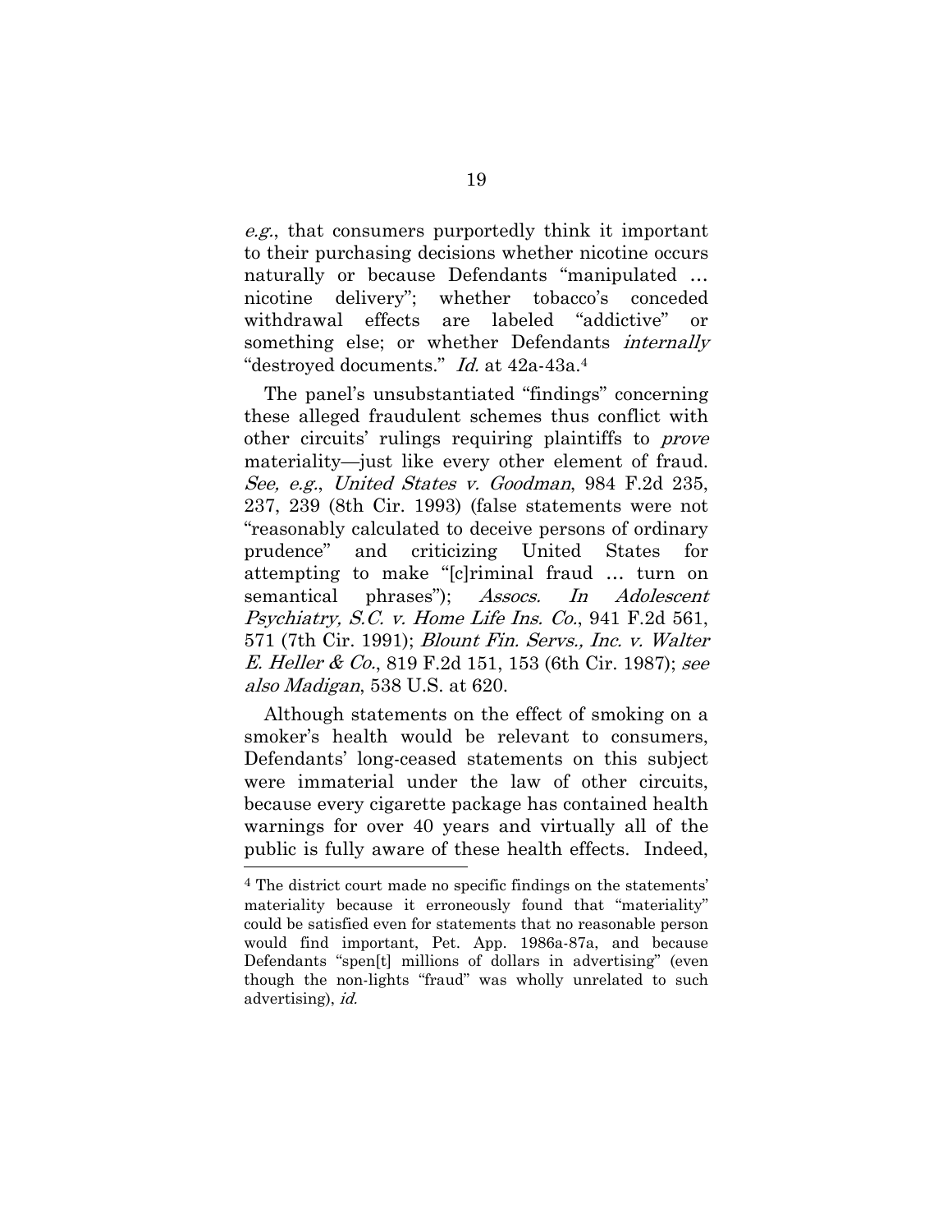*e.g.*, that consumers purportedly think it important to their purchasing decisions whether nicotine occurs naturally or because Defendants "manipulated … nicotine delivery"; whether tobacco's conceded withdrawal effects are labeled "addictive" or something else; or whether Defendants *internally* "destroyed documents." *Id.* at 42a-43a.[4]

The panel's unsubstantiated "findings" concerning these alleged fraudulent schemes thus conflict with other circuits' rulings requiring plaintiffs to *prove* materiality—just like every other element of fraud. *See, e.g.*, *United States v. Goodman*, 984 F.2d 235, 237, 239 (8th Cir. 1993) (false statements were not "reasonably calculated to deceive persons of ordinary prudence" and criticizing United States for attempting to make "[c]riminal fraud … turn on semantical phrases"); *Assocs. In Adolescent Psychiatry, S.C. v. Home Life Ins. Co.*, 941 F.2d 561, 571 (7th Cir. 1991); *Blount Fin. Servs., Inc. v. Walter E. Heller & Co.*, 819 F.2d 151, 153 (6th Cir. 1987); *see also Madigan*, 538 U.S. at 620.

Although statements on the effect of smoking on a smoker's health would be relevant to consumers, Defendants' long-ceased statements on this subject were immaterial under the law of other circuits, because every cigarette package has contained health warnings for over 40 years and virtually all of the public is fully aware of these health effects. Indeed,

---

[4] The district court made no specific findings on the statements' materiality because it erroneously found that "materiality" could be satisfied even for statements that no reasonable person would find important, Pet. App. 1986a-87a, and because Defendants "spen[t] millions of dollars in advertising" (even though the non-lights "fraud" was wholly unrelated to such advertising), *id.*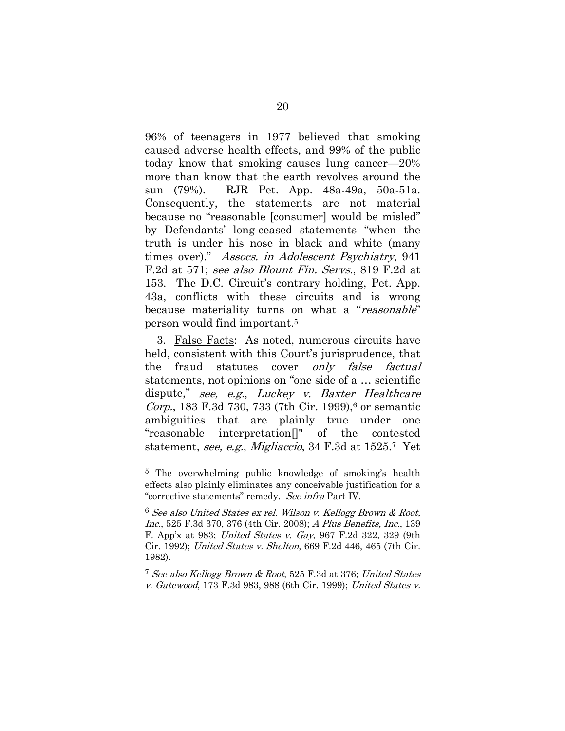96% of teenagers in 1977 believed that smoking caused adverse health effects, and 99% of the public today know that smoking causes lung cancer—20% more than know that the earth revolves around the sun (79%). RJR Pet. App. 48a-49a, 50a-51a. Consequently, the statements are not material because no "reasonable [consumer] would be misled" by Defendants' long-ceased statements "when the truth is under his nose in black and white (many times over)." *Assocs. in Adolescent Psychiatry*, 941 F.2d at 571; *see also Blount Fin. Servs.*, 819 F.2d at 153. The D.C. Circuit's contrary holding, Pet. App. 43a, conflicts with these circuits and is wrong because materiality turns on what a "*reasonable*" person would find important.[5]

3. False Facts: As noted, numerous circuits have held, consistent with this Court's jurisprudence, that the fraud statutes cover *only false factual* statements, not opinions on "one side of a … scientific dispute," *see, e.g.*, *Luckey v. Baxter Healthcare Corp.*, 183 F.3d 730, 733 (7th Cir. 1999),[6] or semantic ambiguities that are plainly true under one "reasonable interpretation[]" of the contested statement, *see, e.g.*, *Migliaccio*, 34 F.3d at 1525.[7] Yet

---

[5] The overwhelming public knowledge of smoking's health effects also plainly eliminates any conceivable justification for a "corrective statements" remedy. *See infra* Part IV.

[6] *See also United States ex rel. Wilson v. Kellogg Brown & Root, Inc.*, 525 F.3d 370, 376 (4th Cir. 2008); *A Plus Benefits, Inc.*, 139 F. App'x at 983; *United States v. Gay*, 967 F.2d 322, 329 (9th Cir. 1992); *United States v. Shelton*, 669 F.2d 446, 465 (7th Cir. 1982).

[7] *See also Kellogg Brown & Root*, 525 F.3d at 376; *United States v. Gatewood*, 173 F.3d 983, 988 (6th Cir. 1999); *United States v.*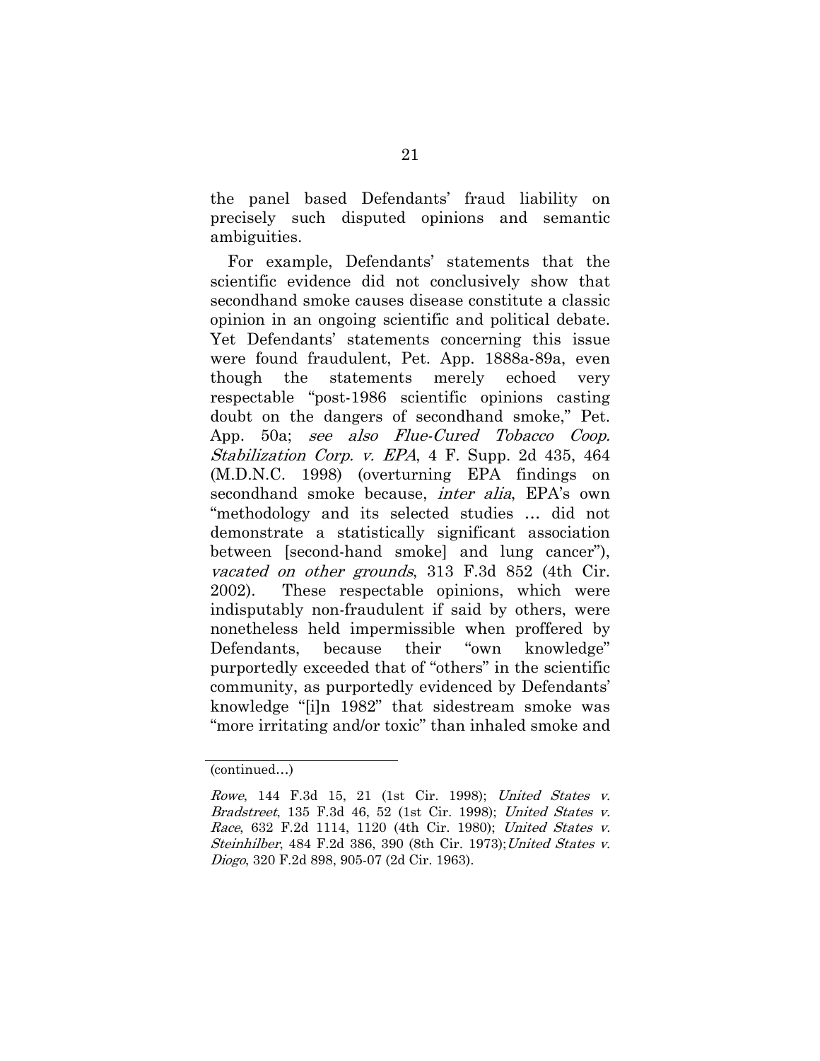the panel based Defendants' fraud liability on precisely such disputed opinions and semantic ambiguities.

For example, Defendants' statements that the scientific evidence did not conclusively show that secondhand smoke causes disease constitute a classic opinion in an ongoing scientific and political debate. Yet Defendants' statements concerning this issue were found fraudulent, Pet. App. 1888a-89a, even though the statements merely echoed very respectable "post-1986 scientific opinions casting doubt on the dangers of secondhand smoke," Pet. App. 50a; *see also Flue-Cured Tobacco Coop. Stabilization Corp. v. EPA*, 4 F. Supp. 2d 435, 464 (M.D.N.C. 1998) (overturning EPA findings on secondhand smoke because, *inter alia*, EPA's own "methodology and its selected studies … did not demonstrate a statistically significant association between [second-hand smoke] and lung cancer"), *vacated on other grounds*, 313 F.3d 852 (4th Cir. 2002). These respectable opinions, which were indisputably non-fraudulent if said by others, were nonetheless held impermissible when proffered by Defendants, because their "own knowledge" purportedly exceeded that of "others" in the scientific community, as purportedly evidenced by Defendants' knowledge "[i]n 1982" that sidestream smoke was "more irritating and/or toxic" than inhaled smoke and

(continued…)

*Rowe*, 144 F.3d 15, 21 (1st Cir. 1998); *United States v. Bradstreet*, 135 F.3d 46, 52 (1st Cir. 1998); *United States v. Race*, 632 F.2d 1114, 1120 (4th Cir. 1980); *United States v. Steinhilber*, 484 F.2d 386, 390 (8th Cir. 1973); *United States v. Diogo*, 320 F.2d 898, 905-07 (2d Cir. 1963).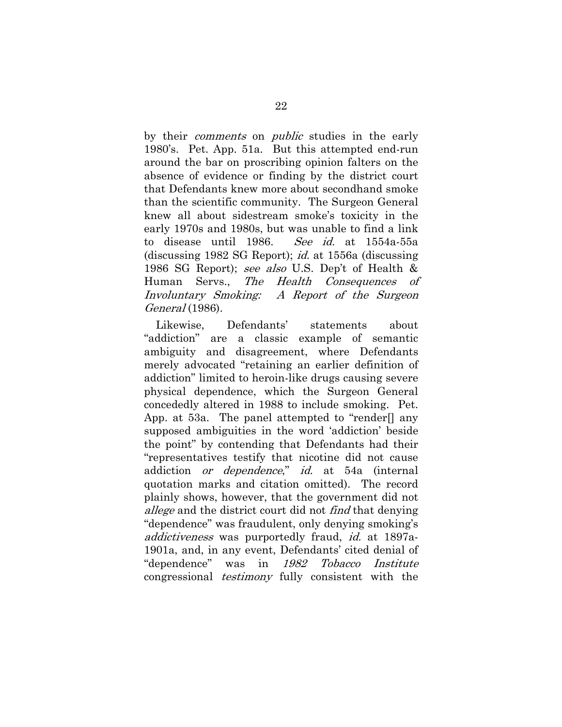by their *comments* on *public* studies in the early 1980's. Pet. App. 51a. But this attempted end-run around the bar on proscribing opinion falters on the absence of evidence or finding by the district court that Defendants knew more about secondhand smoke than the scientific community. The Surgeon General knew all about sidestream smoke's toxicity in the early 1970s and 1980s, but was unable to find a link to disease until 1986. *See id.* at 1554a-55a (discussing 1982 SG Report); *id.* at 1556a (discussing 1986 SG Report); *see also* U.S. Dep't of Health & Human Servs., *The Health Consequences of Involuntary Smoking: A Report of the Surgeon General* (1986).

Likewise, Defendants' statements about "addiction" are a classic example of semantic ambiguity and disagreement, where Defendants merely advocated "retaining an earlier definition of addiction" limited to heroin-like drugs causing severe physical dependence, which the Surgeon General concededly altered in 1988 to include smoking. Pet. App. at 53a. The panel attempted to "render[] any supposed ambiguities in the word 'addiction' beside the point" by contending that Defendants had their "representatives testify that nicotine did not cause addiction *or dependence*," *id.* at 54a (internal quotation marks and citation omitted). The record plainly shows, however, that the government did not *allege* and the district court did not *find* that denying "dependence" was fraudulent, only denying smoking's *addictiveness* was purportedly fraud, *id.* at 1897a-1901a, and, in any event, Defendants' cited denial of "dependence" was in *1982 Tobacco Institute* congressional *testimony* fully consistent with the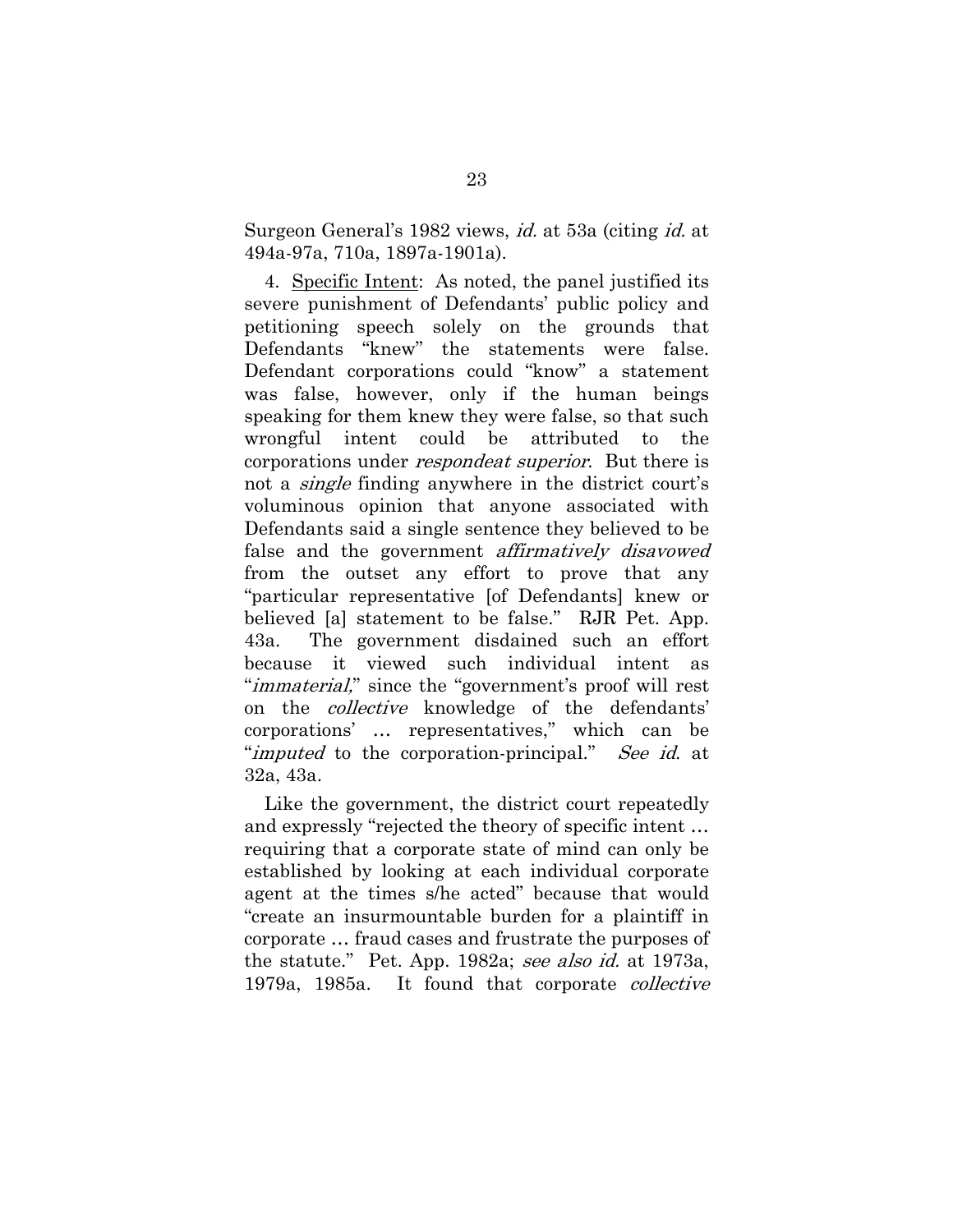Surgeon General's 1982 views, *id.* at 53a (citing *id.* at 494a-97a, 710a, 1897a-1901a).

4. Specific Intent: As noted, the panel justified its severe punishment of Defendants' public policy and petitioning speech solely on the grounds that Defendants "knew" the statements were false. Defendant corporations could "know" a statement was false, however, only if the human beings speaking for them knew they were false, so that such wrongful intent could be attributed to the corporations under *respondeat superior*. But there is not a *single* finding anywhere in the district court's voluminous opinion that anyone associated with Defendants said a single sentence they believed to be false and the government *affirmatively disavowed* from the outset any effort to prove that any "particular representative [of Defendants] knew or believed [a] statement to be false." RJR Pet. App. 43a. The government disdained such an effort because it viewed such individual intent as "*immaterial*," since the "government's proof will rest on the *collective* knowledge of the defendants' corporations' … representatives," which can be "*imputed* to the corporation-principal." *See id.* at 32a, 43a.

Like the government, the district court repeatedly and expressly "rejected the theory of specific intent … requiring that a corporate state of mind can only be established by looking at each individual corporate agent at the times s/he acted" because that would "create an insurmountable burden for a plaintiff in corporate … fraud cases and frustrate the purposes of the statute." Pet. App. 1982a; *see also id.* at 1973a, 1979a, 1985a. It found that corporate *collective*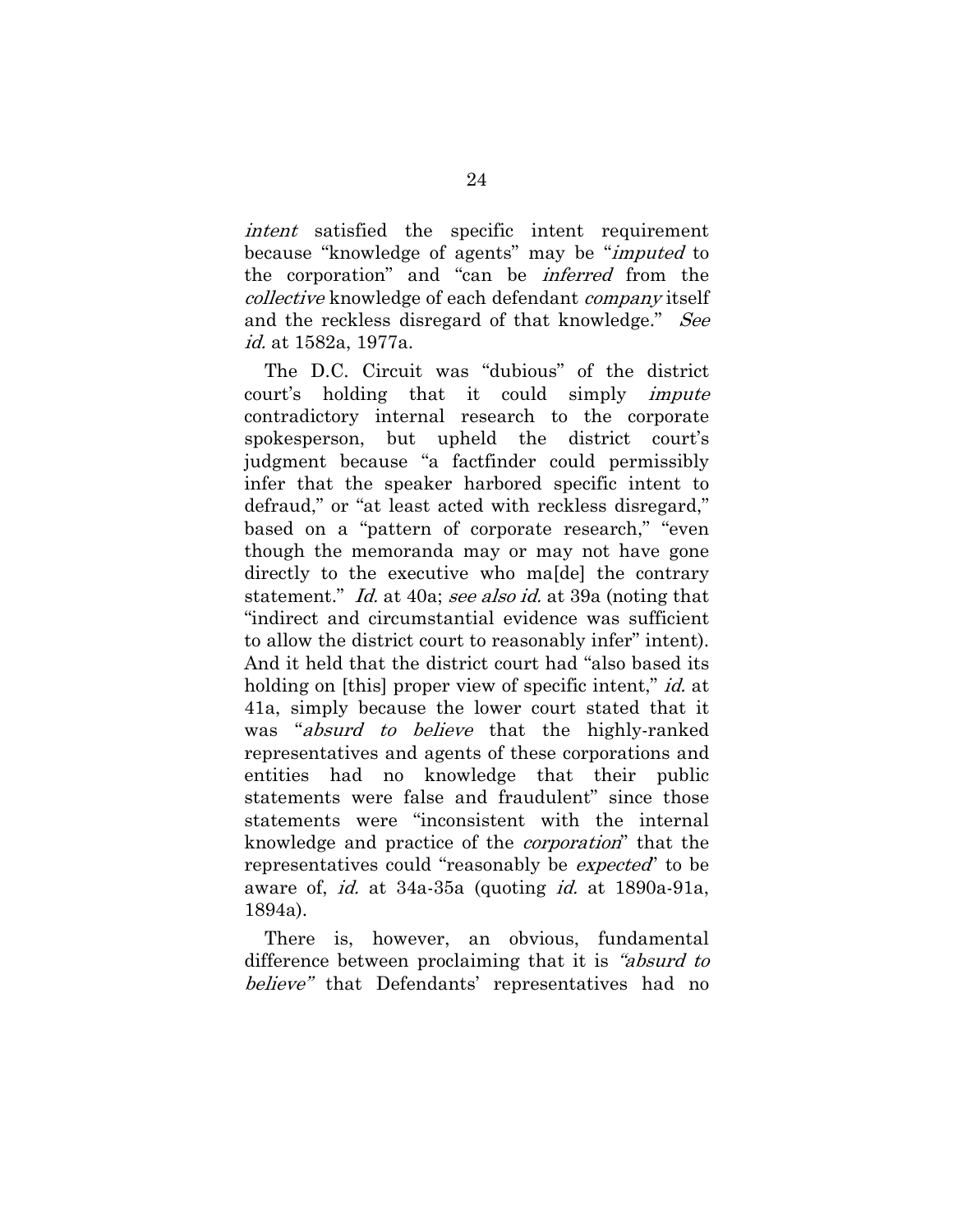*intent* satisfied the specific intent requirement because "knowledge of agents" may be "*imputed* to the corporation" and "can be *inferred* from the *collective* knowledge of each defendant *company* itself and the reckless disregard of that knowledge." *See id.* at 1582a, 1977a.

The D.C. Circuit was "dubious" of the district court's holding that it could simply *impute* contradictory internal research to the corporate spokesperson, but upheld the district court's judgment because "a factfinder could permissibly infer that the speaker harbored specific intent to defraud," or "at least acted with reckless disregard," based on a "pattern of corporate research," "even though the memoranda may or may not have gone directly to the executive who ma[de] the contrary statement." *Id.* at 40a; *see also id.* at 39a (noting that "indirect and circumstantial evidence was sufficient to allow the district court to reasonably infer" intent). And it held that the district court had "also based its holding on [this] proper view of specific intent," *id.* at 41a, simply because the lower court stated that it was "*absurd to believe* that the highly-ranked representatives and agents of these corporations and entities had no knowledge that their public statements were false and fraudulent" since those statements were "inconsistent with the internal knowledge and practice of the *corporation*" that the representatives could "reasonably be *expected*" to be aware of, *id.* at 34a-35a (quoting *id.* at 1890a-91a, 1894a).

There is, however, an obvious, fundamental difference between proclaiming that it is *"absurd to believe"* that Defendants' representatives had no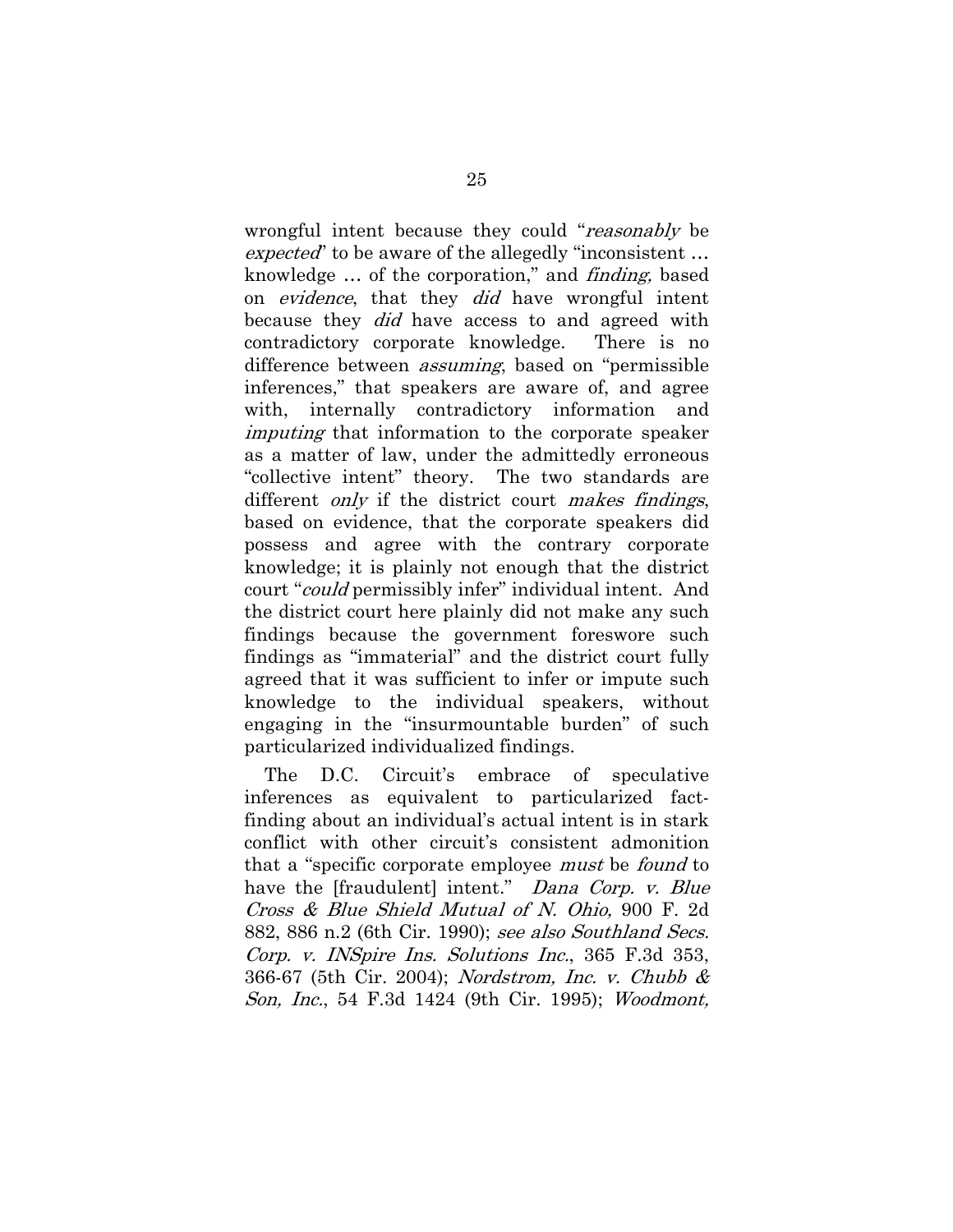wrongful intent because they could "*reasonably* be *expected*" to be aware of the allegedly "inconsistent … knowledge … of the corporation," and *finding,* based on *evidence*, that they *did* have wrongful intent because they *did* have access to and agreed with contradictory corporate knowledge. There is no difference between *assuming*, based on "permissible inferences," that speakers are aware of, and agree with, internally contradictory information and *imputing* that information to the corporate speaker as a matter of law, under the admittedly erroneous "collective intent" theory. The two standards are different *only* if the district court *makes findings*, based on evidence, that the corporate speakers did possess and agree with the contrary corporate knowledge; it is plainly not enough that the district court "*could* permissibly infer" individual intent. And the district court here plainly did not make any such findings because the government foreswore such findings as "immaterial" and the district court fully agreed that it was sufficient to infer or impute such knowledge to the individual speakers, without engaging in the "insurmountable burden" of such particularized individualized findings.

The D.C. Circuit's embrace of speculative inferences as equivalent to particularized fact-finding about an individual's actual intent is in stark conflict with other circuit's consistent admonition that a "specific corporate employee *must* be *found* to have the [fraudulent] intent." *Dana Corp. v. Blue Cross & Blue Shield Mutual of N. Ohio,* 900 F. 2d 882, 886 n.2 (6th Cir. 1990); *see also Southland Secs. Corp. v. INSpire Ins. Solutions Inc.*, 365 F.3d 353, 366-67 (5th Cir. 2004); *Nordstrom, Inc. v. Chubb & Son, Inc.*, 54 F.3d 1424 (9th Cir. 1995); *Woodmont,*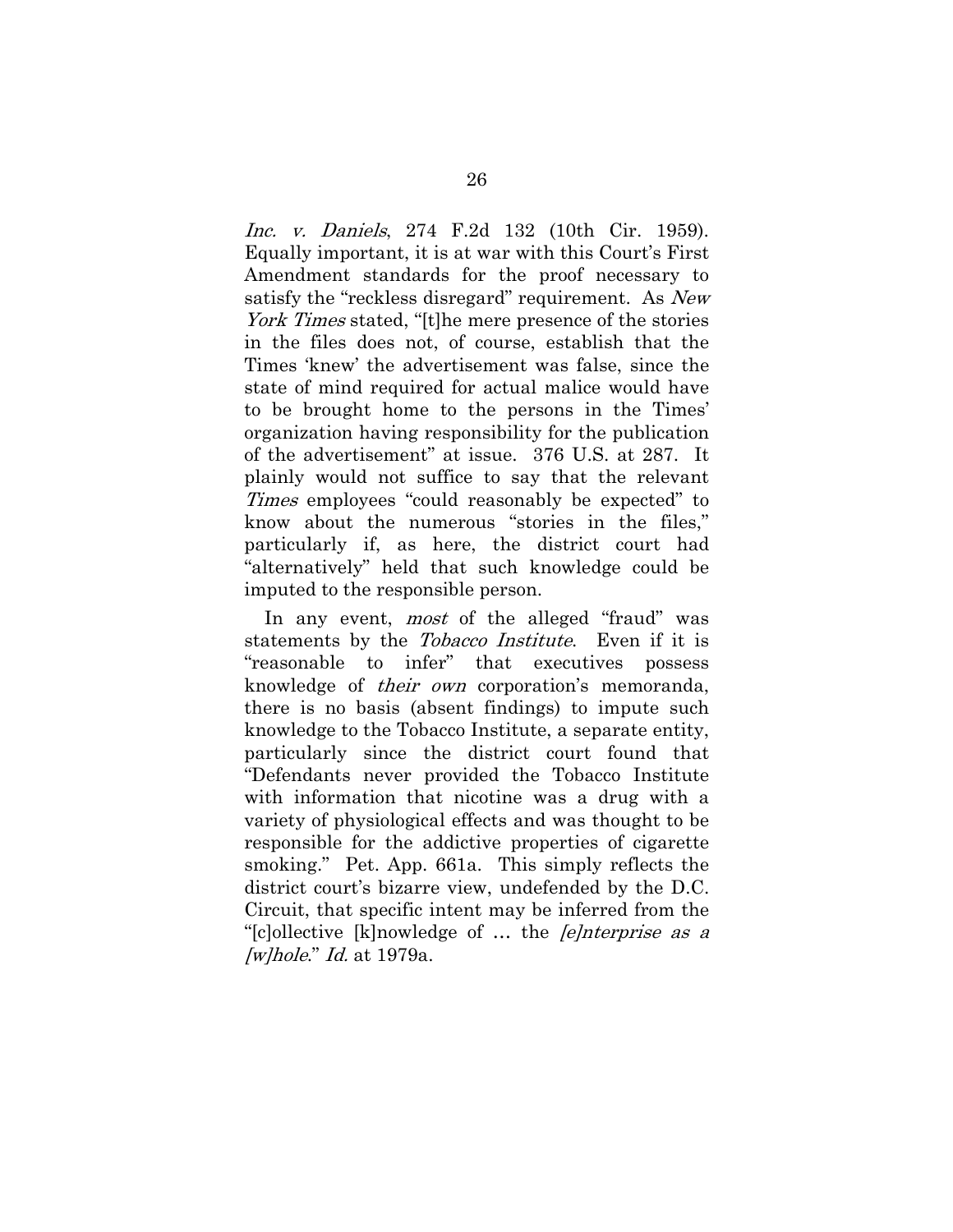*Inc. v. Daniels*, 274 F.2d 132 (10th Cir. 1959). Equally important, it is at war with this Court's First Amendment standards for the proof necessary to satisfy the "reckless disregard" requirement. As *New York Times* stated, "[t]he mere presence of the stories in the files does not, of course, establish that the Times 'knew' the advertisement was false, since the state of mind required for actual malice would have to be brought home to the persons in the Times' organization having responsibility for the publication of the advertisement" at issue. 376 U.S. at 287. It plainly would not suffice to say that the relevant *Times* employees "could reasonably be expected" to know about the numerous "stories in the files," particularly if, as here, the district court had "alternatively" held that such knowledge could be imputed to the responsible person.

In any event, *most* of the alleged "fraud" was statements by the *Tobacco Institute*. Even if it is "reasonable to infer" that executives possess knowledge of *their own* corporation's memoranda, there is no basis (absent findings) to impute such knowledge to the Tobacco Institute, a separate entity, particularly since the district court found that "Defendants never provided the Tobacco Institute with information that nicotine was a drug with a variety of physiological effects and was thought to be responsible for the addictive properties of cigarette smoking." Pet. App. 661a. This simply reflects the district court's bizarre view, undefended by the D.C. Circuit, that specific intent may be inferred from the "[c]ollective [k]nowledge of … the *[e]nterprise as a [w]hole*." *Id.* at 1979a.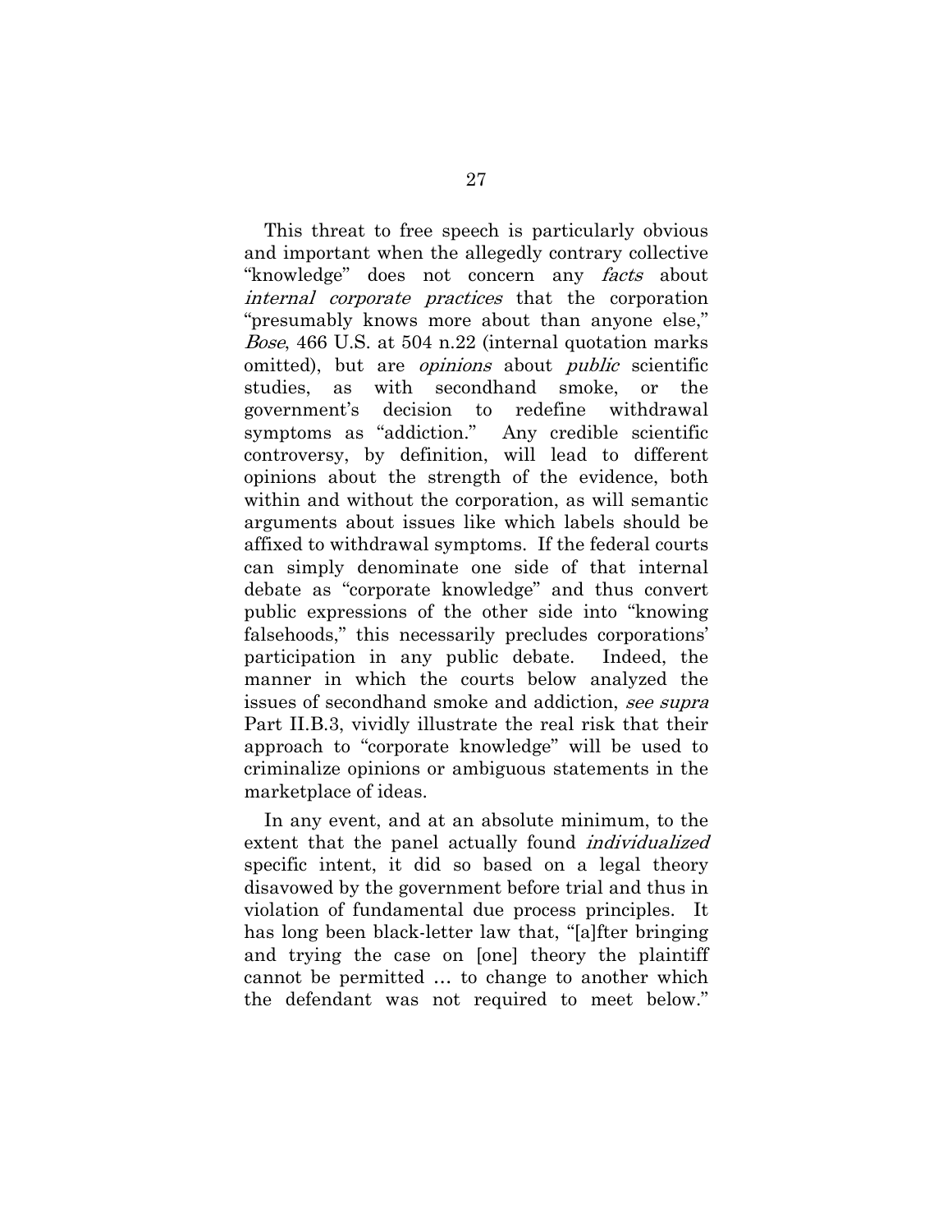This threat to free speech is particularly obvious and important when the allegedly contrary collective "knowledge" does not concern any *facts* about *internal corporate practices* that the corporation "presumably knows more about than anyone else," *Bose*, 466 U.S. at 504 n.22 (internal quotation marks omitted), but are *opinions* about *public* scientific studies, as with secondhand smoke, or the government's decision to redefine withdrawal symptoms as "addiction." Any credible scientific controversy, by definition, will lead to different opinions about the strength of the evidence, both within and without the corporation, as will semantic arguments about issues like which labels should be affixed to withdrawal symptoms. If the federal courts can simply denominate one side of that internal debate as "corporate knowledge" and thus convert public expressions of the other side into "knowing falsehoods," this necessarily precludes corporations' participation in any public debate. Indeed, the manner in which the courts below analyzed the issues of secondhand smoke and addiction, *see supra* Part II.B.3, vividly illustrate the real risk that their approach to "corporate knowledge" will be used to criminalize opinions or ambiguous statements in the marketplace of ideas.

In any event, and at an absolute minimum, to the extent that the panel actually found *individualized* specific intent, it did so based on a legal theory disavowed by the government before trial and thus in violation of fundamental due process principles. It has long been black-letter law that, "[a]fter bringing and trying the case on [one] theory the plaintiff cannot be permitted … to change to another which the defendant was not required to meet below."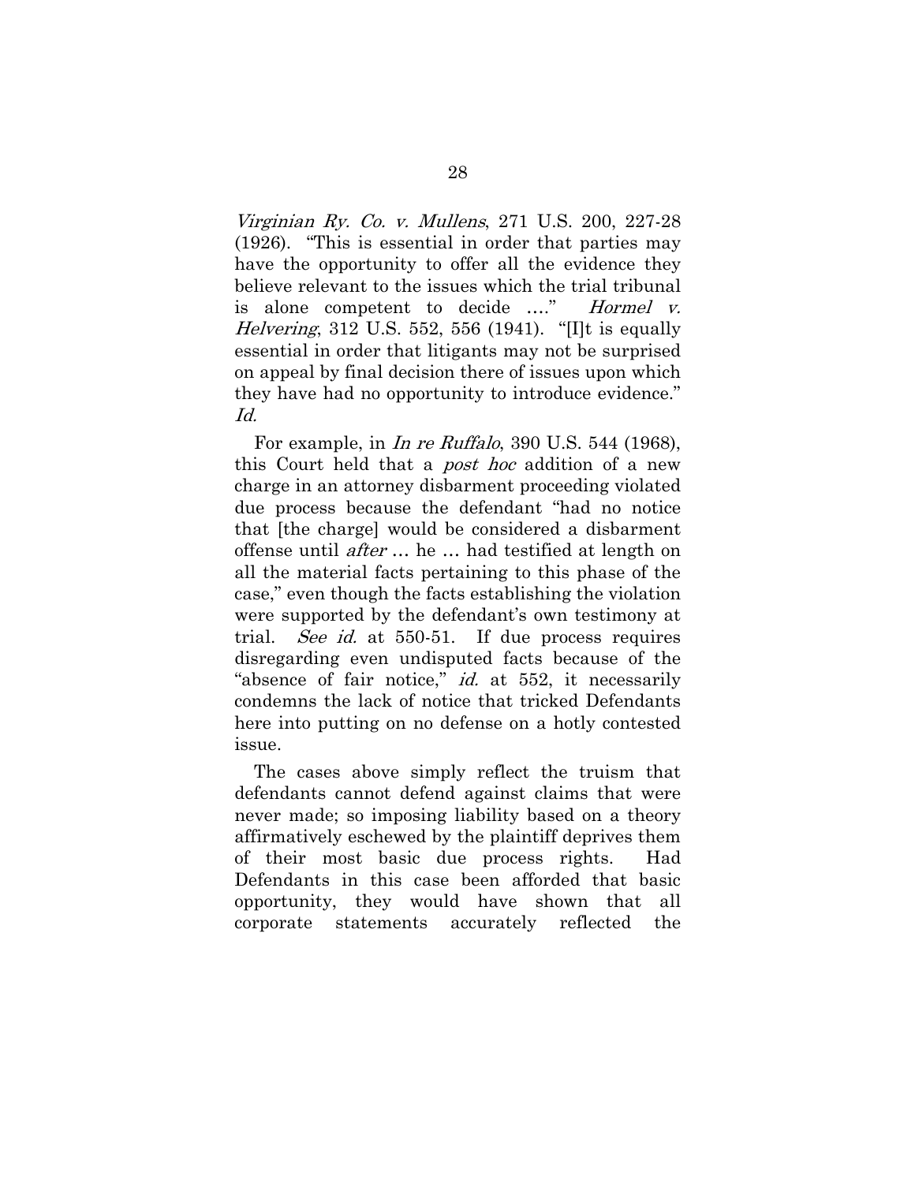*Virginian Ry. Co. v. Mullens*, 271 U.S. 200, 227-28 (1926). "This is essential in order that parties may have the opportunity to offer all the evidence they believe relevant to the issues which the trial tribunal is alone competent to decide …." *Hormel v. Helvering*, 312 U.S. 552, 556 (1941). "[I]t is equally essential in order that litigants may not be surprised on appeal by final decision there of issues upon which they have had no opportunity to introduce evidence." *Id.*

For example, in *In re Ruffalo*, 390 U.S. 544 (1968), this Court held that a *post hoc* addition of a new charge in an attorney disbarment proceeding violated due process because the defendant "had no notice that [the charge] would be considered a disbarment offense until *after* … he … had testified at length on all the material facts pertaining to this phase of the case," even though the facts establishing the violation were supported by the defendant's own testimony at trial. *See id.* at 550-51. If due process requires disregarding even undisputed facts because of the "absence of fair notice," *id.* at 552, it necessarily condemns the lack of notice that tricked Defendants here into putting on no defense on a hotly contested issue.

The cases above simply reflect the truism that defendants cannot defend against claims that were never made; so imposing liability based on a theory affirmatively eschewed by the plaintiff deprives them of their most basic due process rights. Had Defendants in this case been afforded that basic opportunity, they would have shown that all corporate statements accurately reflected the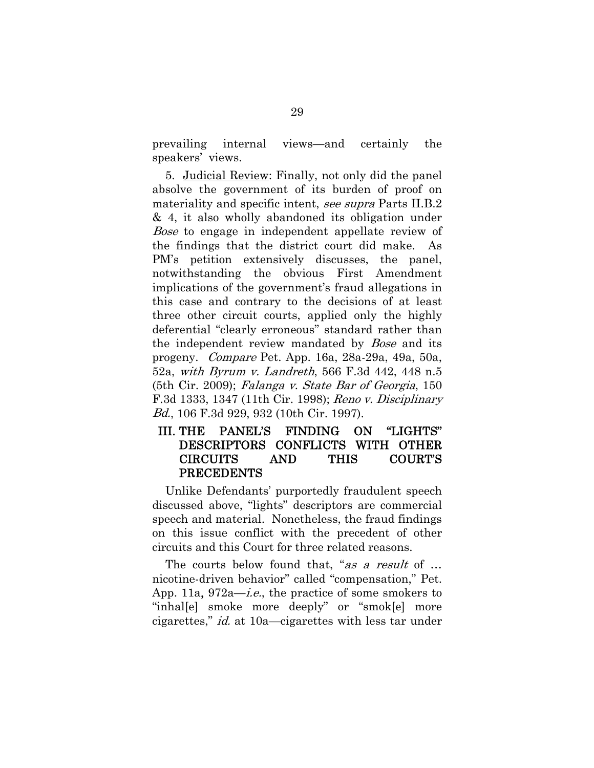prevailing internal views—and certainly the speakers' views.

5. Judicial Review: Finally, not only did the panel absolve the government of its burden of proof on materiality and specific intent, *see supra* Parts II.B.2 & 4, it also wholly abandoned its obligation under *Bose* to engage in independent appellate review of the findings that the district court did make. As PM's petition extensively discusses, the panel, notwithstanding the obvious First Amendment implications of the government's fraud allegations in this case and contrary to the decisions of at least three other circuit courts, applied only the highly deferential "clearly erroneous" standard rather than the independent review mandated by *Bose* and its progeny. *Compare* Pet. App. 16a, 28a-29a, 49a, 50a, 52a, *with Byrum v. Landreth*, 566 F.3d 442, 448 n.5 (5th Cir. 2009); *Falanga v. State Bar of Georgia*, 150 F.3d 1333, 1347 (11th Cir. 1998); *Reno v. Disciplinary Bd.*, 106 F.3d 929, 932 (10th Cir. 1997).

## III. THE PANEL'S FINDING ON "LIGHTS" DESCRIPTORS CONFLICTS WITH OTHER CIRCUITS AND THIS COURT'S PRECEDENTS

Unlike Defendants' purportedly fraudulent speech discussed above, "lights" descriptors are commercial speech and material. Nonetheless, the fraud findings on this issue conflict with the precedent of other circuits and this Court for three related reasons.

The courts below found that, "*as a result* of … nicotine-driven behavior" called "compensation," Pet. App. 11a, 972a—*i.e.*, the practice of some smokers to "inhal[e] smoke more deeply" or "smok[e] more cigarettes," *id.* at 10a—cigarettes with less tar under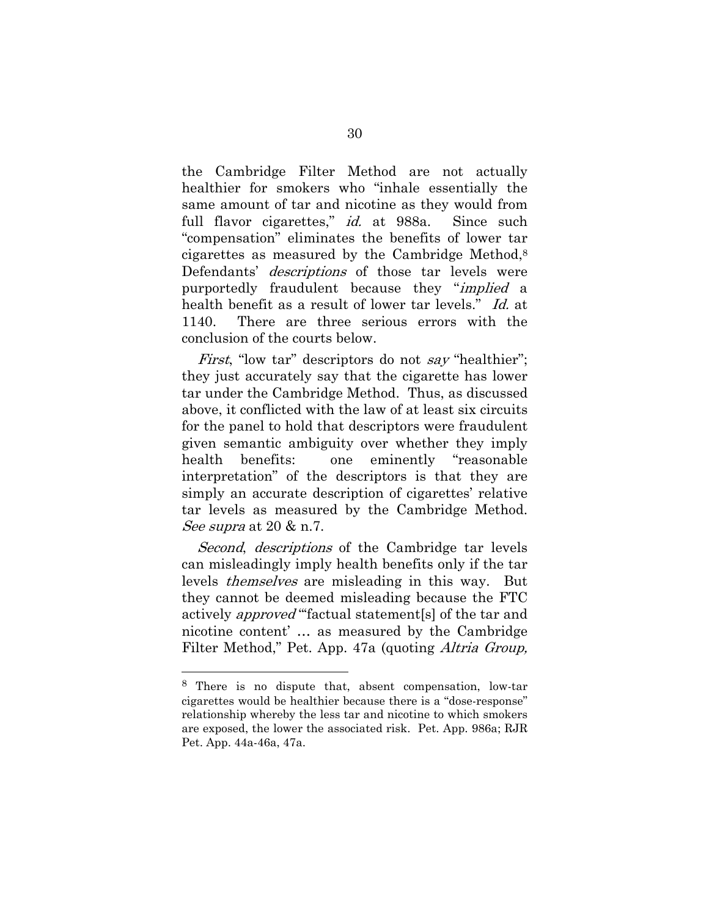the Cambridge Filter Method are not actually healthier for smokers who "inhale essentially the same amount of tar and nicotine as they would from full flavor cigarettes," *id.* at 988a. Since such "compensation" eliminates the benefits of lower tar cigarettes as measured by the Cambridge Method,[8] Defendants' *descriptions* of those tar levels were purportedly fraudulent because they "*implied* a health benefit as a result of lower tar levels." *Id.* at 1140. There are three serious errors with the conclusion of the courts below.

*First*, "low tar" descriptors do not *say* "healthier"; they just accurately say that the cigarette has lower tar under the Cambridge Method. Thus, as discussed above, it conflicted with the law of at least six circuits for the panel to hold that descriptors were fraudulent given semantic ambiguity over whether they imply health benefits: one eminently "reasonable interpretation" of the descriptors is that they are simply an accurate description of cigarettes' relative tar levels as measured by the Cambridge Method. *See supra* at 20 & n.7.

*Second*, *descriptions* of the Cambridge tar levels can misleadingly imply health benefits only if the tar levels *themselves* are misleading in this way. But they cannot be deemed misleading because the FTC actively *approved* "'factual statement[s] of the tar and nicotine content' … as measured by the Cambridge Filter Method," Pet. App. 47a (quoting *Altria Group,*

---

[8] There is no dispute that, absent compensation, low-tar cigarettes would be healthier because there is a "dose-response" relationship whereby the less tar and nicotine to which smokers are exposed, the lower the associated risk. Pet. App. 986a; RJR Pet. App. 44a-46a, 47a.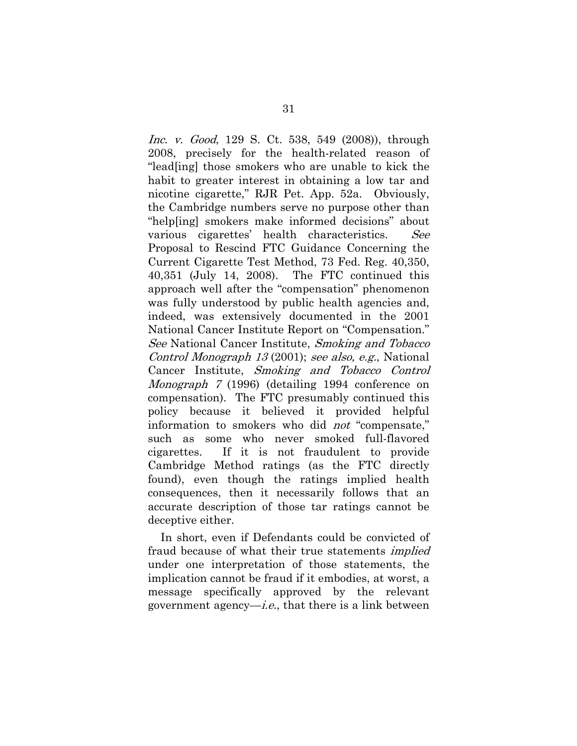*Inc. v. Good*, 129 S. Ct. 538, 549 (2008)), through 2008, precisely for the health-related reason of "lead[ing] those smokers who are unable to kick the habit to greater interest in obtaining a low tar and nicotine cigarette," RJR Pet. App. 52a. Obviously, the Cambridge numbers serve no purpose other than "help[ing] smokers make informed decisions" about various cigarettes' health characteristics. *See* Proposal to Rescind FTC Guidance Concerning the Current Cigarette Test Method, 73 Fed. Reg. 40,350, 40,351 (July 14, 2008). The FTC continued this approach well after the "compensation" phenomenon was fully understood by public health agencies and, indeed, was extensively documented in the 2001 National Cancer Institute Report on "Compensation." *See* National Cancer Institute, *Smoking and Tobacco Control Monograph 13* (2001); *see also, e.g.*, National Cancer Institute, *Smoking and Tobacco Control Monograph 7* (1996) (detailing 1994 conference on compensation). The FTC presumably continued this policy because it believed it provided helpful information to smokers who did *not* "compensate," such as some who never smoked full-flavored cigarettes. If it is not fraudulent to provide Cambridge Method ratings (as the FTC directly found), even though the ratings implied health consequences, then it necessarily follows that an accurate description of those tar ratings cannot be deceptive either.

In short, even if Defendants could be convicted of fraud because of what their true statements *implied* under one interpretation of those statements, the implication cannot be fraud if it embodies, at worst, a message specifically approved by the relevant government agency—*i.e.*, that there is a link between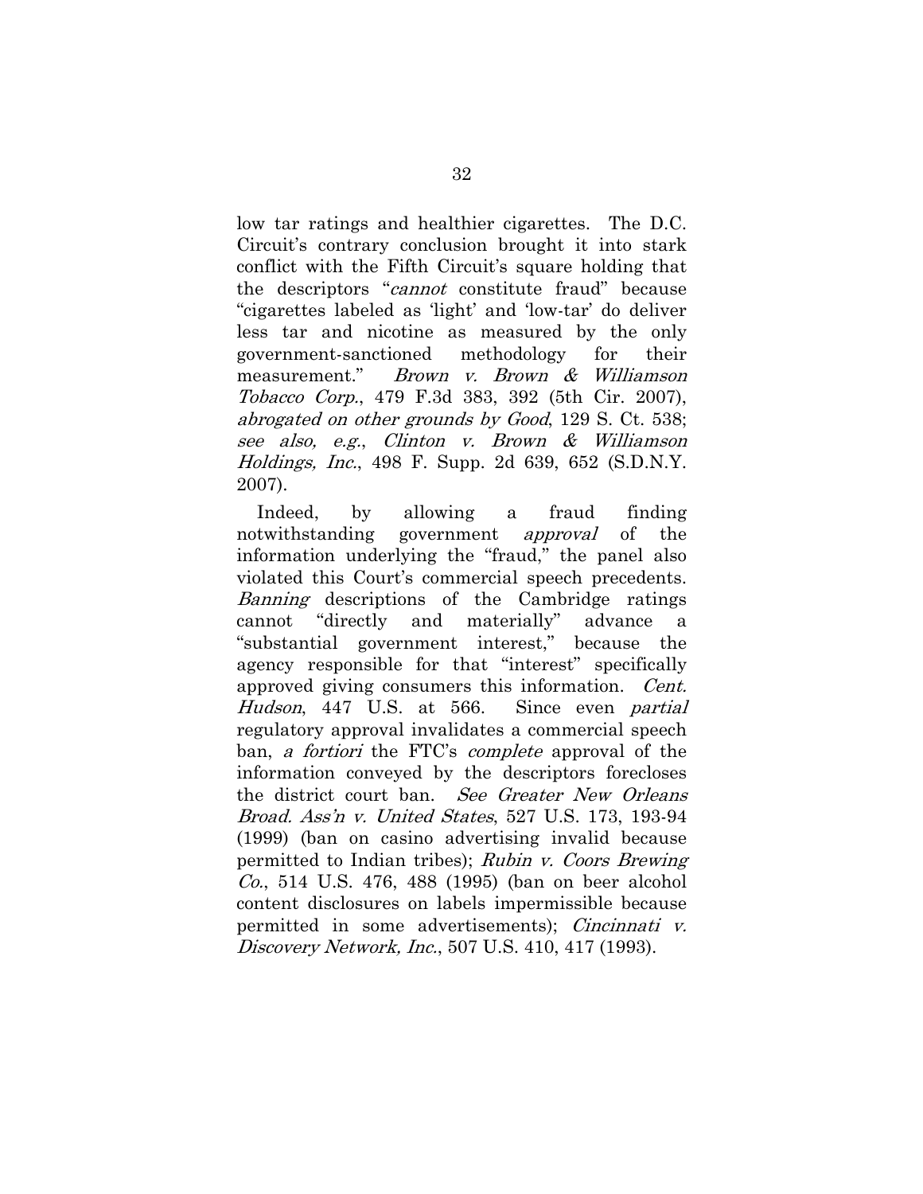low tar ratings and healthier cigarettes. The D.C. Circuit's contrary conclusion brought it into stark conflict with the Fifth Circuit's square holding that the descriptors "*cannot* constitute fraud" because "cigarettes labeled as 'light' and 'low-tar' do deliver less tar and nicotine as measured by the only government-sanctioned methodology for their measurement." *Brown v. Brown & Williamson Tobacco Corp.*, 479 F.3d 383, 392 (5th Cir. 2007), *abrogated on other grounds by Good*, 129 S. Ct. 538; *see also, e.g.*, *Clinton v. Brown & Williamson Holdings, Inc.*, 498 F. Supp. 2d 639, 652 (S.D.N.Y. 2007).

Indeed, by allowing a fraud finding notwithstanding government *approval* of the information underlying the "fraud," the panel also violated this Court's commercial speech precedents. *Banning* descriptions of the Cambridge ratings cannot "directly and materially" advance a "substantial government interest," because the agency responsible for that "interest" specifically approved giving consumers this information. *Cent. Hudson*, 447 U.S. at 566. Since even *partial* regulatory approval invalidates a commercial speech ban, *a fortiori* the FTC's *complete* approval of the information conveyed by the descriptors forecloses the district court ban. *See Greater New Orleans Broad. Ass'n v. United States*, 527 U.S. 173, 193-94 (1999) (ban on casino advertising invalid because permitted to Indian tribes); *Rubin v. Coors Brewing Co.*, 514 U.S. 476, 488 (1995) (ban on beer alcohol content disclosures on labels impermissible because permitted in some advertisements); *Cincinnati v. Discovery Network, Inc.*, 507 U.S. 410, 417 (1993).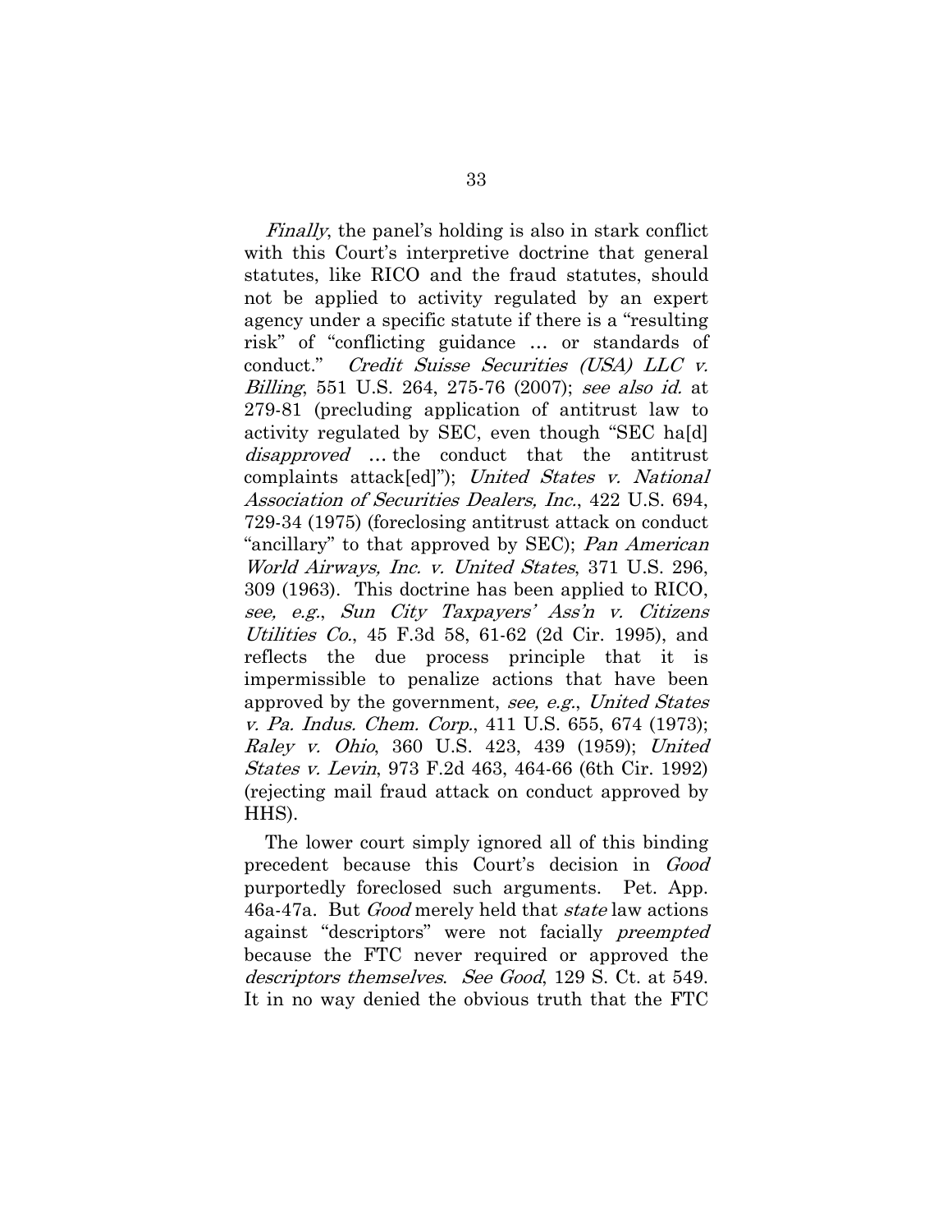*Finally*, the panel's holding is also in stark conflict with this Court's interpretive doctrine that general statutes, like RICO and the fraud statutes, should not be applied to activity regulated by an expert agency under a specific statute if there is a "resulting risk" of "conflicting guidance … or standards of conduct." *Credit Suisse Securities (USA) LLC v. Billing*, 551 U.S. 264, 275-76 (2007); *see also id.* at 279-81 (precluding application of antitrust law to activity regulated by SEC, even though "SEC ha[d] *disapproved* … the conduct that the antitrust complaints attack[ed]"); *United States v. National Association of Securities Dealers, Inc.*, 422 U.S. 694, 729-34 (1975) (foreclosing antitrust attack on conduct "ancillary" to that approved by SEC); *Pan American World Airways, Inc. v. United States*, 371 U.S. 296, 309 (1963). This doctrine has been applied to RICO, *see, e.g.*, *Sun City Taxpayers' Ass'n v. Citizens Utilities Co.*, 45 F.3d 58, 61-62 (2d Cir. 1995), and reflects the due process principle that it is impermissible to penalize actions that have been approved by the government, *see, e.g.*, *United States v. Pa. Indus. Chem. Corp.*, 411 U.S. 655, 674 (1973); *Raley v. Ohio*, 360 U.S. 423, 439 (1959); *United States v. Levin*, 973 F.2d 463, 464-66 (6th Cir. 1992) (rejecting mail fraud attack on conduct approved by HHS).

The lower court simply ignored all of this binding precedent because this Court's decision in *Good* purportedly foreclosed such arguments. Pet. App. 46a-47a. But *Good* merely held that *state* law actions against "descriptors" were not facially *preempted* because the FTC never required or approved the *descriptors themselves*. *See Good*, 129 S. Ct. at 549. It in no way denied the obvious truth that the FTC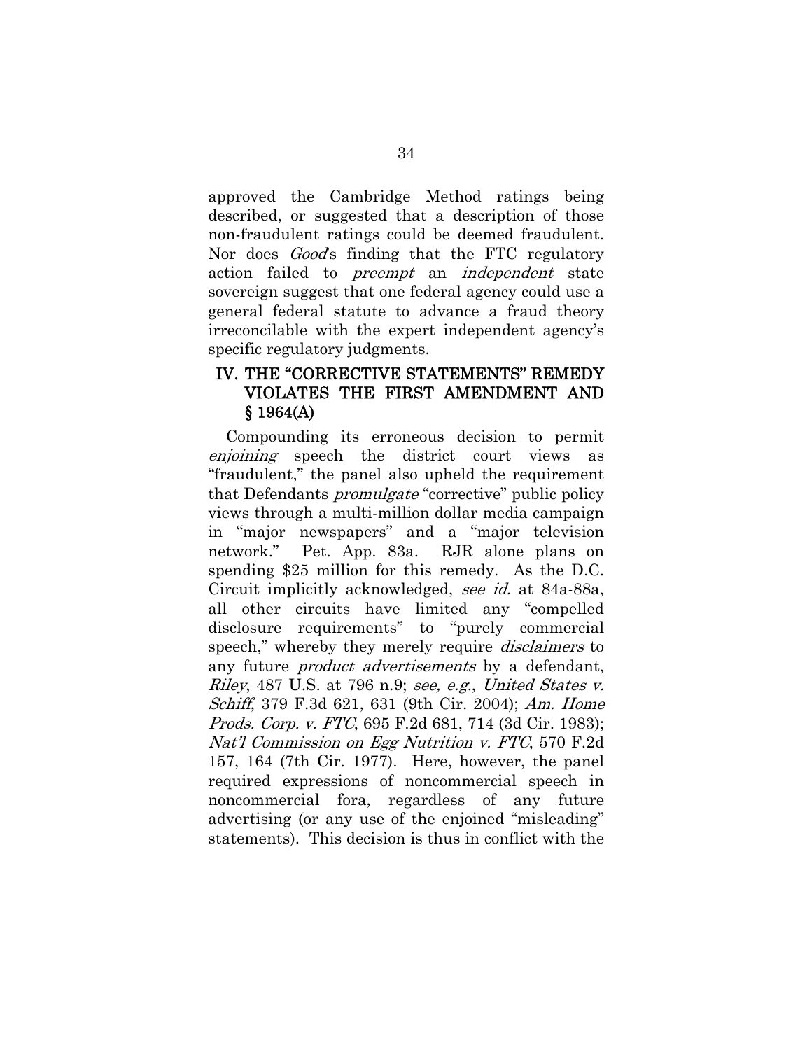approved the Cambridge Method ratings being described, or suggested that a description of those non-fraudulent ratings could be deemed fraudulent. Nor does *Good*'s finding that the FTC regulatory action failed to *preempt* an *independent* state sovereign suggest that one federal agency could use a general federal statute to advance a fraud theory irreconcilable with the expert independent agency's specific regulatory judgments.

## IV. THE "CORRECTIVE STATEMENTS" REMEDY VIOLATES THE FIRST AMENDMENT AND § 1964(A)

Compounding its erroneous decision to permit *enjoining* speech the district court views as "fraudulent," the panel also upheld the requirement that Defendants *promulgate* "corrective" public policy views through a multi-million dollar media campaign in "major newspapers" and a "major television network." Pet. App. 83a. RJR alone plans on spending $25 million for this remedy. As the D.C. Circuit implicitly acknowledged, *see id.* at 84a-88a, all other circuits have limited any "compelled disclosure requirements" to "purely commercial speech," whereby they merely require *disclaimers* to any future *product advertisements* by a defendant, *Riley*, 487 U.S. at 796 n.9; *see, e.g.*, *United States v. Schiff*, 379 F.3d 621, 631 (9th Cir. 2004); *Am. Home Prods. Corp. v. FTC*, 695 F.2d 681, 714 (3d Cir. 1983); *Nat'l Commission on Egg Nutrition v. FTC*, 570 F.2d 157, 164 (7th Cir. 1977). Here, however, the panel required expressions of noncommercial speech in noncommercial fora, regardless of any future advertising (or any use of the enjoined "misleading" statements). This decision is thus in conflict with the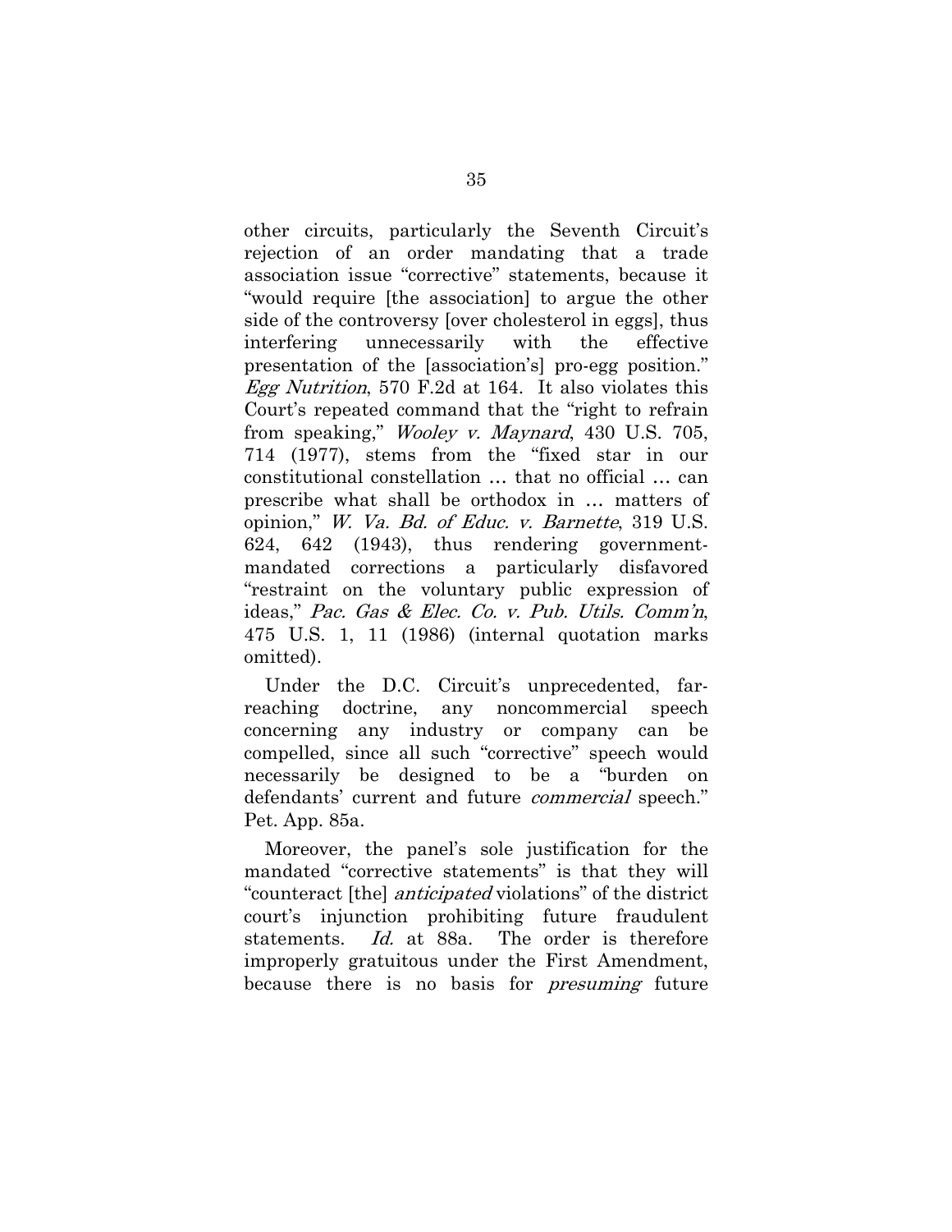other circuits, particularly the Seventh Circuit's rejection of an order mandating that a trade association issue "corrective" statements, because it "would require [the association] to argue the other side of the controversy [over cholesterol in eggs], thus interfering unnecessarily with the effective presentation of the [association's] pro-egg position." *Egg Nutrition*, 570 F.2d at 164. It also violates this Court's repeated command that the "right to refrain from speaking," *Wooley v. Maynard*, 430 U.S. 705, 714 (1977), stems from the "fixed star in our constitutional constellation … that no official … can prescribe what shall be orthodox in … matters of opinion," *W. Va. Bd. of Educ. v. Barnette*, 319 U.S. 624, 642 (1943), thus rendering government-mandated corrections a particularly disfavored "restraint on the voluntary public expression of ideas," *Pac. Gas & Elec. Co. v. Pub. Utils. Comm'n*, 475 U.S. 1, 11 (1986) (internal quotation marks omitted).

Under the D.C. Circuit's unprecedented, far-reaching doctrine, any noncommercial speech concerning any industry or company can be compelled, since all such "corrective" speech would necessarily be designed to be a "burden on defendants' current and future *commercial* speech." Pet. App. 85a.

Moreover, the panel's sole justification for the mandated "corrective statements" is that they will "counteract [the] *anticipated* violations" of the district court's injunction prohibiting future fraudulent statements. *Id.* at 88a. The order is therefore improperly gratuitous under the First Amendment, because there is no basis for *presuming* future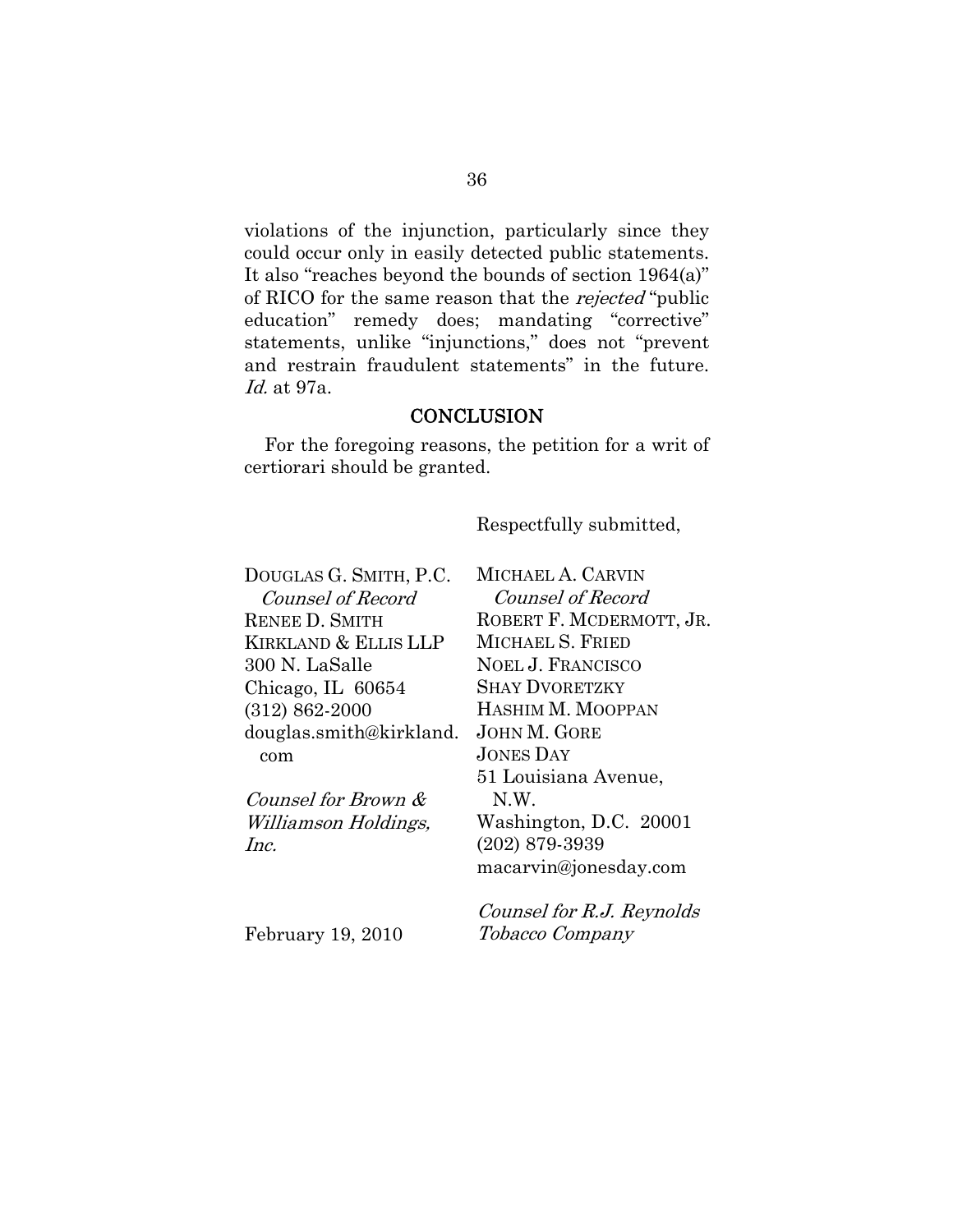violations of the injunction, particularly since they could occur only in easily detected public statements. It also "reaches beyond the bounds of section 1964(a)" of RICO for the same reason that the *rejected* "public education" remedy does; mandating "corrective" statements, unlike "injunctions," does not "prevent and restrain fraudulent statements" in the future. *Id.* at 97a.

## CONCLUSION

For the foregoing reasons, the petition for a writ of certiorari should be granted.

Respectfully submitted,

DOUGLAS G. SMITH, P.C.
*Counsel of Record*
RENEE D. SMITH
KIRKLAND & ELLIS LLP
300 N. LaSalle
Chicago, IL 60654
(312) 862-2000
douglas.smith@kirkland.com

*Counsel for Brown & Williamson Holdings, Inc.*

MICHAEL A. CARVIN
*Counsel of Record*
ROBERT F. MCDERMOTT, JR.
MICHAEL S. FRIED
NOEL J. FRANCISCO
SHAY DVORETZKY
HASHIM M. MOOPPAN
JOHN M. GORE
JONES DAY
51 Louisiana Avenue, N.W.
Washington, D.C. 20001
(202) 879-3939
macarvin@jonesday.com

*Counsel for R.J. Reynolds Tobacco Company*

February 19, 2010